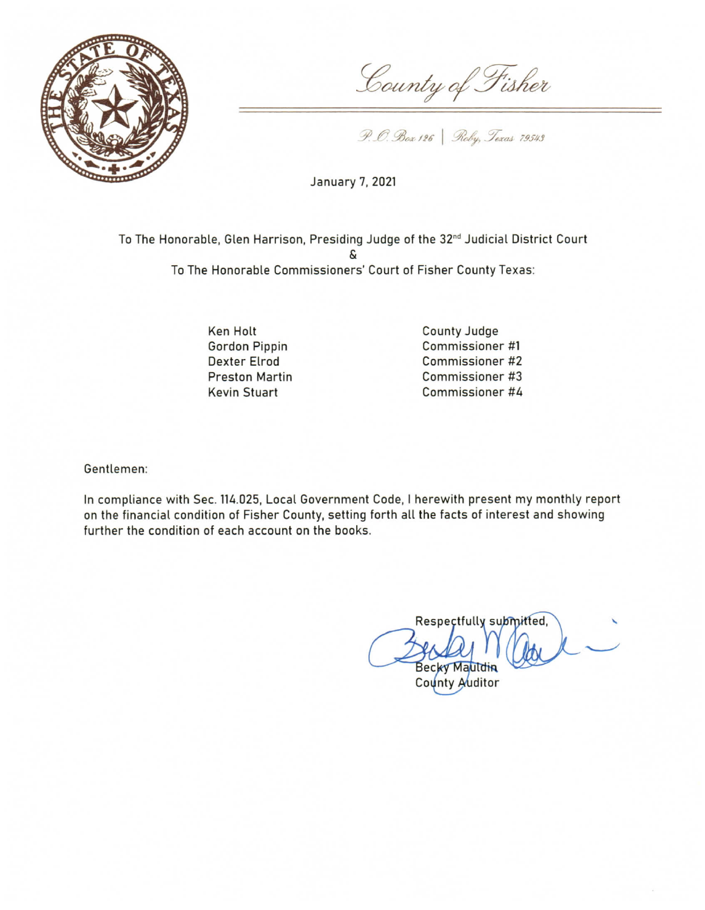County of Fisher

P.O. Box 126 | Roby, Texas 79543

January 7, 2021

To The Honorable, Glen Harrison, Presiding Judge of the 32nd Judicial District Court
&
To The Honorable Commissioners' Court of Fisher County Texas:

| | |
|---|---|
| Ken Holt | County Judge |
| Gordon Pippin | Commissioner #1 |
| Dexter Elrod | Commissioner #2 |
| Preston Martin | Commissioner #3 |
| Kevin Stuart | Commissioner #4 |

Gentlemen:

In compliance with Sec. 114.025, Local Government Code, I herewith present my monthly report on the financial condition of Fisher County, setting forth all the facts of interest and showing further the condition of each account on the books.

Respectfully submitted,

Becky Mauldin
County Auditor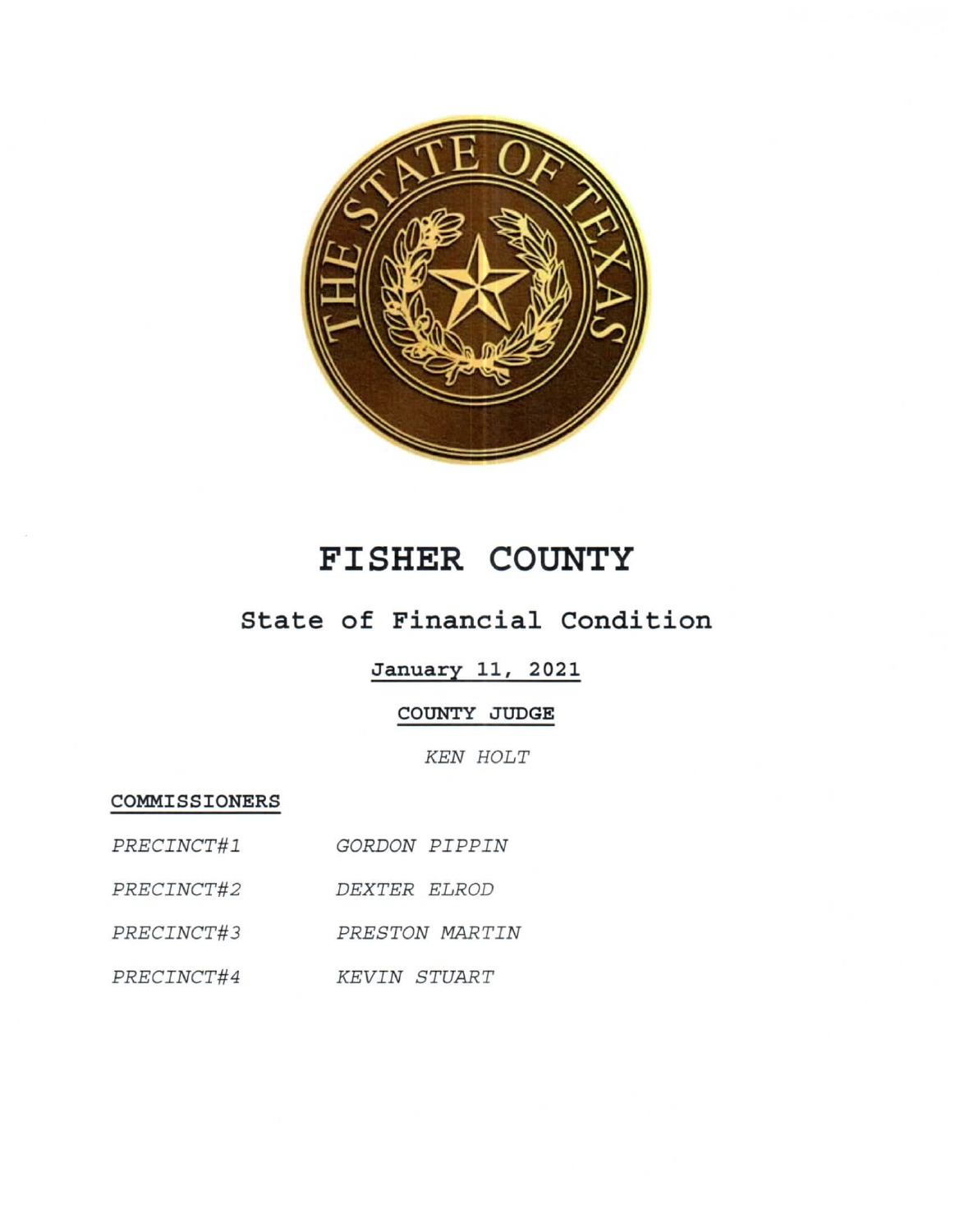# FISHER COUNTY

## State of Financial Condition

**January 11, 2021**

**COUNTY JUDGE**

*KEN HOLT*

**COMMISSIONERS**

| | |
|---|---|
| *PRECINCT#1* | *GORDON PIPPIN* |
| *PRECINCT#2* | *DEXTER ELROD* |
| *PRECINCT#3* | *PRESTON MARTIN* |
| *PRECINCT#4* | *KEVIN STUART* |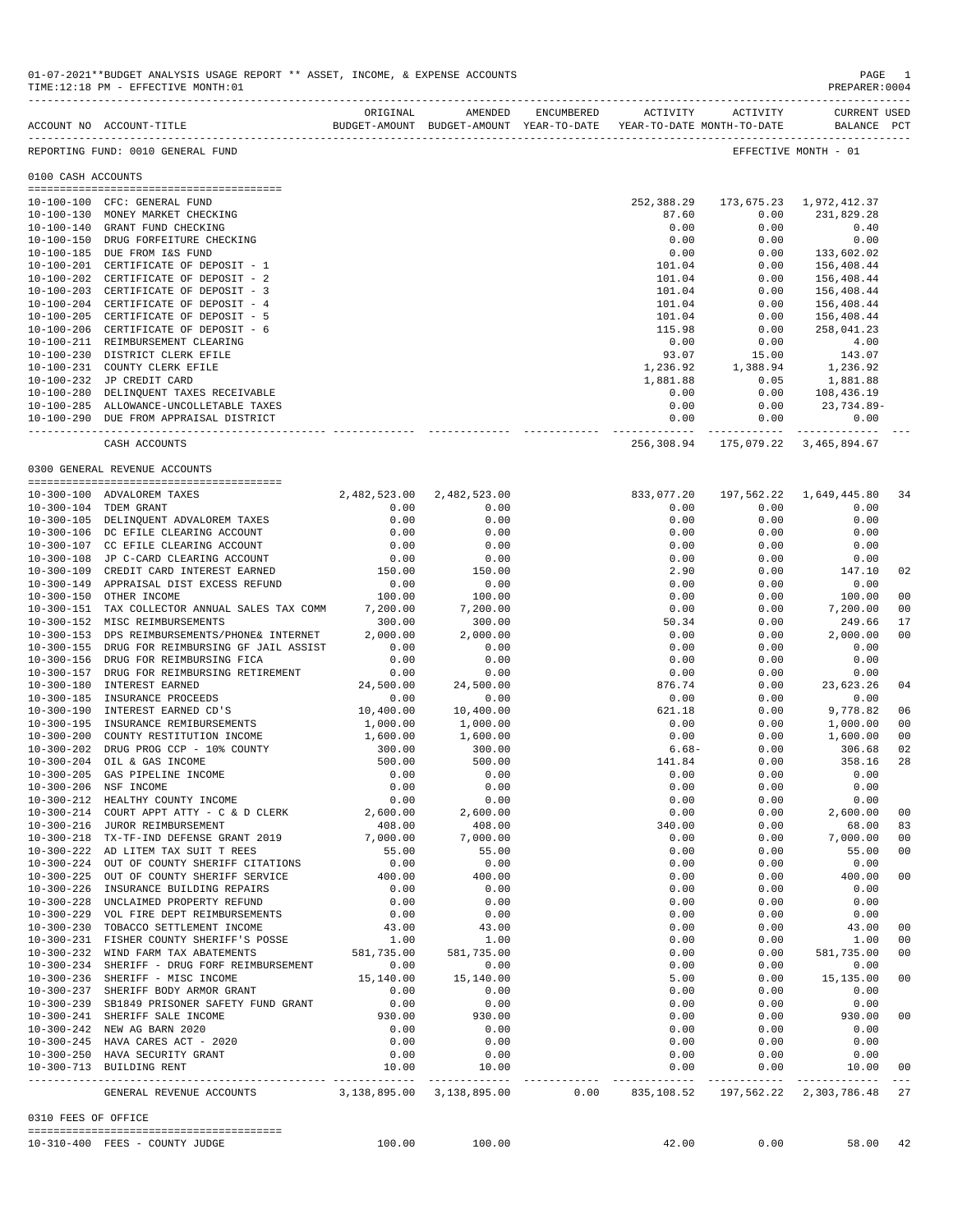01-07-2021**BUDGET ANALYSIS USAGE REPORT ** ASSET, INCOME, & EXPENSE ACCOUNTS
TIME:12:18 PM - EFFECTIVE MONTH:01

PREPARER:0004

| ACCOUNT NO | ACCOUNT-TITLE | ORIGINAL BUDGET-AMOUNT | AMENDED BUDGET-AMOUNT | ENCUMBERED YEAR-TO-DATE | ACTIVITY YEAR-TO-DATE | ACTIVITY MONTH-TO-DATE | CURRENT BALANCE | USED PCT |
|---|---|---|---|---|---|---|---|---|
| REPORTING FUND: 0010 GENERAL FUND | | | | | | | EFFECTIVE MONTH - 01 | |
| **0100 CASH ACCOUNTS** | | | | | | | | |
| 10-100-100 | CFC: GENERAL FUND | | | | 252,388.29 | 173,675.23 | 1,972,412.37 | |
| 10-100-130 | MONEY MARKET CHECKING | | | | 87.60 | 0.00 | 231,829.28 | |
| 10-100-140 | GRANT FUND CHECKING | | | | 0.00 | 0.00 | 0.40 | |
| 10-100-150 | DRUG FORFEITURE CHECKING | | | | 0.00 | 0.00 | 0.00 | |
| 10-100-185 | DUE FROM I&S FUND | | | | 0.00 | 0.00 | 133,602.02 | |
| 10-100-201 | CERTIFICATE OF DEPOSIT - 1 | | | | 101.04 | 0.00 | 156,408.44 | |
| 10-100-202 | CERTIFICATE OF DEPOSIT - 2 | | | | 101.04 | 0.00 | 156,408.44 | |
| 10-100-203 | CERTIFICATE OF DEPOSIT - 3 | | | | 101.04 | 0.00 | 156,408.44 | |
| 10-100-204 | CERTIFICATE OF DEPOSIT - 4 | | | | 101.04 | 0.00 | 156,408.44 | |
| 10-100-205 | CERTIFICATE OF DEPOSIT - 5 | | | | 101.04 | 0.00 | 156,408.44 | |
| 10-100-206 | CERTIFICATE OF DEPOSIT - 6 | | | | 115.98 | 0.00 | 258,041.23 | |
| 10-100-211 | REIMBURSEMENT CLEARING | | | | 0.00 | 0.00 | 4.00 | |
| 10-100-230 | DISTRICT CLERK EFILE | | | | 93.07 | 15.00 | 143.07 | |
| 10-100-231 | COUNTY CLERK EFILE | | | | 1,236.92 | 1,388.94 | 1,236.92 | |
| 10-100-232 | JP CREDIT CARD | | | | 1,881.88 | 0.05 | 1,881.88 | |
| 10-100-280 | DELINQUENT TAXES RECEIVABLE | | | | 0.00 | 0.00 | 108,436.19 | |
| 10-100-285 | ALLOWANCE-UNCOLLETABLE TAXES | | | | 0.00 | 0.00 | 23,734.89- | |
| 10-100-290 | DUE FROM APPRAISAL DISTRICT | | | | 0.00 | 0.00 | 0.00 | |
| | CASH ACCOUNTS | | | | 256,308.94 | 175,079.22 | 3,465,894.67 | |
| **0300 GENERAL REVENUE ACCOUNTS** | | | | | | | | |
| 10-300-100 | ADVALOREM TAXES | 2,482,523.00 | 2,482,523.00 | | 833,077.20 | 197,562.22 | 1,649,445.80 | 34 |
| 10-300-104 | TDEM GRANT | 0.00 | 0.00 | | 0.00 | 0.00 | 0.00 | |
| 10-300-105 | DELINQUENT ADVALOREM TAXES | 0.00 | 0.00 | | 0.00 | 0.00 | 0.00 | |
| 10-300-106 | DC EFILE CLEARING ACCOUNT | 0.00 | 0.00 | | 0.00 | 0.00 | 0.00 | |
| 10-300-107 | CC EFILE CLEARING ACCOUNT | 0.00 | 0.00 | | 0.00 | 0.00 | 0.00 | |
| 10-300-108 | JP C-CARD CLEARING ACCOUNT | 0.00 | 0.00 | | 0.00 | 0.00 | 0.00 | |
| 10-300-109 | CREDIT CARD INTEREST EARNED | 150.00 | 150.00 | | 2.90 | 0.00 | 147.10 | 02 |
| 10-300-149 | APPRAISAL DIST EXCESS REFUND | 0.00 | 0.00 | | 0.00 | 0.00 | 0.00 | |
| 10-300-150 | OTHER INCOME | 100.00 | 100.00 | | 0.00 | 0.00 | 100.00 | 00 |
| 10-300-151 | TAX COLLECTOR ANNUAL SALES TAX COMM | 7,200.00 | 7,200.00 | | 0.00 | 0.00 | 7,200.00 | 00 |
| 10-300-152 | MISC REIMBURSEMENTS | 300.00 | 300.00 | | 50.34 | 0.00 | 249.66 | 17 |
| 10-300-153 | DPS REIMBURSEMENTS/PHONE& INTERNET | 2,000.00 | 2,000.00 | | 0.00 | 0.00 | 2,000.00 | 00 |
| 10-300-155 | DRUG FOR REIMBURSING GF JAIL ASSIST | 0.00 | 0.00 | | 0.00 | 0.00 | 0.00 | |
| 10-300-156 | DRUG FOR REIMBURSING FICA | 0.00 | 0.00 | | 0.00 | 0.00 | 0.00 | |
| 10-300-157 | DRUG FOR REIMBURSING RETIREMENT | 0.00 | 0.00 | | 0.00 | 0.00 | 0.00 | |
| 10-300-180 | INTEREST EARNED | 24,500.00 | 24,500.00 | | 876.74 | 0.00 | 23,623.26 | 04 |
| 10-300-185 | INSURANCE PROCEEDS | 0.00 | 0.00 | | 0.00 | 0.00 | 0.00 | |
| 10-300-190 | INTEREST EARNED CD'S | 10,400.00 | 10,400.00 | | 621.18 | 0.00 | 9,778.82 | 06 |
| 10-300-195 | INSURANCE REMIBURSEMENTS | 1,000.00 | 1,000.00 | | 0.00 | 0.00 | 1,000.00 | 00 |
| 10-300-200 | COUNTY RESTITUTION INCOME | 1,600.00 | 1,600.00 | | 0.00 | 0.00 | 1,600.00 | 00 |
| 10-300-202 | DRUG PROG CCP - 10% COUNTY | 300.00 | 300.00 | | 6.68- | 0.00 | 306.68 | 02 |
| 10-300-204 | OIL & GAS INCOME | 500.00 | 500.00 | | 141.84 | 0.00 | 358.16 | 28 |
| 10-300-205 | GAS PIPELINE INCOME | 0.00 | 0.00 | | 0.00 | 0.00 | 0.00 | |
| 10-300-206 | NSF INCOME | 0.00 | 0.00 | | 0.00 | 0.00 | 0.00 | |
| 10-300-212 | HEALTHY COUNTY INCOME | 0.00 | 0.00 | | 0.00 | 0.00 | 0.00 | |
| 10-300-214 | COURT APPT ATTY - C & D CLERK | 2,600.00 | 2,600.00 | | 0.00 | 0.00 | 2,600.00 | 00 |
| 10-300-216 | JUROR REIMBURSEMENT | 408.00 | 408.00 | | 340.00 | 0.00 | 68.00 | 83 |
| 10-300-218 | TX-TF-IND DEFENSE GRANT 2019 | 7,000.00 | 7,000.00 | | 0.00 | 0.00 | 7,000.00 | 00 |
| 10-300-222 | AD LITEM TAX SUIT T REES | 55.00 | 55.00 | | 0.00 | 0.00 | 55.00 | 00 |
| 10-300-224 | OUT OF COUNTY SHERIFF CITATIONS | 0.00 | 0.00 | | 0.00 | 0.00 | 0.00 | |
| 10-300-225 | OUT OF COUNTY SHERIFF SERVICE | 400.00 | 400.00 | | 0.00 | 0.00 | 400.00 | 00 |
| 10-300-226 | INSURANCE BUILDING REPAIRS | 0.00 | 0.00 | | 0.00 | 0.00 | 0.00 | |
| 10-300-228 | UNCLAIMED PROPERTY REFUND | 0.00 | 0.00 | | 0.00 | 0.00 | 0.00 | |
| 10-300-229 | VOL FIRE DEPT REIMBURSEMENTS | 0.00 | 0.00 | | 0.00 | 0.00 | 0.00 | |
| 10-300-230 | TOBACCO SETTLEMENT INCOME | 43.00 | 43.00 | | 0.00 | 0.00 | 43.00 | 00 |
| 10-300-231 | FISHER COUNTY SHERIFF'S POSSE | 1.00 | 1.00 | | 0.00 | 0.00 | 1.00 | 00 |
| 10-300-232 | WIND FARM TAX ABATEMENTS | 581,735.00 | 581,735.00 | | 0.00 | 0.00 | 581,735.00 | 00 |
| 10-300-234 | SHERIFF - DRUG FORF REIMBURSEMENT | 0.00 | 0.00 | | 0.00 | 0.00 | 0.00 | |
| 10-300-236 | SHERIFF - MISC INCOME | 15,140.00 | 15,140.00 | | 5.00 | 0.00 | 15,135.00 | 00 |
| 10-300-237 | SHERIFF BODY ARMOR GRANT | 0.00 | 0.00 | | 0.00 | 0.00 | 0.00 | |
| 10-300-239 | SB1849 PRISONER SAFETY FUND GRANT | 0.00 | 0.00 | | 0.00 | 0.00 | 0.00 | |
| 10-300-241 | SHERIFF SALE INCOME | 930.00 | 930.00 | | 0.00 | 0.00 | 930.00 | 00 |
| 10-300-242 | NEW AG BARN 2020 | 0.00 | 0.00 | | 0.00 | 0.00 | 0.00 | |
| 10-300-245 | HAVA CARES ACT - 2020 | 0.00 | 0.00 | | 0.00 | 0.00 | 0.00 | |
| 10-300-250 | HAVA SECURITY GRANT | 0.00 | 0.00 | | 0.00 | 0.00 | 0.00 | |
| 10-300-713 | BUILDING RENT | 10.00 | 10.00 | | 0.00 | 0.00 | 10.00 | 00 |
| | GENERAL REVENUE ACCOUNTS | 3,138,895.00 | 3,138,895.00 | 0.00 | 835,108.52 | 197,562.22 | 2,303,786.48 | 27 |
| **0310 FEES OF OFFICE** | | | | | | | | |
| 10-310-400 | FEES - COUNTY JUDGE | 100.00 | 100.00 | | 42.00 | 0.00 | 58.00 | 42 |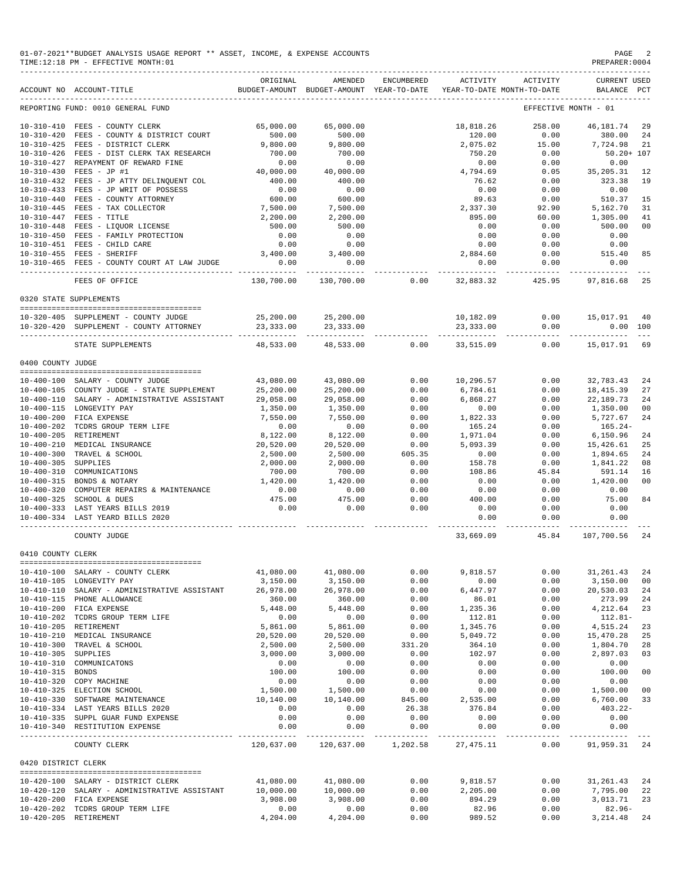01-07-2021**BUDGET ANALYSIS USAGE REPORT ** ASSET, INCOME, & EXPENSE ACCOUNTS
TIME:12:18 PM - EFFECTIVE MONTH:01

PREPARER:0004

| ACCOUNT NO | ACCOUNT-TITLE | ORIGINAL BUDGET-AMOUNT | AMENDED BUDGET-AMOUNT | ENCUMBERED YEAR-TO-DATE | ACTIVITY YEAR-TO-DATE | ACTIVITY MONTH-TO-DATE | CURRENT BALANCE | USED PCT |
|---|---|---|---|---|---|---|---|---|
| REPORTING FUND: 0010 GENERAL FUND | | | | | | EFFECTIVE MONTH - 01 | | |
| 10-310-410 | FEES - COUNTY CLERK | 65,000.00 | 65,000.00 | | 18,818.26 | 258.00 | 46,181.74 | 29 |
| 10-310-420 | FEES - COUNTY & DISTRICT COURT | 500.00 | 500.00 | | 120.00 | 0.00 | 380.00 | 24 |
| 10-310-425 | FEES - DISTRICT CLERK | 9,800.00 | 9,800.00 | | 2,075.02 | 15.00 | 7,724.98 | 21 |
| 10-310-426 | FEES - DIST CLERK TAX RESEARCH | 700.00 | 700.00 | | 750.20 | 0.00 | 50.20+ | 107 |
| 10-310-427 | REPAYMENT OF REWARD FINE | 0.00 | 0.00 | | 0.00 | 0.00 | 0.00 | |
| 10-310-430 | FEES - JP #1 | 40,000.00 | 40,000.00 | | 4,794.69 | 0.05 | 35,205.31 | 12 |
| 10-310-432 | FEES - JP ATTY DELINQUENT COL | 400.00 | 400.00 | | 76.62 | 0.00 | 323.38 | 19 |
| 10-310-433 | FEES - JP WRIT OF POSSESS | 0.00 | 0.00 | | 0.00 | 0.00 | 0.00 | |
| 10-310-440 | FEES - COUNTY ATTORNEY | 600.00 | 600.00 | | 89.63 | 0.00 | 510.37 | 15 |
| 10-310-445 | FEES - TAX COLLECTOR | 7,500.00 | 7,500.00 | | 2,337.30 | 92.90 | 5,162.70 | 31 |
| 10-310-447 | FEES - TITLE | 2,200.00 | 2,200.00 | | 895.00 | 60.00 | 1,305.00 | 41 |
| 10-310-448 | FEES - LIQUOR LICENSE | 500.00 | 500.00 | | 0.00 | 0.00 | 500.00 | 00 |
| 10-310-450 | FEES - FAMILY PROTECTION | 0.00 | 0.00 | | 0.00 | 0.00 | 0.00 | |
| 10-310-451 | FEES - CHILD CARE | 0.00 | 0.00 | | 0.00 | 0.00 | 0.00 | |
| 10-310-455 | FEES - SHERIFF | 3,400.00 | 3,400.00 | | 2,884.60 | 0.00 | 515.40 | 85 |
| 10-310-465 | FEES - COUNTY COURT AT LAW JUDGE | 0.00 | 0.00 | | 0.00 | 0.00 | 0.00 | |
| | FEES OF OFFICE | 130,700.00 | 130,700.00 | 0.00 | 32,883.32 | 425.95 | 97,816.68 | 25 |
| 0320 STATE SUPPLEMENTS | | | | | | | | |
| 10-320-405 | SUPPLEMENT - COUNTY JUDGE | 25,200.00 | 25,200.00 | | 10,182.09 | 0.00 | 15,017.91 | 40 |
| 10-320-420 | SUPPLEMENT - COUNTY ATTORNEY | 23,333.00 | 23,333.00 | | 23,333.00 | 0.00 | 0.00 | 100 |
| | STATE SUPPLEMENTS | 48,533.00 | 48,533.00 | 0.00 | 33,515.09 | 0.00 | 15,017.91 | 69 |
| 0400 COUNTY JUDGE | | | | | | | | |
| 10-400-100 | SALARY - COUNTY JUDGE | 43,080.00 | 43,080.00 | 0.00 | 10,296.57 | 0.00 | 32,783.43 | 24 |
| 10-400-105 | COUNTY JUDGE - STATE SUPPLEMENT | 25,200.00 | 25,200.00 | 0.00 | 6,784.61 | 0.00 | 18,415.39 | 27 |
| 10-400-110 | SALARY - ADMINISTRATIVE ASSISTANT | 29,058.00 | 29,058.00 | 0.00 | 6,868.27 | 0.00 | 22,189.73 | 24 |
| 10-400-115 | LONGEVITY PAY | 1,350.00 | 1,350.00 | 0.00 | 0.00 | 0.00 | 1,350.00 | 00 |
| 10-400-200 | FICA EXPENSE | 7,550.00 | 7,550.00 | 0.00 | 1,822.33 | 0.00 | 5,727.67 | 24 |
| 10-400-202 | TCDRS GROUP TERM LIFE | 0.00 | 0.00 | 0.00 | 165.24 | 0.00 | 165.24- | |
| 10-400-205 | RETIREMENT | 8,122.00 | 8,122.00 | 0.00 | 1,971.04 | 0.00 | 6,150.96 | 24 |
| 10-400-210 | MEDICAL INSURANCE | 20,520.00 | 20,520.00 | 0.00 | 5,093.39 | 0.00 | 15,426.61 | 25 |
| 10-400-300 | TRAVEL & SCHOOL | 2,500.00 | 2,500.00 | 605.35 | 0.00 | 0.00 | 1,894.65 | 24 |
| 10-400-305 | SUPPLIES | 2,000.00 | 2,000.00 | 0.00 | 158.78 | 0.00 | 1,841.22 | 08 |
| 10-400-310 | COMMUNICATIONS | 700.00 | 700.00 | 0.00 | 108.86 | 45.84 | 591.14 | 16 |
| 10-400-315 | BONDS & NOTARY | 1,420.00 | 1,420.00 | 0.00 | 0.00 | 0.00 | 1,420.00 | 00 |
| 10-400-320 | COMPUTER REPAIRS & MAINTENANCE | 0.00 | 0.00 | 0.00 | 0.00 | 0.00 | 0.00 | |
| 10-400-325 | SCHOOL & DUES | 475.00 | 475.00 | 0.00 | 400.00 | 0.00 | 75.00 | 84 |
| 10-400-333 | LAST YEARS BILLS 2019 | 0.00 | 0.00 | 0.00 | 0.00 | 0.00 | 0.00 | |
| 10-400-334 | LAST YEARD BILLS 2020 | | | | 0.00 | 0.00 | 0.00 | |
| | COUNTY JUDGE | | | | 33,669.09 | 45.84 | 107,700.56 | 24 |
| 0410 COUNTY CLERK | | | | | | | | |
| 10-410-100 | SALARY - COUNTY CLERK | 41,080.00 | 41,080.00 | 0.00 | 9,818.57 | 0.00 | 31,261.43 | 24 |
| 10-410-105 | LONGEVITY PAY | 3,150.00 | 3,150.00 | 0.00 | 0.00 | 0.00 | 3,150.00 | 00 |
| 10-410-110 | SALARY - ADMINISTRATIVE ASSISTANT | 26,978.00 | 26,978.00 | 0.00 | 6,447.97 | 0.00 | 20,530.03 | 24 |
| 10-410-115 | PHONE ALLOWANCE | 360.00 | 360.00 | 0.00 | 86.01 | 0.00 | 273.99 | 24 |
| 10-410-200 | FICA EXPENSE | 5,448.00 | 5,448.00 | 0.00 | 1,235.36 | 0.00 | 4,212.64 | 23 |
| 10-410-202 | TCDRS GROUP TERM LIFE | 0.00 | 0.00 | 0.00 | 112.81 | 0.00 | 112.81- | |
| 10-410-205 | RETIREMENT | 5,861.00 | 5,861.00 | 0.00 | 1,345.76 | 0.00 | 4,515.24 | 23 |
| 10-410-210 | MEDICAL INSURANCE | 20,520.00 | 20,520.00 | 0.00 | 5,049.72 | 0.00 | 15,470.28 | 25 |
| 10-410-300 | TRAVEL & SCHOOL | 2,500.00 | 2,500.00 | 331.20 | 364.10 | 0.00 | 1,804.70 | 28 |
| 10-410-305 | SUPPLIES | 3,000.00 | 3,000.00 | 0.00 | 102.97 | 0.00 | 2,897.03 | 03 |
| 10-410-310 | COMMUNICATONS | 0.00 | 0.00 | 0.00 | 0.00 | 0.00 | 0.00 | |
| 10-410-315 | BONDS | 100.00 | 100.00 | 0.00 | 0.00 | 0.00 | 100.00 | 00 |
| 10-410-320 | COPY MACHINE | 0.00 | 0.00 | 0.00 | 0.00 | 0.00 | 0.00 | |
| 10-410-325 | ELECTION SCHOOL | 1,500.00 | 1,500.00 | 0.00 | 0.00 | 0.00 | 1,500.00 | 00 |
| 10-410-330 | SOFTWARE MAINTENANCE | 10,140.00 | 10,140.00 | 845.00 | 2,535.00 | 0.00 | 6,760.00 | 33 |
| 10-410-334 | LAST YEARS BILLS 2020 | 0.00 | 0.00 | 26.38 | 376.84 | 0.00 | 403.22- | |
| 10-410-335 | SUPPL GUAR FUND EXPENSE | 0.00 | 0.00 | 0.00 | 0.00 | 0.00 | 0.00 | |
| 10-410-340 | RESTITUTION EXPENSE | 0.00 | 0.00 | 0.00 | 0.00 | 0.00 | 0.00 | |
| | COUNTY CLERK | 120,637.00 | 120,637.00 | 1,202.58 | 27,475.11 | 0.00 | 91,959.31 | 24 |
| 0420 DISTRICT CLERK | | | | | | | | |
| 10-420-100 | SALARY - DISTRICT CLERK | 41,080.00 | 41,080.00 | 0.00 | 9,818.57 | 0.00 | 31,261.43 | 24 |
| 10-420-120 | SALARY - ADMINISTRATIVE ASSISTANT | 10,000.00 | 10,000.00 | 0.00 | 2,205.00 | 0.00 | 7,795.00 | 22 |
| 10-420-200 | FICA EXPENSE | 3,908.00 | 3,908.00 | 0.00 | 894.29 | 0.00 | 3,013.71 | 23 |
| 10-420-202 | TCDRS GROUP TERM LIFE | 0.00 | 0.00 | 0.00 | 82.96 | 0.00 | 82.96- | |
| 10-420-205 | RETIREMENT | 4,204.00 | 4,204.00 | 0.00 | 989.52 | 0.00 | 3,214.48 | 24 |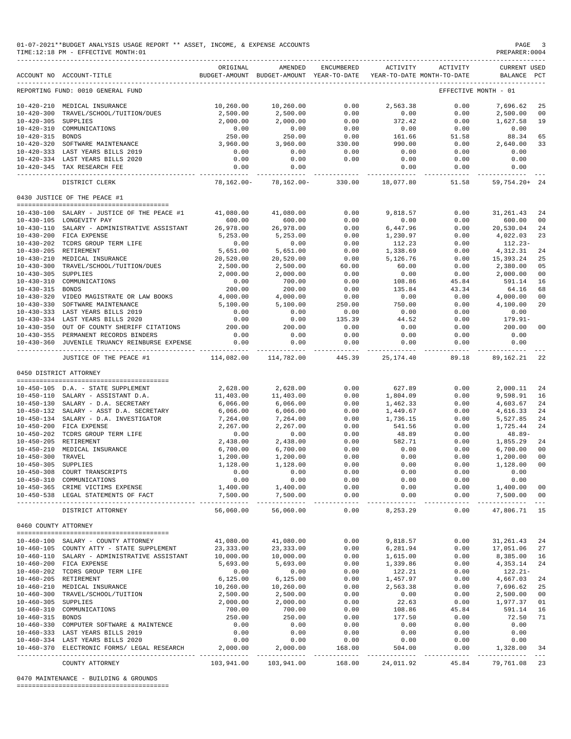01-07-2021**BUDGET ANALYSIS USAGE REPORT ** ASSET, INCOME, & EXPENSE ACCOUNTS
TIME:12:18 PM - EFFECTIVE MONTH:01

PREPARER:0004

| ACCOUNT NO | ACCOUNT-TITLE | ORIGINAL BUDGET-AMOUNT | AMENDED BUDGET-AMOUNT | ENCUMBERED YEAR-TO-DATE | ACTIVITY YEAR-TO-DATE | ACTIVITY MONTH-TO-DATE | CURRENT BALANCE | USED PCT |
|---|---|---|---|---|---|---|---|---|
| REPORTING FUND: 0010 GENERAL FUND | | | | | | EFFECTIVE MONTH - 01 | | |
| 10-420-210 | MEDICAL INSURANCE | 10,260.00 | 10,260.00 | 0.00 | 2,563.38 | 0.00 | 7,696.62 | 25 |
| 10-420-300 | TRAVEL/SCHOOL/TUITION/DUES | 2,500.00 | 2,500.00 | 0.00 | 0.00 | 0.00 | 2,500.00 | 00 |
| 10-420-305 | SUPPLIES | 2,000.00 | 2,000.00 | 0.00 | 372.42 | 0.00 | 1,627.58 | 19 |
| 10-420-310 | COMMUNICATIONS | 0.00 | 0.00 | 0.00 | 0.00 | 0.00 | 0.00 | |
| 10-420-315 | BONDS | 250.00 | 250.00 | 0.00 | 161.66 | 51.58 | 88.34 | 65 |
| 10-420-320 | SOFTWARE MAINTENANCE | 3,960.00 | 3,960.00 | 330.00 | 990.00 | 0.00 | 2,640.00 | 33 |
| 10-420-333 | LAST YEARS BILLS 2019 | 0.00 | 0.00 | 0.00 | 0.00 | 0.00 | 0.00 | |
| 10-420-334 | LAST YEARS BILLS 2020 | 0.00 | 0.00 | 0.00 | 0.00 | 0.00 | 0.00 | |
| 10-420-345 | TAX RESEARCH FEE | 0.00 | 0.00 | | 0.00 | 0.00 | 0.00 | |
| | DISTRICT CLERK | 78,162.00- | 78,162.00- | 330.00 | 18,077.80 | 51.58 | 59,754.20+ | 24 |
| 0430 JUSTICE OF THE PEACE #1 | | | | | | | | |
| 10-430-100 | SALARY - JUSTICE OF THE PEACE #1 | 41,080.00 | 41,080.00 | 0.00 | 9,818.57 | 0.00 | 31,261.43 | 24 |
| 10-430-105 | LONGEVITY PAY | 600.00 | 600.00 | 0.00 | 0.00 | 0.00 | 600.00 | 00 |
| 10-430-110 | SALARY - ADMINISTRATIVE ASSISTANT | 26,978.00 | 26,978.00 | 0.00 | 6,447.96 | 0.00 | 20,530.04 | 24 |
| 10-430-200 | FICA EXPENSE | 5,253.00 | 5,253.00 | 0.00 | 1,230.97 | 0.00 | 4,022.03 | 23 |
| 10-430-202 | TCDRS GROUP TERM LIFE | 0.00 | 0.00 | 0.00 | 112.23 | 0.00 | 112.23- | |
| 10-430-205 | RETIREMENT | 5,651.00 | 5,651.00 | 0.00 | 1,338.69 | 0.00 | 4,312.31 | 24 |
| 10-430-210 | MEDICAL INSURANCE | 20,520.00 | 20,520.00 | 0.00 | 5,126.76 | 0.00 | 15,393.24 | 25 |
| 10-430-300 | TRAVEL/SCHOOL/TUITION/DUES | 2,500.00 | 2,500.00 | 60.00 | 60.00 | 0.00 | 2,380.00 | 05 |
| 10-430-305 | SUPPLIES | 2,000.00 | 2,000.00 | 0.00 | 0.00 | 0.00 | 2,000.00 | 00 |
| 10-430-310 | COMMUNICATIONS | 0.00 | 700.00 | 0.00 | 108.86 | 45.84 | 591.14 | 16 |
| 10-430-315 | BONDS | 200.00 | 200.00 | 0.00 | 135.84 | 43.34 | 64.16 | 68 |
| 10-430-320 | VIDEO MAGISTRATE OR LAW BOOKS | 4,000.00 | 4,000.00 | 0.00 | 0.00 | 0.00 | 4,000.00 | 00 |
| 10-430-330 | SOFTWARE MAINTENANCE | 5,100.00 | 5,100.00 | 250.00 | 750.00 | 0.00 | 4,100.00 | 20 |
| 10-430-333 | LAST YEARS BILLS 2019 | 0.00 | 0.00 | 0.00 | 0.00 | 0.00 | 0.00 | |
| 10-430-334 | LAST YEARS BILLS 2020 | 0.00 | 0.00 | 135.39 | 44.52 | 0.00 | 179.91- | |
| 10-430-350 | OUT OF COUNTY SHERIFF CITATIONS | 200.00 | 200.00 | 0.00 | 0.00 | 0.00 | 200.00 | 00 |
| 10-430-355 | PERMANENT RECORDS BINDERS | 0.00 | 0.00 | 0.00 | 0.00 | 0.00 | 0.00 | |
| 10-430-360 | JUVENILE TRUANCY REINBURSE EXPENSE | 0.00 | 0.00 | 0.00 | 0.00 | 0.00 | 0.00 | |
| | JUSTICE OF THE PEACE #1 | 114,082.00 | 114,782.00 | 445.39 | 25,174.40 | 89.18 | 89,162.21 | 22 |
| 0450 DISTRICT ATTORNEY | | | | | | | | |
| 10-450-105 | D.A. - STATE SUPPLEMENT | 2,628.00 | 2,628.00 | 0.00 | 627.89 | 0.00 | 2,000.11 | 24 |
| 10-450-110 | SALARY - ASSISTANT D.A. | 11,403.00 | 11,403.00 | 0.00 | 1,804.09 | 0.00 | 9,598.91 | 16 |
| 10-450-130 | SALARY - D.A. SECRETARY | 6,066.00 | 6,066.00 | 0.00 | 1,462.33 | 0.00 | 4,603.67 | 24 |
| 10-450-132 | SALARY - ASST D.A. SECRETARY | 6,066.00 | 6,066.00 | 0.00 | 1,449.67 | 0.00 | 4,616.33 | 24 |
| 10-450-134 | SALARY - D.A. INVESTIGATOR | 7,264.00 | 7,264.00 | 0.00 | 1,736.15 | 0.00 | 5,527.85 | 24 |
| 10-450-200 | FICA EXPENSE | 2,267.00 | 2,267.00 | 0.00 | 541.56 | 0.00 | 1,725.44 | 24 |
| 10-450-202 | TCDRS GROUP TERM LIFE | 0.00 | 0.00 | 0.00 | 48.89 | 0.00 | 48.89- | |
| 10-450-205 | RETIREMENT | 2,438.00 | 2,438.00 | 0.00 | 582.71 | 0.00 | 1,855.29 | 24 |
| 10-450-210 | MEDICAL INSURANCE | 6,700.00 | 6,700.00 | 0.00 | 0.00 | 0.00 | 6,700.00 | 00 |
| 10-450-300 | TRAVEL | 1,200.00 | 1,200.00 | 0.00 | 0.00 | 0.00 | 1,200.00 | 00 |
| 10-450-305 | SUPPLIES | 1,128.00 | 1,128.00 | 0.00 | 0.00 | 0.00 | 1,128.00 | 00 |
| 10-450-308 | COURT TRANSCRIPTS | 0.00 | 0.00 | 0.00 | 0.00 | 0.00 | 0.00 | |
| 10-450-310 | COMMUNICATIONS | 0.00 | 0.00 | 0.00 | 0.00 | 0.00 | 0.00 | |
| 10-450-365 | CRIME VICTIMS EXPENSE | 1,400.00 | 1,400.00 | 0.00 | 0.00 | 0.00 | 1,400.00 | 00 |
| 10-450-538 | LEGAL STATEMENTS OF FACT | 7,500.00 | 7,500.00 | 0.00 | 0.00 | 0.00 | 7,500.00 | 00 |
| | DISTRICT ATTORNEY | 56,060.00 | 56,060.00 | 0.00 | 8,253.29 | 0.00 | 47,806.71 | 15 |
| 0460 COUNTY ATTORNEY | | | | | | | | |
| 10-460-100 | SALARY - COUNTY ATTORNEY | 41,080.00 | 41,080.00 | 0.00 | 9,818.57 | 0.00 | 31,261.43 | 24 |
| 10-460-105 | COUNTY ATTY - STATE SUPPLEMENT | 23,333.00 | 23,333.00 | 0.00 | 6,281.94 | 0.00 | 17,051.06 | 27 |
| 10-460-110 | SALARY - ADMINISTRATIVE ASSISTANT | 10,000.00 | 10,000.00 | 0.00 | 1,615.00 | 0.00 | 8,385.00 | 16 |
| 10-460-200 | FICA EXPENSE | 5,693.00 | 5,693.00 | 0.00 | 1,339.86 | 0.00 | 4,353.14 | 24 |
| 10-460-202 | TCDRS GROUP TERM LIFE | 0.00 | 0.00 | 0.00 | 122.21 | 0.00 | 122.21- | |
| 10-460-205 | RETIREMENT | 6,125.00 | 6,125.00 | 0.00 | 1,457.97 | 0.00 | 4,667.03 | 24 |
| 10-460-210 | MEDICAL INSURANCE | 10,260.00 | 10,260.00 | 0.00 | 2,563.38 | 0.00 | 7,696.62 | 25 |
| 10-460-300 | TRAVEL/SCHOOL/TUITION | 2,500.00 | 2,500.00 | 0.00 | 0.00 | 0.00 | 2,500.00 | 00 |
| 10-460-305 | SUPPLIES | 2,000.00 | 2,000.00 | 0.00 | 22.63 | 0.00 | 1,977.37 | 01 |
| 10-460-310 | COMMUNICATIONS | 700.00 | 700.00 | 0.00 | 108.86 | 45.84 | 591.14 | 16 |
| 10-460-315 | BONDS | 250.00 | 250.00 | 0.00 | 177.50 | 0.00 | 72.50 | 71 |
| 10-460-330 | COMPUTER SOFTWARE & MAINTENCE | 0.00 | 0.00 | 0.00 | 0.00 | 0.00 | 0.00 | |
| 10-460-333 | LAST YEARS BILLS 2019 | 0.00 | 0.00 | 0.00 | 0.00 | 0.00 | 0.00 | |
| 10-460-334 | LAST YEARS BILLS 2020 | 0.00 | 0.00 | 0.00 | 0.00 | 0.00 | 0.00 | |
| 10-460-370 | ELECTRONIC FORMS/ LEGAL RESEARCH | 2,000.00 | 2,000.00 | 168.00 | 504.00 | 0.00 | 1,328.00 | 34 |
| | COUNTY ATTORNEY | 103,941.00 | 103,941.00 | 168.00 | 24,011.92 | 45.84 | 79,761.08 | 23 |

0470 MAINTENANCE - BUILDING & GROUNDS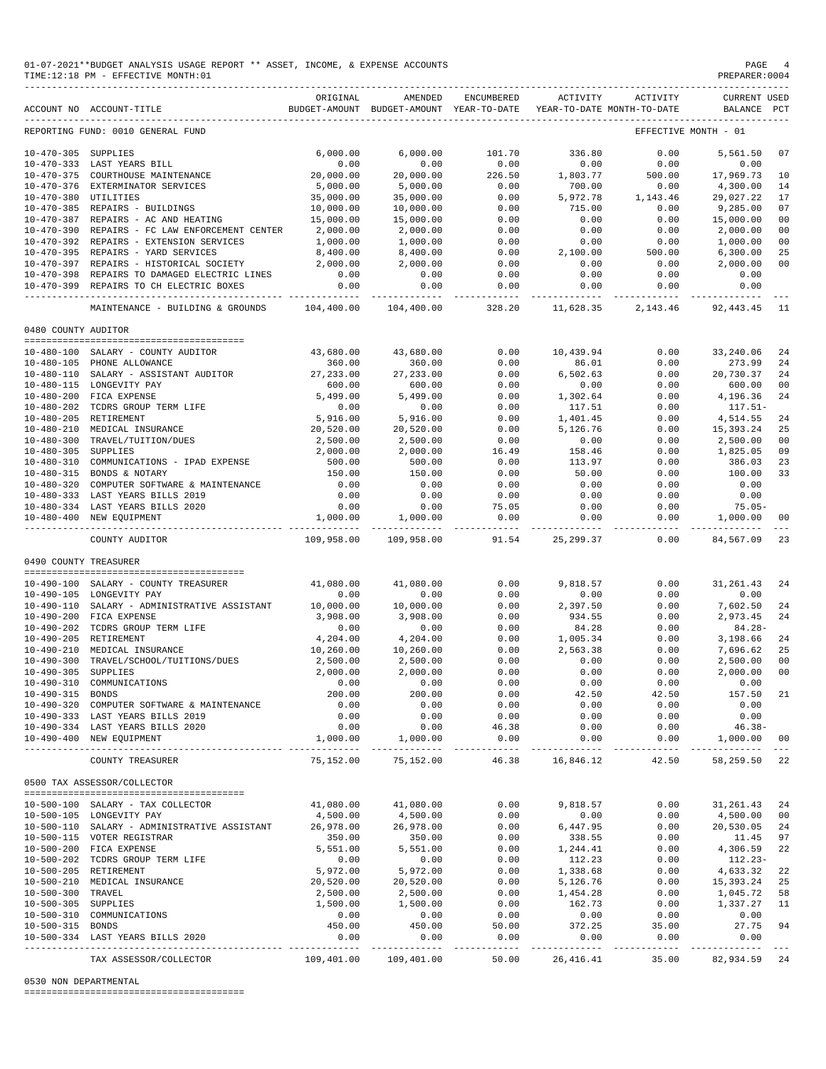01-07-2021**BUDGET ANALYSIS USAGE REPORT ** ASSET, INCOME, & EXPENSE ACCOUNTS
TIME:12:18 PM - EFFECTIVE MONTH:01

PREPARER:0004

| ACCOUNT NO | ACCOUNT-TITLE | ORIGINAL BUDGET-AMOUNT | AMENDED BUDGET-AMOUNT | ENCUMBERED YEAR-TO-DATE | ACTIVITY YEAR-TO-DATE | ACTIVITY MONTH-TO-DATE | CURRENT BALANCE | USED PCT |
|---|---|---|---|---|---|---|---|---|
| REPORTING FUND: 0010 GENERAL FUND | | | | | | EFFECTIVE MONTH - 01 | | |
| 10-470-305 | SUPPLIES | 6,000.00 | 6,000.00 | 101.70 | 336.80 | 0.00 | 5,561.50 | 07 |
| 10-470-333 | LAST YEARS BILL | 0.00 | 0.00 | 0.00 | 0.00 | 0.00 | 0.00 | |
| 10-470-375 | COURTHOUSE MAINTENANCE | 20,000.00 | 20,000.00 | 226.50 | 1,803.77 | 500.00 | 17,969.73 | 10 |
| 10-470-376 | EXTERMINATOR SERVICES | 5,000.00 | 5,000.00 | 0.00 | 700.00 | 0.00 | 4,300.00 | 14 |
| 10-470-380 | UTILITIES | 35,000.00 | 35,000.00 | 0.00 | 5,972.78 | 1,143.46 | 29,027.22 | 17 |
| 10-470-385 | REPAIRS - BUILDINGS | 10,000.00 | 10,000.00 | 0.00 | 715.00 | 0.00 | 9,285.00 | 07 |
| 10-470-387 | REPAIRS - AC AND HEATING | 15,000.00 | 15,000.00 | 0.00 | 0.00 | 0.00 | 15,000.00 | 00 |
| 10-470-390 | REPAIRS - FC LAW ENFORCEMENT CENTER | 2,000.00 | 2,000.00 | 0.00 | 0.00 | 0.00 | 2,000.00 | 00 |
| 10-470-392 | REPAIRS - EXTENSION SERVICES | 1,000.00 | 1,000.00 | 0.00 | 0.00 | 0.00 | 1,000.00 | 00 |
| 10-470-395 | REPAIRS - YARD SERVICES | 8,400.00 | 8,400.00 | 0.00 | 2,100.00 | 500.00 | 6,300.00 | 25 |
| 10-470-397 | REPAIRS - HISTORICAL SOCIETY | 2,000.00 | 2,000.00 | 0.00 | 0.00 | 0.00 | 2,000.00 | 00 |
| 10-470-398 | REPAIRS TO DAMAGED ELECTRIC LINES | 0.00 | 0.00 | 0.00 | 0.00 | 0.00 | 0.00 | |
| 10-470-399 | REPAIRS TO CH ELECTRIC BOXES | 0.00 | 0.00 | 0.00 | 0.00 | 0.00 | 0.00 | |
| | MAINTENANCE - BUILDING & GROUNDS | 104,400.00 | 104,400.00 | 328.20 | 11,628.35 | 2,143.46 | 92,443.45 | 11 |
| **0480 COUNTY AUDITOR** | | | | | | | | |
| 10-480-100 | SALARY - COUNTY AUDITOR | 43,680.00 | 43,680.00 | 0.00 | 10,439.94 | 0.00 | 33,240.06 | 24 |
| 10-480-105 | PHONE ALLOWANCE | 360.00 | 360.00 | 0.00 | 86.01 | 0.00 | 273.99 | 24 |
| 10-480-110 | SALARY - ASSISTANT AUDITOR | 27,233.00 | 27,233.00 | 0.00 | 6,502.63 | 0.00 | 20,730.37 | 24 |
| 10-480-115 | LONGEVITY PAY | 600.00 | 600.00 | 0.00 | 0.00 | 0.00 | 600.00 | 00 |
| 10-480-200 | FICA EXPENSE | 5,499.00 | 5,499.00 | 0.00 | 1,302.64 | 0.00 | 4,196.36 | 24 |
| 10-480-202 | TCDRS GROUP TERM LIFE | 0.00 | 0.00 | 0.00 | 117.51 | 0.00 | 117.51- | |
| 10-480-205 | RETIREMENT | 5,916.00 | 5,916.00 | 0.00 | 1,401.45 | 0.00 | 4,514.55 | 24 |
| 10-480-210 | MEDICAL INSURANCE | 20,520.00 | 20,520.00 | 0.00 | 5,126.76 | 0.00 | 15,393.24 | 25 |
| 10-480-300 | TRAVEL/TUITION/DUES | 2,500.00 | 2,500.00 | 0.00 | 0.00 | 0.00 | 2,500.00 | 00 |
| 10-480-305 | SUPPLIES | 2,000.00 | 2,000.00 | 16.49 | 158.46 | 0.00 | 1,825.05 | 09 |
| 10-480-310 | COMMUNICATIONS - IPAD EXPENSE | 500.00 | 500.00 | 0.00 | 113.97 | 0.00 | 386.03 | 23 |
| 10-480-315 | BONDS & NOTARY | 150.00 | 150.00 | 0.00 | 50.00 | 0.00 | 100.00 | 33 |
| 10-480-320 | COMPUTER SOFTWARE & MAINTENANCE | 0.00 | 0.00 | 0.00 | 0.00 | 0.00 | 0.00 | |
| 10-480-333 | LAST YEARS BILLS 2019 | 0.00 | 0.00 | 0.00 | 0.00 | 0.00 | 0.00 | |
| 10-480-334 | LAST YEARS BILLS 2020 | 0.00 | 0.00 | 75.05 | 0.00 | 0.00 | 75.05- | |
| 10-480-400 | NEW EQUIPMENT | 1,000.00 | 1,000.00 | 0.00 | 0.00 | 0.00 | 1,000.00 | 00 |
| | COUNTY AUDITOR | 109,958.00 | 109,958.00 | 91.54 | 25,299.37 | 0.00 | 84,567.09 | 23 |
| **0490 COUNTY TREASURER** | | | | | | | | |
| 10-490-100 | SALARY - COUNTY TREASURER | 41,080.00 | 41,080.00 | 0.00 | 9,818.57 | 0.00 | 31,261.43 | 24 |
| 10-490-105 | LONGEVITY PAY | 0.00 | 0.00 | 0.00 | 0.00 | 0.00 | 0.00 | |
| 10-490-110 | SALARY - ADMINISTRATIVE ASSISTANT | 10,000.00 | 10,000.00 | 0.00 | 2,397.50 | 0.00 | 7,602.50 | 24 |
| 10-490-200 | FICA EXPENSE | 3,908.00 | 3,908.00 | 0.00 | 934.55 | 0.00 | 2,973.45 | 24 |
| 10-490-202 | TCDRS GROUP TERM LIFE | 0.00 | 0.00 | 0.00 | 84.28 | 0.00 | 84.28- | |
| 10-490-205 | RETIREMENT | 4,204.00 | 4,204.00 | 0.00 | 1,005.34 | 0.00 | 3,198.66 | 24 |
| 10-490-210 | MEDICAL INSURANCE | 10,260.00 | 10,260.00 | 0.00 | 2,563.38 | 0.00 | 7,696.62 | 25 |
| 10-490-300 | TRAVEL/SCHOOL/TUITIONS/DUES | 2,500.00 | 2,500.00 | 0.00 | 0.00 | 0.00 | 2,500.00 | 00 |
| 10-490-305 | SUPPLIES | 2,000.00 | 2,000.00 | 0.00 | 0.00 | 0.00 | 2,000.00 | 00 |
| 10-490-310 | COMMUNICATIONS | 0.00 | 0.00 | 0.00 | 0.00 | 0.00 | 0.00 | |
| 10-490-315 | BONDS | 200.00 | 200.00 | 0.00 | 42.50 | 42.50 | 157.50 | 21 |
| 10-490-320 | COMPUTER SOFTWARE & MAINTENANCE | 0.00 | 0.00 | 0.00 | 0.00 | 0.00 | 0.00 | |
| 10-490-333 | LAST YEARS BILLS 2019 | 0.00 | 0.00 | 0.00 | 0.00 | 0.00 | 0.00 | |
| 10-490-334 | LAST YEARS BILLS 2020 | 0.00 | 0.00 | 46.38 | 0.00 | 0.00 | 46.38- | |
| 10-490-400 | NEW EQUIPMENT | 1,000.00 | 1,000.00 | 0.00 | 0.00 | 0.00 | 1,000.00 | 00 |
| | COUNTY TREASURER | 75,152.00 | 75,152.00 | 46.38 | 16,846.12 | 42.50 | 58,259.50 | 22 |
| **0500 TAX ASSESSOR/COLLECTOR** | | | | | | | | |
| 10-500-100 | SALARY - TAX COLLECTOR | 41,080.00 | 41,080.00 | 0.00 | 9,818.57 | 0.00 | 31,261.43 | 24 |
| 10-500-105 | LONGEVITY PAY | 4,500.00 | 4,500.00 | 0.00 | 0.00 | 0.00 | 4,500.00 | 00 |
| 10-500-110 | SALARY - ADMINISTRATIVE ASSISTANT | 26,978.00 | 26,978.00 | 0.00 | 6,447.95 | 0.00 | 20,530.05 | 24 |
| 10-500-115 | VOTER REGISTRAR | 350.00 | 350.00 | 0.00 | 338.55 | 0.00 | 11.45 | 97 |
| 10-500-200 | FICA EXPENSE | 5,551.00 | 5,551.00 | 0.00 | 1,244.41 | 0.00 | 4,306.59 | 22 |
| 10-500-202 | TCDRS GROUP TERM LIFE | 0.00 | 0.00 | 0.00 | 112.23 | 0.00 | 112.23- | |
| 10-500-205 | RETIREMENT | 5,972.00 | 5,972.00 | 0.00 | 1,338.68 | 0.00 | 4,633.32 | 22 |
| 10-500-210 | MEDICAL INSURANCE | 20,520.00 | 20,520.00 | 0.00 | 5,126.76 | 0.00 | 15,393.24 | 25 |
| 10-500-300 | TRAVEL | 2,500.00 | 2,500.00 | 0.00 | 1,454.28 | 0.00 | 1,045.72 | 58 |
| 10-500-305 | SUPPLIES | 1,500.00 | 1,500.00 | 0.00 | 162.73 | 0.00 | 1,337.27 | 11 |
| 10-500-310 | COMMUNICATIONS | 0.00 | 0.00 | 0.00 | 0.00 | 0.00 | 0.00 | |
| 10-500-315 | BONDS | 450.00 | 450.00 | 50.00 | 372.25 | 35.00 | 27.75 | 94 |
| 10-500-334 | LAST YEARS BILLS 2020 | 0.00 | 0.00 | 0.00 | 0.00 | 0.00 | 0.00 | |
| | TAX ASSESSOR/COLLECTOR | 109,401.00 | 109,401.00 | 50.00 | 26,416.41 | 35.00 | 82,934.59 | 24 |

0530 NON DEPARTMENTAL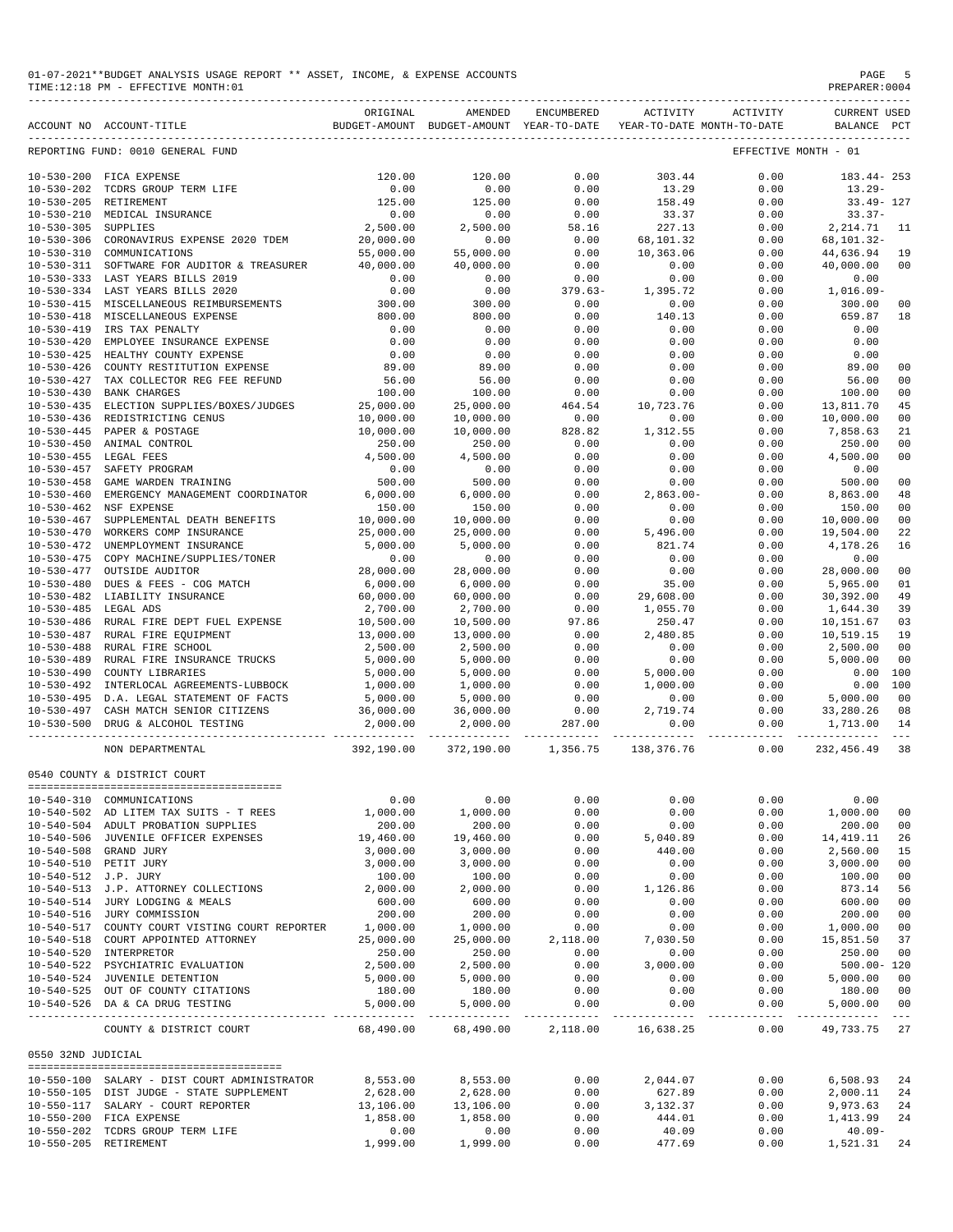01-07-2021**BUDGET ANALYSIS USAGE REPORT ** ASSET, INCOME, & EXPENSE ACCOUNTS
TIME:12:18 PM - EFFECTIVE MONTH:01

PREPARER:0004

REPORTING FUND: 0010 GENERAL FUND — EFFECTIVE MONTH - 01

| ACCOUNT NO | ACCOUNT-TITLE | ORIGINAL BUDGET-AMOUNT | AMENDED BUDGET-AMOUNT | ENCUMBERED YEAR-TO-DATE | ACTIVITY YEAR-TO-DATE | ACTIVITY MONTH-TO-DATE | CURRENT BALANCE | USED PCT |
|---|---|---|---|---|---|---|---|---|
| 10-530-200 | FICA EXPENSE | 120.00 | 120.00 | 0.00 | 303.44 | 0.00 | 183.44- | 253 |
| 10-530-202 | TCDRS GROUP TERM LIFE | 0.00 | 0.00 | 0.00 | 13.29 | 0.00 | 13.29- | |
| 10-530-205 | RETIREMENT | 125.00 | 125.00 | 0.00 | 158.49 | 0.00 | 33.49- | 127 |
| 10-530-210 | MEDICAL INSURANCE | 0.00 | 0.00 | 0.00 | 33.37 | 0.00 | 33.37- | |
| 10-530-305 | SUPPLIES | 2,500.00 | 2,500.00 | 58.16 | 227.13 | 0.00 | 2,214.71 | 11 |
| 10-530-306 | CORONAVIRUS EXPENSE 2020 TDEM | 20,000.00 | 0.00 | 0.00 | 68,101.32 | 0.00 | 68,101.32- | |
| 10-530-310 | COMMUNICATIONS | 55,000.00 | 55,000.00 | 0.00 | 10,363.06 | 0.00 | 44,636.94 | 19 |
| 10-530-311 | SOFTWARE FOR AUDITOR & TREASURER | 40,000.00 | 40,000.00 | 0.00 | 0.00 | 0.00 | 40,000.00 | 00 |
| 10-530-333 | LAST YEARS BILLS 2019 | 0.00 | 0.00 | 0.00 | 0.00 | 0.00 | 0.00 | |
| 10-530-334 | LAST YEARS BILLS 2020 | 0.00 | 0.00 | 379.63- | 1,395.72 | 0.00 | 1,016.09- | |
| 10-530-415 | MISCELLANEOUS REIMBURSEMENTS | 300.00 | 300.00 | 0.00 | 0.00 | 0.00 | 300.00 | 00 |
| 10-530-418 | MISCELLANEOUS EXPENSE | 800.00 | 800.00 | 0.00 | 140.13 | 0.00 | 659.87 | 18 |
| 10-530-419 | IRS TAX PENALTY | 0.00 | 0.00 | 0.00 | 0.00 | 0.00 | 0.00 | |
| 10-530-420 | EMPLOYEE INSURANCE EXPENSE | 0.00 | 0.00 | 0.00 | 0.00 | 0.00 | 0.00 | |
| 10-530-425 | HEALTHY COUNTY EXPENSE | 0.00 | 0.00 | 0.00 | 0.00 | 0.00 | 0.00 | |
| 10-530-426 | COUNTY RESTITUTION EXPENSE | 89.00 | 89.00 | 0.00 | 0.00 | 0.00 | 89.00 | 00 |
| 10-530-427 | TAX COLLECTOR REG FEE REFUND | 56.00 | 56.00 | 0.00 | 0.00 | 0.00 | 56.00 | 00 |
| 10-530-430 | BANK CHARGES | 100.00 | 100.00 | 0.00 | 0.00 | 0.00 | 100.00 | 00 |
| 10-530-435 | ELECTION SUPPLIES/BOXES/JUDGES | 25,000.00 | 25,000.00 | 464.54 | 10,723.76 | 0.00 | 13,811.70 | 45 |
| 10-530-436 | REDISTRICTING CENUS | 10,000.00 | 10,000.00 | 0.00 | 0.00 | 0.00 | 10,000.00 | 00 |
| 10-530-445 | PAPER & POSTAGE | 10,000.00 | 10,000.00 | 828.82 | 1,312.55 | 0.00 | 7,858.63 | 21 |
| 10-530-450 | ANIMAL CONTROL | 250.00 | 250.00 | 0.00 | 0.00 | 0.00 | 250.00 | 00 |
| 10-530-455 | LEGAL FEES | 4,500.00 | 4,500.00 | 0.00 | 0.00 | 0.00 | 4,500.00 | 00 |
| 10-530-457 | SAFETY PROGRAM | 0.00 | 0.00 | 0.00 | 0.00 | 0.00 | 0.00 | |
| 10-530-458 | GAME WARDEN TRAINING | 500.00 | 500.00 | 0.00 | 0.00 | 0.00 | 500.00 | 00 |
| 10-530-460 | EMERGENCY MANAGEMENT COORDINATOR | 6,000.00 | 6,000.00 | 0.00 | 2,863.00- | 0.00 | 8,863.00 | 48 |
| 10-530-462 | NSF EXPENSE | 150.00 | 150.00 | 0.00 | 0.00 | 0.00 | 150.00 | 00 |
| 10-530-467 | SUPPLEMENTAL DEATH BENEFITS | 10,000.00 | 10,000.00 | 0.00 | 0.00 | 0.00 | 10,000.00 | 00 |
| 10-530-470 | WORKERS COMP INSURANCE | 25,000.00 | 25,000.00 | 0.00 | 5,496.00 | 0.00 | 19,504.00 | 22 |
| 10-530-472 | UNEMPLOYMENT INSURANCE | 5,000.00 | 5,000.00 | 0.00 | 821.74 | 0.00 | 4,178.26 | 16 |
| 10-530-475 | COPY MACHINE/SUPPLIES/TONER | 0.00 | 0.00 | 0.00 | 0.00 | 0.00 | 0.00 | |
| 10-530-477 | OUTSIDE AUDITOR | 28,000.00 | 28,000.00 | 0.00 | 0.00 | 0.00 | 28,000.00 | 00 |
| 10-530-480 | DUES & FEES - COG MATCH | 6,000.00 | 6,000.00 | 0.00 | 35.00 | 0.00 | 5,965.00 | 01 |
| 10-530-482 | LIABILITY INSURANCE | 60,000.00 | 60,000.00 | 0.00 | 29,608.00 | 0.00 | 30,392.00 | 49 |
| 10-530-485 | LEGAL ADS | 2,700.00 | 2,700.00 | 0.00 | 1,055.70 | 0.00 | 1,644.30 | 39 |
| 10-530-486 | RURAL FIRE DEPT FUEL EXPENSE | 10,500.00 | 10,500.00 | 97.86 | 250.47 | 0.00 | 10,151.67 | 03 |
| 10-530-487 | RURAL FIRE EQUIPMENT | 13,000.00 | 13,000.00 | 0.00 | 2,480.85 | 0.00 | 10,519.15 | 19 |
| 10-530-488 | RURAL FIRE SCHOOL | 2,500.00 | 2,500.00 | 0.00 | 0.00 | 0.00 | 2,500.00 | 00 |
| 10-530-489 | RURAL FIRE INSURANCE TRUCKS | 5,000.00 | 5,000.00 | 0.00 | 0.00 | 0.00 | 5,000.00 | 00 |
| 10-530-490 | COUNTY LIBRARIES | 5,000.00 | 5,000.00 | 0.00 | 5,000.00 | 0.00 | 0.00 | 100 |
| 10-530-492 | INTERLOCAL AGREEMENTS-LUBBOCK | 1,000.00 | 1,000.00 | 0.00 | 1,000.00 | 0.00 | 0.00 | 100 |
| 10-530-495 | D.A. LEGAL STATEMENT OF FACTS | 5,000.00 | 5,000.00 | 0.00 | 0.00 | 0.00 | 5,000.00 | 00 |
| 10-530-497 | CASH MATCH SENIOR CITIZENS | 36,000.00 | 36,000.00 | 0.00 | 2,719.74 | 0.00 | 33,280.26 | 08 |
| 10-530-500 | DRUG & ALCOHOL TESTING | 2,000.00 | 2,000.00 | 287.00 | 0.00 | 0.00 | 1,713.00 | 14 |
| | NON DEPARTMENTAL | 392,190.00 | 372,190.00 | 1,356.75 | 138,376.76 | 0.00 | 232,456.49 | 38 |

0540 COUNTY & DISTRICT COURT

| ACCOUNT NO | ACCOUNT-TITLE | ORIGINAL BUDGET-AMOUNT | AMENDED BUDGET-AMOUNT | ENCUMBERED YEAR-TO-DATE | ACTIVITY YEAR-TO-DATE | ACTIVITY MONTH-TO-DATE | CURRENT BALANCE | USED PCT |
|---|---|---|---|---|---|---|---|---|
| 10-540-310 | COMMUNICATIONS | 0.00 | 0.00 | 0.00 | 0.00 | 0.00 | 0.00 | |
| 10-540-502 | AD LITEM TAX SUITS - T REES | 1,000.00 | 1,000.00 | 0.00 | 0.00 | 0.00 | 1,000.00 | 00 |
| 10-540-504 | ADULT PROBATION SUPPLIES | 200.00 | 200.00 | 0.00 | 0.00 | 0.00 | 200.00 | 00 |
| 10-540-506 | JUVENILE OFFICER EXPENSES | 19,460.00 | 19,460.00 | 0.00 | 5,040.89 | 0.00 | 14,419.11 | 26 |
| 10-540-508 | GRAND JURY | 3,000.00 | 3,000.00 | 0.00 | 440.00 | 0.00 | 2,560.00 | 15 |
| 10-540-510 | PETIT JURY | 3,000.00 | 3,000.00 | 0.00 | 0.00 | 0.00 | 3,000.00 | 00 |
| 10-540-512 | J.P. JURY | 100.00 | 100.00 | 0.00 | 0.00 | 0.00 | 100.00 | 00 |
| 10-540-513 | J.P. ATTORNEY COLLECTIONS | 2,000.00 | 2,000.00 | 0.00 | 1,126.86 | 0.00 | 873.14 | 56 |
| 10-540-514 | JURY LODGING & MEALS | 600.00 | 600.00 | 0.00 | 0.00 | 0.00 | 600.00 | 00 |
| 10-540-516 | JURY COMMISSION | 200.00 | 200.00 | 0.00 | 0.00 | 0.00 | 200.00 | 00 |
| 10-540-517 | COUNTY COURT VISTING COURT REPORTER | 1,000.00 | 1,000.00 | 0.00 | 0.00 | 0.00 | 1,000.00 | 00 |
| 10-540-518 | COURT APPOINTED ATTORNEY | 25,000.00 | 25,000.00 | 2,118.00 | 7,030.50 | 0.00 | 15,851.50 | 37 |
| 10-540-520 | INTERPRETOR | 250.00 | 250.00 | 0.00 | 0.00 | 0.00 | 250.00 | 00 |
| 10-540-522 | PSYCHIATRIC EVALUATION | 2,500.00 | 2,500.00 | 0.00 | 3,000.00 | 0.00 | 500.00- | 120 |
| 10-540-524 | JUVENILE DETENTION | 5,000.00 | 5,000.00 | 0.00 | 0.00 | 0.00 | 5,000.00 | 00 |
| 10-540-525 | OUT OF COUNTY CITATIONS | 180.00 | 180.00 | 0.00 | 0.00 | 0.00 | 180.00 | 00 |
| 10-540-526 | DA & CA DRUG TESTING | 5,000.00 | 5,000.00 | 0.00 | 0.00 | 0.00 | 5,000.00 | 00 |
| | COUNTY & DISTRICT COURT | 68,490.00 | 68,490.00 | 2,118.00 | 16,638.25 | 0.00 | 49,733.75 | 27 |

0550 32ND JUDICIAL

| ACCOUNT NO | ACCOUNT-TITLE | ORIGINAL BUDGET-AMOUNT | AMENDED BUDGET-AMOUNT | ENCUMBERED YEAR-TO-DATE | ACTIVITY YEAR-TO-DATE | ACTIVITY MONTH-TO-DATE | CURRENT BALANCE | USED PCT |
|---|---|---|---|---|---|---|---|---|
| 10-550-100 | SALARY - DIST COURT ADMINISTRATOR | 8,553.00 | 8,553.00 | 0.00 | 2,044.07 | 0.00 | 6,508.93 | 24 |
| 10-550-105 | DIST JUDGE - STATE SUPPLEMENT | 2,628.00 | 2,628.00 | 0.00 | 627.89 | 0.00 | 2,000.11 | 24 |
| 10-550-117 | SALARY - COURT REPORTER | 13,106.00 | 13,106.00 | 0.00 | 3,132.37 | 0.00 | 9,973.63 | 24 |
| 10-550-200 | FICA EXPENSE | 1,858.00 | 1,858.00 | 0.00 | 444.01 | 0.00 | 1,413.99 | 24 |
| 10-550-202 | TCDRS GROUP TERM LIFE | 0.00 | 0.00 | 0.00 | 40.09 | 0.00 | 40.09- | |
| 10-550-205 | RETIREMENT | 1,999.00 | 1,999.00 | 0.00 | 477.69 | 0.00 | 1,521.31 | 24 |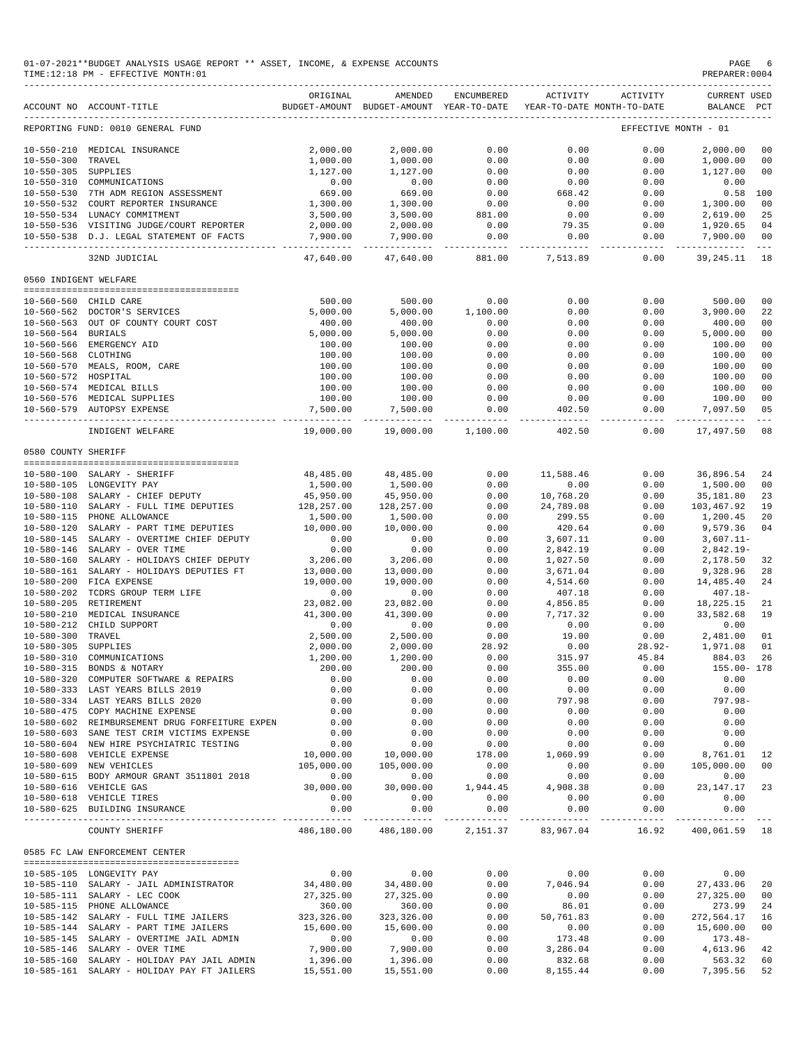01-07-2021**BUDGET ANALYSIS USAGE REPORT ** ASSET, INCOME, & EXPENSE ACCOUNTS

TIME:12:18 PM - EFFECTIVE MONTH:01

REPORTING FUND: 0010 GENERAL FUND — EFFECTIVE MONTH - 01

| ACCOUNT NO | ACCOUNT-TITLE | ORIGINAL BUDGET-AMOUNT | AMENDED BUDGET-AMOUNT | ENCUMBERED YEAR-TO-DATE | ACTIVITY YEAR-TO-DATE | ACTIVITY MONTH-TO-DATE | CURRENT BALANCE | USED PCT |
|---|---|---|---|---|---|---|---|---|
| 10-550-210 | MEDICAL INSURANCE | 2,000.00 | 2,000.00 | 0.00 | 0.00 | 0.00 | 2,000.00 | 00 |
| 10-550-300 | TRAVEL | 1,000.00 | 1,000.00 | 0.00 | 0.00 | 0.00 | 1,000.00 | 00 |
| 10-550-305 | SUPPLIES | 1,127.00 | 1,127.00 | 0.00 | 0.00 | 0.00 | 1,127.00 | 00 |
| 10-550-310 | COMMUNICATIONS | 0.00 | 0.00 | 0.00 | 0.00 | 0.00 | 0.00 | |
| 10-550-530 | 7TH ADM REGION ASSESSMENT | 669.00 | 669.00 | 0.00 | 668.42 | 0.00 | 0.58 | 100 |
| 10-550-532 | COURT REPORTER INSURANCE | 1,300.00 | 1,300.00 | 0.00 | 0.00 | 0.00 | 1,300.00 | 00 |
| 10-550-534 | LUNACY COMMITMENT | 3,500.00 | 3,500.00 | 881.00 | 0.00 | 0.00 | 2,619.00 | 25 |
| 10-550-536 | VISITING JUDGE/COURT REPORTER | 2,000.00 | 2,000.00 | 0.00 | 79.35 | 0.00 | 1,920.65 | 04 |
| 10-550-538 | D.J. LEGAL STATEMENT OF FACTS | 7,900.00 | 7,900.00 | 0.00 | 0.00 | 0.00 | 7,900.00 | 00 |
| | 32ND JUDICIAL | 47,640.00 | 47,640.00 | 881.00 | 7,513.89 | 0.00 | 39,245.11 | 18 |

0560 INDIGENT WELFARE

| ACCOUNT NO | ACCOUNT-TITLE | ORIGINAL BUDGET-AMOUNT | AMENDED BUDGET-AMOUNT | ENCUMBERED YEAR-TO-DATE | ACTIVITY YEAR-TO-DATE | ACTIVITY MONTH-TO-DATE | CURRENT BALANCE | USED PCT |
|---|---|---|---|---|---|---|---|---|
| 10-560-560 | CHILD CARE | 500.00 | 500.00 | 0.00 | 0.00 | 0.00 | 500.00 | 00 |
| 10-560-562 | DOCTOR'S SERVICES | 5,000.00 | 5,000.00 | 1,100.00 | 0.00 | 0.00 | 3,900.00 | 22 |
| 10-560-563 | OUT OF COUNTY COURT COST | 400.00 | 400.00 | 0.00 | 0.00 | 0.00 | 400.00 | 00 |
| 10-560-564 | BURIALS | 5,000.00 | 5,000.00 | 0.00 | 0.00 | 0.00 | 5,000.00 | 00 |
| 10-560-566 | EMERGENCY AID | 100.00 | 100.00 | 0.00 | 0.00 | 0.00 | 100.00 | 00 |
| 10-560-568 | CLOTHING | 100.00 | 100.00 | 0.00 | 0.00 | 0.00 | 100.00 | 00 |
| 10-560-570 | MEALS, ROOM, CARE | 100.00 | 100.00 | 0.00 | 0.00 | 0.00 | 100.00 | 00 |
| 10-560-572 | HOSPITAL | 100.00 | 100.00 | 0.00 | 0.00 | 0.00 | 100.00 | 00 |
| 10-560-574 | MEDICAL BILLS | 100.00 | 100.00 | 0.00 | 0.00 | 0.00 | 100.00 | 00 |
| 10-560-576 | MEDICAL SUPPLIES | 100.00 | 100.00 | 0.00 | 0.00 | 0.00 | 100.00 | 00 |
| 10-560-579 | AUTOPSY EXPENSE | 7,500.00 | 7,500.00 | 0.00 | 402.50 | 0.00 | 7,097.50 | 05 |
| | INDIGENT WELFARE | 19,000.00 | 19,000.00 | 1,100.00 | 402.50 | 0.00 | 17,497.50 | 08 |

0580 COUNTY SHERIFF

| ACCOUNT NO | ACCOUNT-TITLE | ORIGINAL BUDGET-AMOUNT | AMENDED BUDGET-AMOUNT | ENCUMBERED YEAR-TO-DATE | ACTIVITY YEAR-TO-DATE | ACTIVITY MONTH-TO-DATE | CURRENT BALANCE | USED PCT |
|---|---|---|---|---|---|---|---|---|
| 10-580-100 | SALARY - SHERIFF | 48,485.00 | 48,485.00 | 0.00 | 11,588.46 | 0.00 | 36,896.54 | 24 |
| 10-580-105 | LONGEVITY PAY | 1,500.00 | 1,500.00 | 0.00 | 0.00 | 0.00 | 1,500.00 | 00 |
| 10-580-108 | SALARY - CHIEF DEPUTY | 45,950.00 | 45,950.00 | 0.00 | 10,768.20 | 0.00 | 35,181.80 | 23 |
| 10-580-110 | SALARY - FULL TIME DEPUTIES | 128,257.00 | 128,257.00 | 0.00 | 24,789.08 | 0.00 | 103,467.92 | 19 |
| 10-580-115 | PHONE ALLOWANCE | 1,500.00 | 1,500.00 | 0.00 | 299.55 | 0.00 | 1,200.45 | 20 |
| 10-580-120 | SALARY - PART TIME DEPUTIES | 10,000.00 | 10,000.00 | 0.00 | 420.64 | 0.00 | 9,579.36 | 04 |
| 10-580-145 | SALARY - OVERTIME CHIEF DEPUTY | 0.00 | 0.00 | 0.00 | 3,607.11 | 0.00 | 3,607.11- | |
| 10-580-146 | SALARY - OVER TIME | 0.00 | 0.00 | 0.00 | 2,842.19 | 0.00 | 2,842.19- | |
| 10-580-160 | SALARY - HOLIDAYS CHIEF DEPUTY | 3,206.00 | 3,206.00 | 0.00 | 1,027.50 | 0.00 | 2,178.50 | 32 |
| 10-580-161 | SALARY - HOLIDAYS DEPUTIES FT | 13,000.00 | 13,000.00 | 0.00 | 3,671.04 | 0.00 | 9,328.96 | 28 |
| 10-580-200 | FICA EXPENSE | 19,000.00 | 19,000.00 | 0.00 | 4,514.60 | 0.00 | 14,485.40 | 24 |
| 10-580-202 | TCDRS GROUP TERM LIFE | 0.00 | 0.00 | 0.00 | 407.18 | 0.00 | 407.18- | |
| 10-580-205 | RETIREMENT | 23,082.00 | 23,082.00 | 0.00 | 4,856.85 | 0.00 | 18,225.15 | 21 |
| 10-580-210 | MEDICAL INSURANCE | 41,300.00 | 41,300.00 | 0.00 | 7,717.32 | 0.00 | 33,582.68 | 19 |
| 10-580-212 | CHILD SUPPORT | 0.00 | 0.00 | 0.00 | 0.00 | 0.00 | 0.00 | |
| 10-580-300 | TRAVEL | 2,500.00 | 2,500.00 | 0.00 | 19.00 | 0.00 | 2,481.00 | 01 |
| 10-580-305 | SUPPLIES | 2,000.00 | 2,000.00 | 28.92 | 0.00 | 28.92- | 1,971.08 | 01 |
| 10-580-310 | COMMUNICATIONS | 1,200.00 | 1,200.00 | 0.00 | 315.97 | 45.84 | 884.03 | 26 |
| 10-580-315 | BONDS & NOTARY | 200.00 | 200.00 | 0.00 | 355.00 | 0.00 | 155.00- | 178 |
| 10-580-320 | COMPUTER SOFTWARE & REPAIRS | 0.00 | 0.00 | 0.00 | 0.00 | 0.00 | 0.00 | |
| 10-580-333 | LAST YEARS BILLS 2019 | 0.00 | 0.00 | 0.00 | 0.00 | 0.00 | 0.00 | |
| 10-580-334 | LAST YEARS BILLS 2020 | 0.00 | 0.00 | 0.00 | 797.98 | 0.00 | 797.98- | |
| 10-580-475 | COPY MACHINE EXPENSE | 0.00 | 0.00 | 0.00 | 0.00 | 0.00 | 0.00 | |
| 10-580-602 | REIMBURSEMENT DRUG FORFEITURE EXPEN | 0.00 | 0.00 | 0.00 | 0.00 | 0.00 | 0.00 | |
| 10-580-603 | SANE TEST CRIM VICTIMS EXPENSE | 0.00 | 0.00 | 0.00 | 0.00 | 0.00 | 0.00 | |
| 10-580-604 | NEW HIRE PSYCHIATRIC TESTING | 0.00 | 0.00 | 0.00 | 0.00 | 0.00 | 0.00 | |
| 10-580-608 | VEHICLE EXPENSE | 10,000.00 | 10,000.00 | 178.00 | 1,060.99 | 0.00 | 8,761.01 | 12 |
| 10-580-609 | NEW VEHICLES | 105,000.00 | 105,000.00 | 0.00 | 0.00 | 0.00 | 105,000.00 | 00 |
| 10-580-615 | BODY ARMOUR GRANT 3511801 2018 | 0.00 | 0.00 | 0.00 | 0.00 | 0.00 | 0.00 | |
| 10-580-616 | VEHICLE GAS | 30,000.00 | 30,000.00 | 1,944.45 | 4,908.38 | 0.00 | 23,147.17 | 23 |
| 10-580-618 | VEHICLE TIRES | 0.00 | 0.00 | 0.00 | 0.00 | 0.00 | 0.00 | |
| 10-580-625 | BUILDING INSURANCE | 0.00 | 0.00 | 0.00 | 0.00 | 0.00 | 0.00 | |
| | COUNTY SHERIFF | 486,180.00 | 486,180.00 | 2,151.37 | 83,967.04 | 16.92 | 400,061.59 | 18 |

0585 FC LAW ENFORCEMENT CENTER

| ACCOUNT NO | ACCOUNT-TITLE | ORIGINAL BUDGET-AMOUNT | AMENDED BUDGET-AMOUNT | ENCUMBERED YEAR-TO-DATE | ACTIVITY YEAR-TO-DATE | ACTIVITY MONTH-TO-DATE | CURRENT BALANCE | USED PCT |
|---|---|---|---|---|---|---|---|---|
| 10-585-105 | LONGEVITY PAY | 0.00 | 0.00 | 0.00 | 0.00 | 0.00 | 0.00 | |
| 10-585-110 | SALARY - JAIL ADMINISTRATOR | 34,480.00 | 34,480.00 | 0.00 | 7,046.94 | 0.00 | 27,433.06 | 20 |
| 10-585-111 | SALARY - LEC COOK | 27,325.00 | 27,325.00 | 0.00 | 0.00 | 0.00 | 27,325.00 | 00 |
| 10-585-115 | PHONE ALLOWANCE | 360.00 | 360.00 | 0.00 | 86.01 | 0.00 | 273.99 | 24 |
| 10-585-142 | SALARY - FULL TIME JAILERS | 323,326.00 | 323,326.00 | 0.00 | 50,761.83 | 0.00 | 272,564.17 | 16 |
| 10-585-144 | SALARY - PART TIME JAILERS | 15,600.00 | 15,600.00 | 0.00 | 0.00 | 0.00 | 15,600.00 | 00 |
| 10-585-145 | SALARY - OVERTIME JAIL ADMIN | 0.00 | 0.00 | 0.00 | 173.48 | 0.00 | 173.48- | |
| 10-585-146 | SALARY - OVER TIME | 7,900.00 | 7,900.00 | 0.00 | 3,286.04 | 0.00 | 4,613.96 | 42 |
| 10-585-160 | SALARY - HOLIDAY PAY JAIL ADMIN | 1,396.00 | 1,396.00 | 0.00 | 832.68 | 0.00 | 563.32 | 60 |
| 10-585-161 | SALARY - HOLIDAY PAY FT JAILERS | 15,551.00 | 15,551.00 | 0.00 | 8,155.44 | 0.00 | 7,395.56 | 52 |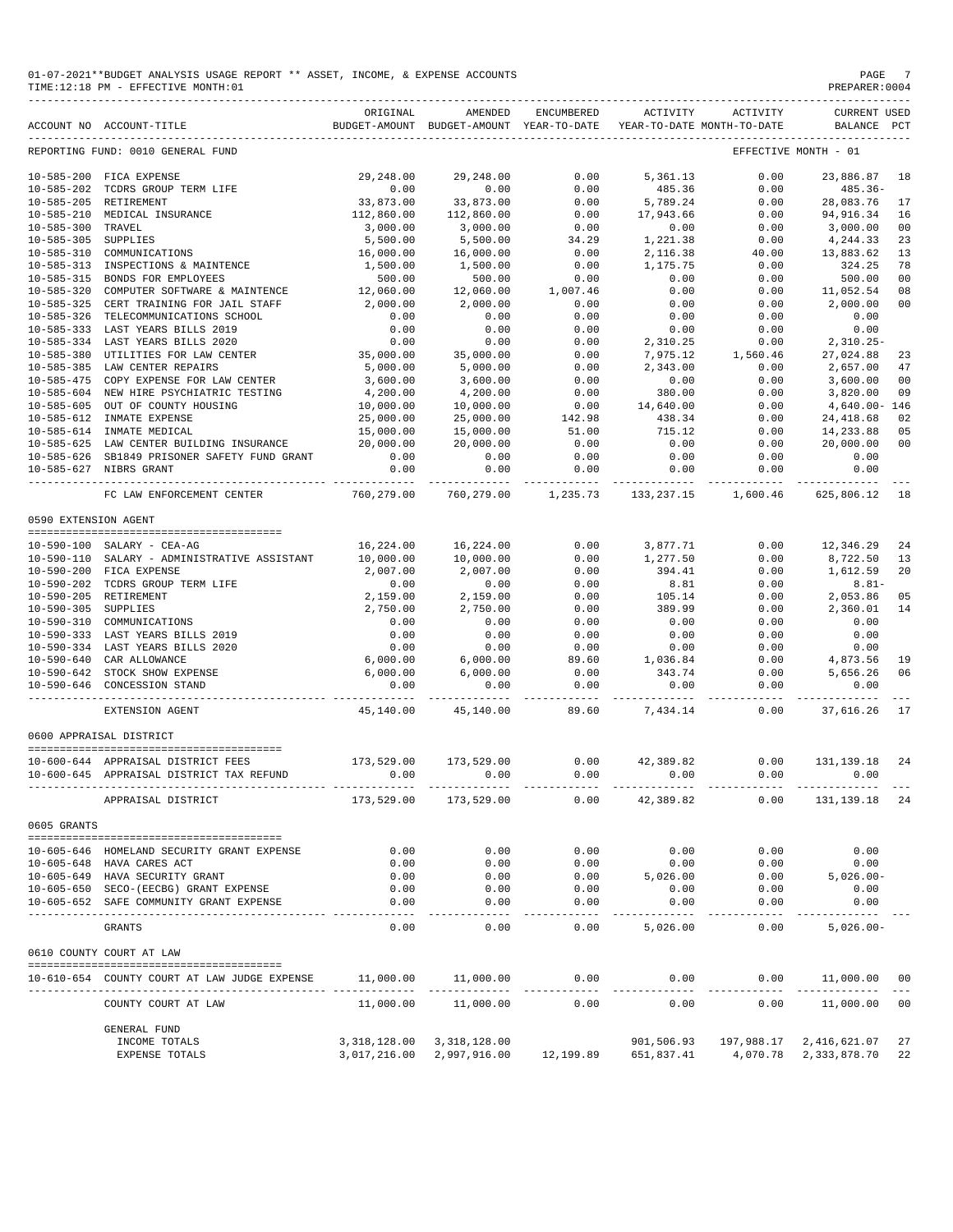01-07-2021**BUDGET ANALYSIS USAGE REPORT ** ASSET, INCOME, & EXPENSE ACCOUNTS
TIME:12:18 PM - EFFECTIVE MONTH:01

PREPARER:0004

| ACCOUNT NO | ACCOUNT-TITLE | ORIGINAL BUDGET-AMOUNT | AMENDED BUDGET-AMOUNT | ENCUMBERED YEAR-TO-DATE | ACTIVITY YEAR-TO-DATE | ACTIVITY MONTH-TO-DATE | CURRENT BALANCE | USED PCT |
|---|---|---|---|---|---|---|---|---|
| REPORTING FUND: 0010 GENERAL FUND | | | | | | | EFFECTIVE MONTH - 01 | |
| 10-585-200 | FICA EXPENSE | 29,248.00 | 29,248.00 | 0.00 | 5,361.13 | 0.00 | 23,886.87 | 18 |
| 10-585-202 | TCDRS GROUP TERM LIFE | 0.00 | 0.00 | 0.00 | 485.36 | 0.00 | 485.36- | |
| 10-585-205 | RETIREMENT | 33,873.00 | 33,873.00 | 0.00 | 5,789.24 | 0.00 | 28,083.76 | 17 |
| 10-585-210 | MEDICAL INSURANCE | 112,860.00 | 112,860.00 | 0.00 | 17,943.66 | 0.00 | 94,916.34 | 16 |
| 10-585-300 | TRAVEL | 3,000.00 | 3,000.00 | 0.00 | 0.00 | 0.00 | 3,000.00 | 00 |
| 10-585-305 | SUPPLIES | 5,500.00 | 5,500.00 | 34.29 | 1,221.38 | 0.00 | 4,244.33 | 23 |
| 10-585-310 | COMMUNICATIONS | 16,000.00 | 16,000.00 | 0.00 | 2,116.38 | 40.00 | 13,883.62 | 13 |
| 10-585-313 | INSPECTIONS & MAINTENCE | 1,500.00 | 1,500.00 | 0.00 | 1,175.75 | 0.00 | 324.25 | 78 |
| 10-585-315 | BONDS FOR EMPLOYEES | 500.00 | 500.00 | 0.00 | 0.00 | 0.00 | 500.00 | 00 |
| 10-585-320 | COMPUTER SOFTWARE & MAINTENCE | 12,060.00 | 12,060.00 | 1,007.46 | 0.00 | 0.00 | 11,052.54 | 08 |
| 10-585-325 | CERT TRAINING FOR JAIL STAFF | 2,000.00 | 2,000.00 | 0.00 | 0.00 | 0.00 | 2,000.00 | 00 |
| 10-585-326 | TELECOMMUNICATIONS SCHOOL | 0.00 | 0.00 | 0.00 | 0.00 | 0.00 | 0.00 | |
| 10-585-333 | LAST YEARS BILLS 2019 | 0.00 | 0.00 | 0.00 | 0.00 | 0.00 | 0.00 | |
| 10-585-334 | LAST YEARS BILLS 2020 | 0.00 | 0.00 | 0.00 | 2,310.25 | 0.00 | 2,310.25- | |
| 10-585-380 | UTILITIES FOR LAW CENTER | 35,000.00 | 35,000.00 | 0.00 | 7,975.12 | 1,560.46 | 27,024.88 | 23 |
| 10-585-385 | LAW CENTER REPAIRS | 5,000.00 | 5,000.00 | 0.00 | 2,343.00 | 0.00 | 2,657.00 | 47 |
| 10-585-475 | COPY EXPENSE FOR LAW CENTER | 3,600.00 | 3,600.00 | 0.00 | 0.00 | 0.00 | 3,600.00 | 00 |
| 10-585-604 | NEW HIRE PSYCHIATRIC TESTING | 4,200.00 | 4,200.00 | 0.00 | 380.00 | 0.00 | 3,820.00 | 09 |
| 10-585-605 | OUT OF COUNTY HOUSING | 10,000.00 | 10,000.00 | 0.00 | 14,640.00 | 0.00 | 4,640.00- | 146 |
| 10-585-612 | INMATE EXPENSE | 25,000.00 | 25,000.00 | 142.98 | 438.34 | 0.00 | 24,418.68 | 02 |
| 10-585-614 | INMATE MEDICAL | 15,000.00 | 15,000.00 | 51.00 | 715.12 | 0.00 | 14,233.88 | 05 |
| 10-585-625 | LAW CENTER BUILDING INSURANCE | 20,000.00 | 20,000.00 | 0.00 | 0.00 | 0.00 | 20,000.00 | 00 |
| 10-585-626 | SB1849 PRISONER SAFETY FUND GRANT | 0.00 | 0.00 | 0.00 | 0.00 | 0.00 | 0.00 | |
| 10-585-627 | NIBRS GRANT | 0.00 | 0.00 | 0.00 | 0.00 | 0.00 | 0.00 | |
| | FC LAW ENFORCEMENT CENTER | 760,279.00 | 760,279.00 | 1,235.73 | 133,237.15 | 1,600.46 | 625,806.12 | 18 |
| 0590 EXTENSION AGENT | | | | | | | | |
| 10-590-100 | SALARY - CEA-AG | 16,224.00 | 16,224.00 | 0.00 | 3,877.71 | 0.00 | 12,346.29 | 24 |
| 10-590-110 | SALARY - ADMINISTRATIVE ASSISTANT | 10,000.00 | 10,000.00 | 0.00 | 1,277.50 | 0.00 | 8,722.50 | 13 |
| 10-590-200 | FICA EXPENSE | 2,007.00 | 2,007.00 | 0.00 | 394.41 | 0.00 | 1,612.59 | 20 |
| 10-590-202 | TCDRS GROUP TERM LIFE | 0.00 | 0.00 | 0.00 | 8.81 | 0.00 | 8.81- | |
| 10-590-205 | RETIREMENT | 2,159.00 | 2,159.00 | 0.00 | 105.14 | 0.00 | 2,053.86 | 05 |
| 10-590-305 | SUPPLIES | 2,750.00 | 2,750.00 | 0.00 | 389.99 | 0.00 | 2,360.01 | 14 |
| 10-590-310 | COMMUNICATIONS | 0.00 | 0.00 | 0.00 | 0.00 | 0.00 | 0.00 | |
| 10-590-333 | LAST YEARS BILLS 2019 | 0.00 | 0.00 | 0.00 | 0.00 | 0.00 | 0.00 | |
| 10-590-334 | LAST YEARS BILLS 2020 | 0.00 | 0.00 | 0.00 | 0.00 | 0.00 | 0.00 | |
| 10-590-640 | CAR ALLOWANCE | 6,000.00 | 6,000.00 | 89.60 | 1,036.84 | 0.00 | 4,873.56 | 19 |
| 10-590-642 | STOCK SHOW EXPENSE | 6,000.00 | 6,000.00 | 0.00 | 343.74 | 0.00 | 5,656.26 | 06 |
| 10-590-646 | CONCESSION STAND | 0.00 | 0.00 | 0.00 | 0.00 | 0.00 | 0.00 | |
| | EXTENSION AGENT | 45,140.00 | 45,140.00 | 89.60 | 7,434.14 | 0.00 | 37,616.26 | 17 |
| 0600 APPRAISAL DISTRICT | | | | | | | | |
| 10-600-644 | APPRAISAL DISTRICT FEES | 173,529.00 | 173,529.00 | 0.00 | 42,389.82 | 0.00 | 131,139.18 | 24 |
| 10-600-645 | APPRAISAL DISTRICT TAX REFUND | 0.00 | 0.00 | 0.00 | 0.00 | 0.00 | 0.00 | |
| | APPRAISAL DISTRICT | 173,529.00 | 173,529.00 | 0.00 | 42,389.82 | 0.00 | 131,139.18 | 24 |
| 0605 GRANTS | | | | | | | | |
| 10-605-646 | HOMELAND SECURITY GRANT EXPENSE | 0.00 | 0.00 | 0.00 | 0.00 | 0.00 | 0.00 | |
| 10-605-648 | HAVA CARES ACT | 0.00 | 0.00 | 0.00 | 0.00 | 0.00 | 0.00 | |
| 10-605-649 | HAVA SECURITY GRANT | 0.00 | 0.00 | 0.00 | 5,026.00 | 0.00 | 5,026.00- | |
| 10-605-650 | SECO-(EECBG) GRANT EXPENSE | 0.00 | 0.00 | 0.00 | 0.00 | 0.00 | 0.00 | |
| 10-605-652 | SAFE COMMUNITY GRANT EXPENSE | 0.00 | 0.00 | 0.00 | 0.00 | 0.00 | 0.00 | |
| | GRANTS | 0.00 | 0.00 | 0.00 | 5,026.00 | 0.00 | 5,026.00- | |
| 0610 COUNTY COURT AT LAW | | | | | | | | |
| 10-610-654 | COUNTY COURT AT LAW JUDGE EXPENSE | 11,000.00 | 11,000.00 | 0.00 | 0.00 | 0.00 | 11,000.00 | 00 |
| | COUNTY COURT AT LAW | 11,000.00 | 11,000.00 | 0.00 | 0.00 | 0.00 | 11,000.00 | 00 |
| | GENERAL FUND | | | | | | | |
| | INCOME TOTALS | 3,318,128.00 | 3,318,128.00 | | 901,506.93 | 197,988.17 | 2,416,621.07 | 27 |
| | EXPENSE TOTALS | 3,017,216.00 | 2,997,916.00 | 12,199.89 | 651,837.41 | 4,070.78 | 2,333,878.70 | 22 |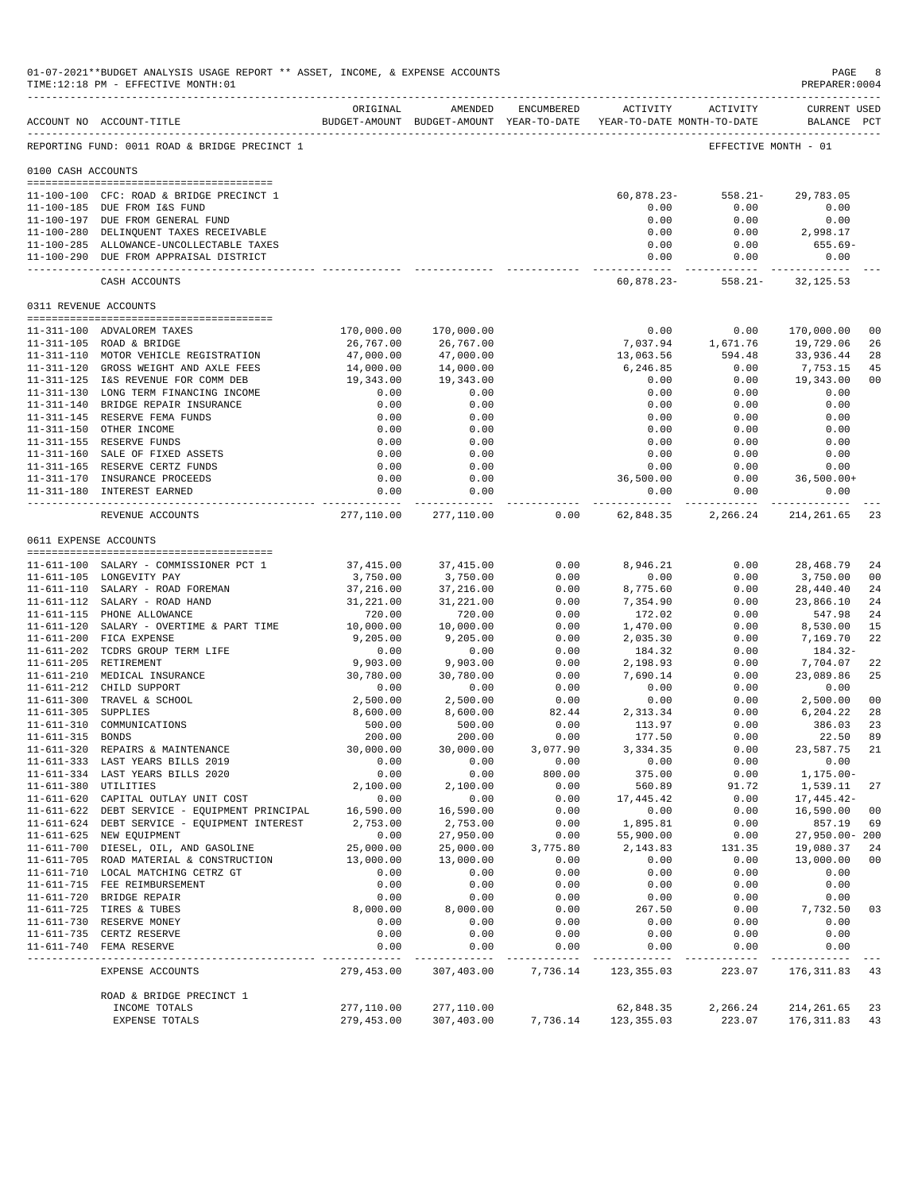01-07-2021**BUDGET ANALYSIS USAGE REPORT ** ASSET, INCOME, & EXPENSE ACCOUNTS

TIME:12:18 PM - EFFECTIVE MONTH:01

PREPARER:0004

| ACCOUNT NO | ACCOUNT-TITLE | ORIGINAL BUDGET-AMOUNT | AMENDED BUDGET-AMOUNT | ENCUMBERED YEAR-TO-DATE | ACTIVITY YEAR-TO-DATE | ACTIVITY MONTH-TO-DATE | CURRENT USED BALANCE | PCT |
|---|---|---|---|---|---|---|---|---|
| REPORTING FUND: 0011 ROAD & BRIDGE PRECINCT 1 | | | | | | EFFECTIVE MONTH - 01 | | |
| **0100 CASH ACCOUNTS** | | | | | | | | |
| 11-100-100 | CFC: ROAD & BRIDGE PRECINCT 1 | | | | 60,878.23- | 558.21- | 29,783.05 | |
| 11-100-185 | DUE FROM I&S FUND | | | | 0.00 | 0.00 | 0.00 | |
| 11-100-197 | DUE FROM GENERAL FUND | | | | 0.00 | 0.00 | 0.00 | |
| 11-100-280 | DELINQUENT TAXES RECEIVABLE | | | | 0.00 | 0.00 | 2,998.17 | |
| 11-100-285 | ALLOWANCE-UNCOLLECTABLE TAXES | | | | 0.00 | 0.00 | 655.69- | |
| 11-100-290 | DUE FROM APPRAISAL DISTRICT | | | | 0.00 | 0.00 | 0.00 | |
| | CASH ACCOUNTS | | | | 60,878.23- | 558.21- | 32,125.53 | |
| **0311 REVENUE ACCOUNTS** | | | | | | | | |
| 11-311-100 | ADVALOREM TAXES | 170,000.00 | 170,000.00 | | 0.00 | 0.00 | 170,000.00 | 00 |
| 11-311-105 | ROAD & BRIDGE | 26,767.00 | 26,767.00 | | 7,037.94 | 1,671.76 | 19,729.06 | 26 |
| 11-311-110 | MOTOR VEHICLE REGISTRATION | 47,000.00 | 47,000.00 | | 13,063.56 | 594.48 | 33,936.44 | 28 |
| 11-311-120 | GROSS WEIGHT AND AXLE FEES | 14,000.00 | 14,000.00 | | 6,246.85 | 0.00 | 7,753.15 | 45 |
| 11-311-125 | I&S REVENUE FOR COMM DEB | 19,343.00 | 19,343.00 | | 0.00 | 0.00 | 19,343.00 | 00 |
| 11-311-130 | LONG TERM FINANCING INCOME | 0.00 | 0.00 | | 0.00 | 0.00 | 0.00 | |
| 11-311-140 | BRIDGE REPAIR INSURANCE | 0.00 | 0.00 | | 0.00 | 0.00 | 0.00 | |
| 11-311-145 | RESERVE FEMA FUNDS | 0.00 | 0.00 | | 0.00 | 0.00 | 0.00 | |
| 11-311-150 | OTHER INCOME | 0.00 | 0.00 | | 0.00 | 0.00 | 0.00 | |
| 11-311-155 | RESERVE FUNDS | 0.00 | 0.00 | | 0.00 | 0.00 | 0.00 | |
| 11-311-160 | SALE OF FIXED ASSETS | 0.00 | 0.00 | | 0.00 | 0.00 | 0.00 | |
| 11-311-165 | RESERVE CERTZ FUNDS | 0.00 | 0.00 | | 0.00 | 0.00 | 0.00 | |
| 11-311-170 | INSURANCE PROCEEDS | 0.00 | 0.00 | | 36,500.00 | 0.00 | 36,500.00+ | |
| 11-311-180 | INTEREST EARNED | 0.00 | 0.00 | | 0.00 | 0.00 | 0.00 | |
| | REVENUE ACCOUNTS | 277,110.00 | 277,110.00 | 0.00 | 62,848.35 | 2,266.24 | 214,261.65 | 23 |
| **0611 EXPENSE ACCOUNTS** | | | | | | | | |
| 11-611-100 | SALARY - COMMISSIONER PCT 1 | 37,415.00 | 37,415.00 | 0.00 | 8,946.21 | 0.00 | 28,468.79 | 24 |
| 11-611-105 | LONGEVITY PAY | 3,750.00 | 3,750.00 | 0.00 | 0.00 | 0.00 | 3,750.00 | 00 |
| 11-611-110 | SALARY - ROAD FOREMAN | 37,216.00 | 37,216.00 | 0.00 | 8,775.60 | 0.00 | 28,440.40 | 24 |
| 11-611-112 | SALARY - ROAD HAND | 31,221.00 | 31,221.00 | 0.00 | 7,354.90 | 0.00 | 23,866.10 | 24 |
| 11-611-115 | PHONE ALLOWANCE | 720.00 | 720.00 | 0.00 | 172.02 | 0.00 | 547.98 | 24 |
| 11-611-120 | SALARY - OVERTIME & PART TIME | 10,000.00 | 10,000.00 | 0.00 | 1,470.00 | 0.00 | 8,530.00 | 15 |
| 11-611-200 | FICA EXPENSE | 9,205.00 | 9,205.00 | 0.00 | 2,035.30 | 0.00 | 7,169.70 | 22 |
| 11-611-202 | TCDRS GROUP TERM LIFE | 0.00 | 0.00 | 0.00 | 184.32 | 0.00 | 184.32- | |
| 11-611-205 | RETIREMENT | 9,903.00 | 9,903.00 | 0.00 | 2,198.93 | 0.00 | 7,704.07 | 22 |
| 11-611-210 | MEDICAL INSURANCE | 30,780.00 | 30,780.00 | 0.00 | 7,690.14 | 0.00 | 23,089.86 | 25 |
| 11-611-212 | CHILD SUPPORT | 0.00 | 0.00 | 0.00 | 0.00 | 0.00 | 0.00 | |
| 11-611-300 | TRAVEL & SCHOOL | 2,500.00 | 2,500.00 | 0.00 | 0.00 | 0.00 | 2,500.00 | 00 |
| 11-611-305 | SUPPLIES | 8,600.00 | 8,600.00 | 82.44 | 2,313.34 | 0.00 | 6,204.22 | 28 |
| 11-611-310 | COMMUNICATIONS | 500.00 | 500.00 | 0.00 | 113.97 | 0.00 | 386.03 | 23 |
| 11-611-315 | BONDS | 200.00 | 200.00 | 0.00 | 177.50 | 0.00 | 22.50 | 89 |
| 11-611-320 | REPAIRS & MAINTENANCE | 30,000.00 | 30,000.00 | 3,077.90 | 3,334.35 | 0.00 | 23,587.75 | 21 |
| 11-611-333 | LAST YEARS BILLS 2019 | 0.00 | 0.00 | 0.00 | 0.00 | 0.00 | 0.00 | |
| 11-611-334 | LAST YEARS BILLS 2020 | 0.00 | 0.00 | 800.00 | 375.00 | 0.00 | 1,175.00- | |
| 11-611-380 | UTILITIES | 2,100.00 | 2,100.00 | 0.00 | 560.89 | 91.72 | 1,539.11 | 27 |
| 11-611-620 | CAPITAL OUTLAY UNIT COST | 0.00 | 0.00 | 0.00 | 17,445.42 | 0.00 | 17,445.42- | |
| 11-611-622 | DEBT SERVICE - EQUIPMENT PRINCIPAL | 16,590.00 | 16,590.00 | 0.00 | 0.00 | 0.00 | 16,590.00 | 00 |
| 11-611-624 | DEBT SERVICE - EQUIPMENT INTEREST | 2,753.00 | 2,753.00 | 0.00 | 1,895.81 | 0.00 | 857.19 | 69 |
| 11-611-625 | NEW EQUIPMENT | 0.00 | 27,950.00 | 0.00 | 55,900.00 | 0.00 | 27,950.00- | 200 |
| 11-611-700 | DIESEL, OIL, AND GASOLINE | 25,000.00 | 25,000.00 | 3,775.80 | 2,143.83 | 131.35 | 19,080.37 | 24 |
| 11-611-705 | ROAD MATERIAL & CONSTRUCTION | 13,000.00 | 13,000.00 | 0.00 | 0.00 | 0.00 | 13,000.00 | 00 |
| 11-611-710 | LOCAL MATCHING CETRZ GT | 0.00 | 0.00 | 0.00 | 0.00 | 0.00 | 0.00 | |
| 11-611-715 | FEE REIMBURSEMENT | 0.00 | 0.00 | 0.00 | 0.00 | 0.00 | 0.00 | |
| 11-611-720 | BRIDGE REPAIR | 0.00 | 0.00 | 0.00 | 0.00 | 0.00 | 0.00 | |
| 11-611-725 | TIRES & TUBES | 8,000.00 | 8,000.00 | 0.00 | 267.50 | 0.00 | 7,732.50 | 03 |
| 11-611-730 | RESERVE MONEY | 0.00 | 0.00 | 0.00 | 0.00 | 0.00 | 0.00 | |
| 11-611-735 | CERTZ RESERVE | 0.00 | 0.00 | 0.00 | 0.00 | 0.00 | 0.00 | |
| 11-611-740 | FEMA RESERVE | 0.00 | 0.00 | 0.00 | 0.00 | 0.00 | 0.00 | |
| | EXPENSE ACCOUNTS | 279,453.00 | 307,403.00 | 7,736.14 | 123,355.03 | 223.07 | 176,311.83 | 43 |
| | ROAD & BRIDGE PRECINCT 1 | | | | | | | |
| | INCOME TOTALS | 277,110.00 | 277,110.00 | | 62,848.35 | 2,266.24 | 214,261.65 | 23 |
| | EXPENSE TOTALS | 279,453.00 | 307,403.00 | 7,736.14 | 123,355.03 | 223.07 | 176,311.83 | 43 |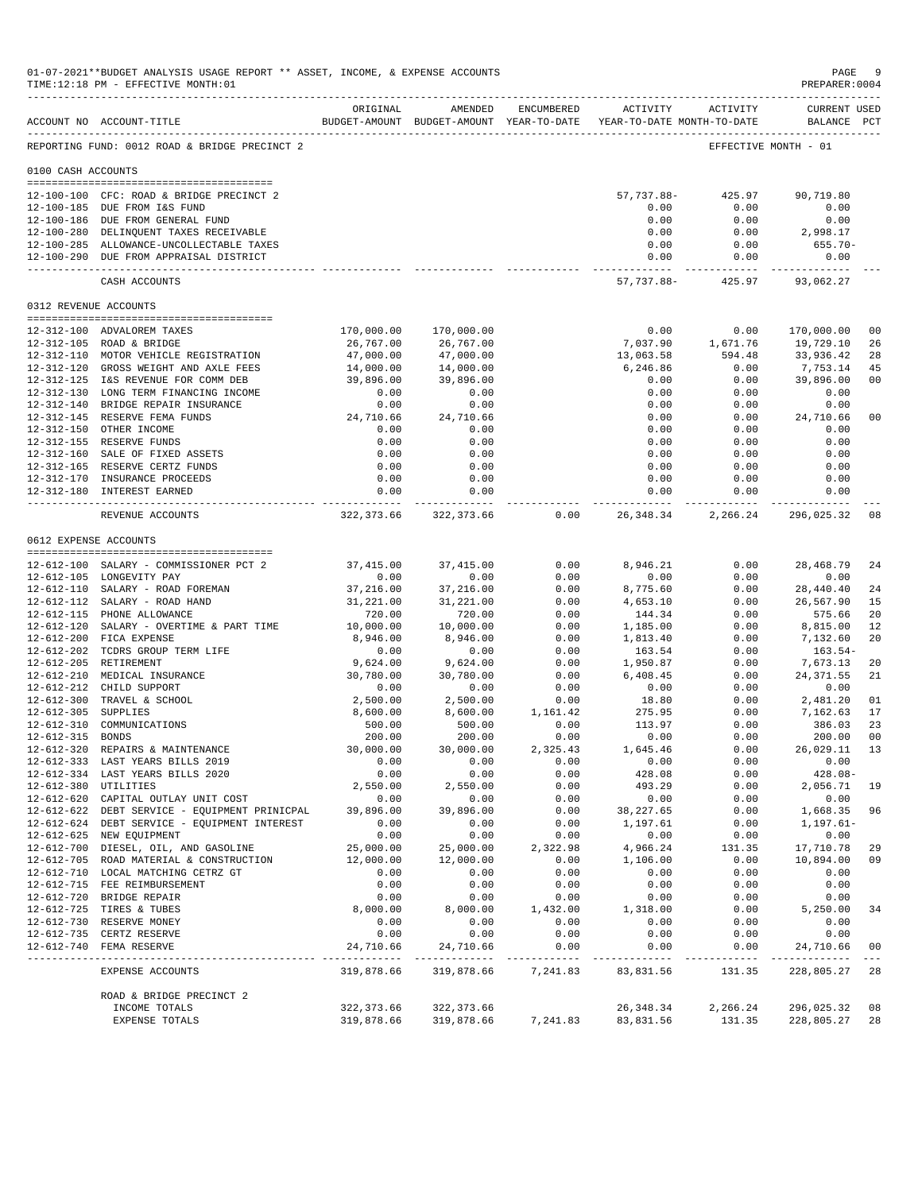01-07-2021**BUDGET ANALYSIS USAGE REPORT ** ASSET, INCOME, & EXPENSE ACCOUNTS
TIME:12:18 PM - EFFECTIVE MONTH:01

PREPARER:0004

REPORTING FUND: 0012 ROAD & BRIDGE PRECINCT 2 — EFFECTIVE MONTH - 01

| ACCOUNT NO | ACCOUNT-TITLE | ORIGINAL BUDGET-AMOUNT | AMENDED BUDGET-AMOUNT | ENCUMBERED YEAR-TO-DATE | ACTIVITY YEAR-TO-DATE | ACTIVITY MONTH-TO-DATE | CURRENT BALANCE | USED PCT |
|---|---|---|---|---|---|---|---|---|
| **0100 CASH ACCOUNTS** | | | | | | | | |
| 12-100-100 | CFC: ROAD & BRIDGE PRECINCT 2 | | | | 57,737.88- | 425.97 | 90,719.80 | |
| 12-100-185 | DUE FROM I&S FUND | | | | 0.00 | 0.00 | 0.00 | |
| 12-100-186 | DUE FROM GENERAL FUND | | | | 0.00 | 0.00 | 0.00 | |
| 12-100-280 | DELINQUENT TAXES RECEIVABLE | | | | 0.00 | 0.00 | 2,998.17 | |
| 12-100-285 | ALLOWANCE-UNCOLLECTABLE TAXES | | | | 0.00 | 0.00 | 655.70- | |
| 12-100-290 | DUE FROM APPRAISAL DISTRICT | | | | 0.00 | 0.00 | 0.00 | |
| | CASH ACCOUNTS | | | | 57,737.88- | 425.97 | 93,062.27 | |
| **0312 REVENUE ACCOUNTS** | | | | | | | | |
| 12-312-100 | ADVALOREM TAXES | 170,000.00 | 170,000.00 | | 0.00 | 0.00 | 170,000.00 | 00 |
| 12-312-105 | ROAD & BRIDGE | 26,767.00 | 26,767.00 | | 7,037.90 | 1,671.76 | 19,729.10 | 26 |
| 12-312-110 | MOTOR VEHICLE REGISTRATION | 47,000.00 | 47,000.00 | | 13,063.58 | 594.48 | 33,936.42 | 28 |
| 12-312-120 | GROSS WEIGHT AND AXLE FEES | 14,000.00 | 14,000.00 | | 6,246.86 | 0.00 | 7,753.14 | 45 |
| 12-312-125 | I&S REVENUE FOR COMM DEB | 39,896.00 | 39,896.00 | | 0.00 | 0.00 | 39,896.00 | 00 |
| 12-312-130 | LONG TERM FINANCING INCOME | 0.00 | 0.00 | | 0.00 | 0.00 | 0.00 | |
| 12-312-140 | BRIDGE REPAIR INSURANCE | 0.00 | 0.00 | | 0.00 | 0.00 | 0.00 | |
| 12-312-145 | RESERVE FEMA FUNDS | 24,710.66 | 24,710.66 | | 0.00 | 0.00 | 24,710.66 | 00 |
| 12-312-150 | OTHER INCOME | 0.00 | 0.00 | | 0.00 | 0.00 | 0.00 | |
| 12-312-155 | RESERVE FUNDS | 0.00 | 0.00 | | 0.00 | 0.00 | 0.00 | |
| 12-312-160 | SALE OF FIXED ASSETS | 0.00 | 0.00 | | 0.00 | 0.00 | 0.00 | |
| 12-312-165 | RESERVE CERTZ FUNDS | 0.00 | 0.00 | | 0.00 | 0.00 | 0.00 | |
| 12-312-170 | INSURANCE PROCEEDS | 0.00 | 0.00 | | 0.00 | 0.00 | 0.00 | |
| 12-312-180 | INTEREST EARNED | 0.00 | 0.00 | | 0.00 | 0.00 | 0.00 | |
| | REVENUE ACCOUNTS | 322,373.66 | 322,373.66 | 0.00 | 26,348.34 | 2,266.24 | 296,025.32 | 08 |
| **0612 EXPENSE ACCOUNTS** | | | | | | | | |
| 12-612-100 | SALARY - COMMISSIONER PCT 2 | 37,415.00 | 37,415.00 | 0.00 | 8,946.21 | 0.00 | 28,468.79 | 24 |
| 12-612-105 | LONGEVITY PAY | 0.00 | 0.00 | 0.00 | 0.00 | 0.00 | 0.00 | |
| 12-612-110 | SALARY - ROAD FOREMAN | 37,216.00 | 37,216.00 | 0.00 | 8,775.60 | 0.00 | 28,440.40 | 24 |
| 12-612-112 | SALARY - ROAD HAND | 31,221.00 | 31,221.00 | 0.00 | 4,653.10 | 0.00 | 26,567.90 | 15 |
| 12-612-115 | PHONE ALLOWANCE | 720.00 | 720.00 | 0.00 | 144.34 | 0.00 | 575.66 | 20 |
| 12-612-120 | SALARY - OVERTIME & PART TIME | 10,000.00 | 10,000.00 | 0.00 | 1,185.00 | 0.00 | 8,815.00 | 12 |
| 12-612-200 | FICA EXPENSE | 8,946.00 | 8,946.00 | 0.00 | 1,813.40 | 0.00 | 7,132.60 | 20 |
| 12-612-202 | TCDRS GROUP TERM LIFE | 0.00 | 0.00 | 0.00 | 163.54 | 0.00 | 163.54- | |
| 12-612-205 | RETIREMENT | 9,624.00 | 9,624.00 | 0.00 | 1,950.87 | 0.00 | 7,673.13 | 20 |
| 12-612-210 | MEDICAL INSURANCE | 30,780.00 | 30,780.00 | 0.00 | 6,408.45 | 0.00 | 24,371.55 | 21 |
| 12-612-212 | CHILD SUPPORT | 0.00 | 0.00 | 0.00 | 0.00 | 0.00 | 0.00 | |
| 12-612-300 | TRAVEL & SCHOOL | 2,500.00 | 2,500.00 | 0.00 | 18.80 | 0.00 | 2,481.20 | 01 |
| 12-612-305 | SUPPLIES | 8,600.00 | 8,600.00 | 1,161.42 | 275.95 | 0.00 | 7,162.63 | 17 |
| 12-612-310 | COMMUNICATIONS | 500.00 | 500.00 | 0.00 | 113.97 | 0.00 | 386.03 | 23 |
| 12-612-315 | BONDS | 200.00 | 200.00 | 0.00 | 0.00 | 0.00 | 200.00 | 00 |
| 12-612-320 | REPAIRS & MAINTENANCE | 30,000.00 | 30,000.00 | 2,325.43 | 1,645.46 | 0.00 | 26,029.11 | 13 |
| 12-612-333 | LAST YEARS BILLS 2019 | 0.00 | 0.00 | 0.00 | 0.00 | 0.00 | 0.00 | |
| 12-612-334 | LAST YEARS BILLS 2020 | 0.00 | 0.00 | 0.00 | 428.08 | 0.00 | 428.08- | |
| 12-612-380 | UTILITIES | 2,550.00 | 2,550.00 | 0.00 | 493.29 | 0.00 | 2,056.71 | 19 |
| 12-612-620 | CAPITAL OUTLAY UNIT COST | 0.00 | 0.00 | 0.00 | 0.00 | 0.00 | 0.00 | |
| 12-612-622 | DEBT SERVICE - EQUIPMENT PRINICPAL | 39,896.00 | 39,896.00 | 0.00 | 38,227.65 | 0.00 | 1,668.35 | 96 |
| 12-612-624 | DEBT SERVICE - EQUIPMENT INTEREST | 0.00 | 0.00 | 0.00 | 1,197.61 | 0.00 | 1,197.61- | |
| 12-612-625 | NEW EQUIPMENT | 0.00 | 0.00 | 0.00 | 0.00 | 0.00 | 0.00 | |
| 12-612-700 | DIESEL, OIL, AND GASOLINE | 25,000.00 | 25,000.00 | 2,322.98 | 4,966.24 | 131.35 | 17,710.78 | 29 |
| 12-612-705 | ROAD MATERIAL & CONSTRUCTION | 12,000.00 | 12,000.00 | 0.00 | 1,106.00 | 0.00 | 10,894.00 | 09 |
| 12-612-710 | LOCAL MATCHING CETRZ GT | 0.00 | 0.00 | 0.00 | 0.00 | 0.00 | 0.00 | |
| 12-612-715 | FEE REIMBURSEMENT | 0.00 | 0.00 | 0.00 | 0.00 | 0.00 | 0.00 | |
| 12-612-720 | BRIDGE REPAIR | 0.00 | 0.00 | 0.00 | 0.00 | 0.00 | 0.00 | |
| 12-612-725 | TIRES & TUBES | 8,000.00 | 8,000.00 | 1,432.00 | 1,318.00 | 0.00 | 5,250.00 | 34 |
| 12-612-730 | RESERVE MONEY | 0.00 | 0.00 | 0.00 | 0.00 | 0.00 | 0.00 | |
| 12-612-735 | CERTZ RESERVE | 0.00 | 0.00 | 0.00 | 0.00 | 0.00 | 0.00 | |
| 12-612-740 | FEMA RESERVE | 24,710.66 | 24,710.66 | 0.00 | 0.00 | 0.00 | 24,710.66 | 00 |
| | EXPENSE ACCOUNTS | 319,878.66 | 319,878.66 | 7,241.83 | 83,831.56 | 131.35 | 228,805.27 | 28 |
| | ROAD & BRIDGE PRECINCT 2 | | | | | | | |
| | INCOME TOTALS | 322,373.66 | 322,373.66 | | 26,348.34 | 2,266.24 | 296,025.32 | 08 |
| | EXPENSE TOTALS | 319,878.66 | 319,878.66 | 7,241.83 | 83,831.56 | 131.35 | 228,805.27 | 28 |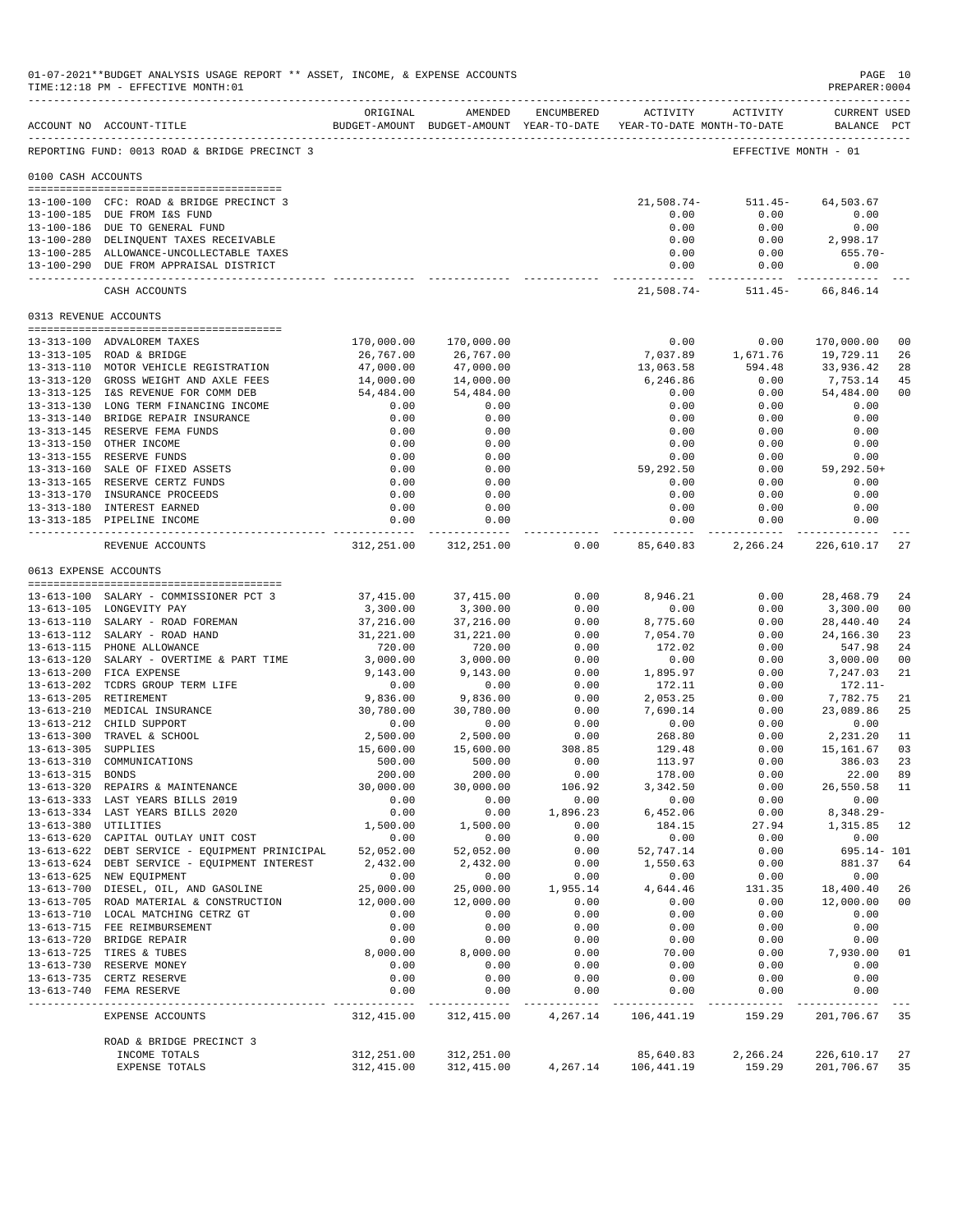01-07-2021**BUDGET ANALYSIS USAGE REPORT ** ASSET, INCOME, & EXPENSE ACCOUNTS
TIME:12:18 PM - EFFECTIVE MONTH:01
PREPARER:0004

REPORTING FUND: 0013 ROAD & BRIDGE PRECINCT 3 — EFFECTIVE MONTH - 01

| ACCOUNT NO | ACCOUNT-TITLE | ORIGINAL BUDGET-AMOUNT | AMENDED BUDGET-AMOUNT | ENCUMBERED YEAR-TO-DATE | ACTIVITY YEAR-TO-DATE | ACTIVITY MONTH-TO-DATE | CURRENT USED BALANCE | PCT |
|---|---|---|---|---|---|---|---|---|
| **0100 CASH ACCOUNTS** | | | | | | | | |
| 13-100-100 | CFC: ROAD & BRIDGE PRECINCT 3 | | | | 21,508.74- | 511.45- | 64,503.67 | |
| 13-100-185 | DUE FROM I&S FUND | | | | 0.00 | 0.00 | 0.00 | |
| 13-100-186 | DUE TO GENERAL FUND | | | | 0.00 | 0.00 | 0.00 | |
| 13-100-280 | DELINQUENT TAXES RECEIVABLE | | | | 0.00 | 0.00 | 2,998.17 | |
| 13-100-285 | ALLOWANCE-UNCOLLECTABLE TAXES | | | | 0.00 | 0.00 | 655.70- | |
| 13-100-290 | DUE FROM APPRAISAL DISTRICT | | | | 0.00 | 0.00 | 0.00 | |
| | CASH ACCOUNTS | | | | 21,508.74- | 511.45- | 66,846.14 | |
| **0313 REVENUE ACCOUNTS** | | | | | | | | |
| 13-313-100 | ADVALOREM TAXES | 170,000.00 | 170,000.00 | | 0.00 | 0.00 | 170,000.00 | 00 |
| 13-313-105 | ROAD & BRIDGE | 26,767.00 | 26,767.00 | | 7,037.89 | 1,671.76 | 19,729.11 | 26 |
| 13-313-110 | MOTOR VEHICLE REGISTRATION | 47,000.00 | 47,000.00 | | 13,063.58 | 594.48 | 33,936.42 | 28 |
| 13-313-120 | GROSS WEIGHT AND AXLE FEES | 14,000.00 | 14,000.00 | | 6,246.86 | 0.00 | 7,753.14 | 45 |
| 13-313-125 | I&S REVENUE FOR COMM DEB | 54,484.00 | 54,484.00 | | 0.00 | 0.00 | 54,484.00 | 00 |
| 13-313-130 | LONG TERM FINANCING INCOME | 0.00 | 0.00 | | 0.00 | 0.00 | 0.00 | |
| 13-313-140 | BRIDGE REPAIR INSURANCE | 0.00 | 0.00 | | 0.00 | 0.00 | 0.00 | |
| 13-313-145 | RESERVE FEMA FUNDS | 0.00 | 0.00 | | 0.00 | 0.00 | 0.00 | |
| 13-313-150 | OTHER INCOME | 0.00 | 0.00 | | 0.00 | 0.00 | 0.00 | |
| 13-313-155 | RESERVE FUNDS | 0.00 | 0.00 | | 0.00 | 0.00 | 0.00 | |
| 13-313-160 | SALE OF FIXED ASSETS | 0.00 | 0.00 | | 59,292.50 | 0.00 | 59,292.50+ | |
| 13-313-165 | RESERVE CERTZ FUNDS | 0.00 | 0.00 | | 0.00 | 0.00 | 0.00 | |
| 13-313-170 | INSURANCE PROCEEDS | 0.00 | 0.00 | | 0.00 | 0.00 | 0.00 | |
| 13-313-180 | INTEREST EARNED | 0.00 | 0.00 | | 0.00 | 0.00 | 0.00 | |
| 13-313-185 | PIPELINE INCOME | 0.00 | 0.00 | | 0.00 | 0.00 | 0.00 | |
| | REVENUE ACCOUNTS | 312,251.00 | 312,251.00 | 0.00 | 85,640.83 | 2,266.24 | 226,610.17 | 27 |
| **0613 EXPENSE ACCOUNTS** | | | | | | | | |
| 13-613-100 | SALARY - COMMISSIONER PCT 3 | 37,415.00 | 37,415.00 | 0.00 | 8,946.21 | 0.00 | 28,468.79 | 24 |
| 13-613-105 | LONGEVITY PAY | 3,300.00 | 3,300.00 | 0.00 | 0.00 | 0.00 | 3,300.00 | 00 |
| 13-613-110 | SALARY - ROAD FOREMAN | 37,216.00 | 37,216.00 | 0.00 | 8,775.60 | 0.00 | 28,440.40 | 24 |
| 13-613-112 | SALARY - ROAD HAND | 31,221.00 | 31,221.00 | 0.00 | 7,054.70 | 0.00 | 24,166.30 | 23 |
| 13-613-115 | PHONE ALLOWANCE | 720.00 | 720.00 | 0.00 | 172.02 | 0.00 | 547.98 | 24 |
| 13-613-120 | SALARY - OVERTIME & PART TIME | 3,000.00 | 3,000.00 | 0.00 | 0.00 | 0.00 | 3,000.00 | 00 |
| 13-613-200 | FICA EXPENSE | 9,143.00 | 9,143.00 | 0.00 | 1,895.97 | 0.00 | 7,247.03 | 21 |
| 13-613-202 | TCDRS GROUP TERM LIFE | 0.00 | 0.00 | 0.00 | 172.11 | 0.00 | 172.11- | |
| 13-613-205 | RETIREMENT | 9,836.00 | 9,836.00 | 0.00 | 2,053.25 | 0.00 | 7,782.75 | 21 |
| 13-613-210 | MEDICAL INSURANCE | 30,780.00 | 30,780.00 | 0.00 | 7,690.14 | 0.00 | 23,089.86 | 25 |
| 13-613-212 | CHILD SUPPORT | 0.00 | 0.00 | 0.00 | 0.00 | 0.00 | 0.00 | |
| 13-613-300 | TRAVEL & SCHOOL | 2,500.00 | 2,500.00 | 0.00 | 268.80 | 0.00 | 2,231.20 | 11 |
| 13-613-305 | SUPPLIES | 15,600.00 | 15,600.00 | 308.85 | 129.48 | 0.00 | 15,161.67 | 03 |
| 13-613-310 | COMMUNICATIONS | 500.00 | 500.00 | 0.00 | 113.97 | 0.00 | 386.03 | 23 |
| 13-613-315 | BONDS | 200.00 | 200.00 | 0.00 | 178.00 | 0.00 | 22.00 | 89 |
| 13-613-320 | REPAIRS & MAINTENANCE | 30,000.00 | 30,000.00 | 106.92 | 3,342.50 | 0.00 | 26,550.58 | 11 |
| 13-613-333 | LAST YEARS BILLS 2019 | 0.00 | 0.00 | 0.00 | 0.00 | 0.00 | 0.00 | |
| 13-613-334 | LAST YEARS BILLS 2020 | 0.00 | 0.00 | 1,896.23 | 6,452.06 | 0.00 | 8,348.29- | |
| 13-613-380 | UTILITIES | 1,500.00 | 1,500.00 | 0.00 | 184.15 | 27.94 | 1,315.85 | 12 |
| 13-613-620 | CAPITAL OUTLAY UNIT COST | 0.00 | 0.00 | 0.00 | 0.00 | 0.00 | 0.00 | |
| 13-613-622 | DEBT SERVICE - EQUIPMENT PRINICIPAL | 52,052.00 | 52,052.00 | 0.00 | 52,747.14 | 0.00 | 695.14- | 101 |
| 13-613-624 | DEBT SERVICE - EQUIPMENT INTEREST | 2,432.00 | 2,432.00 | 0.00 | 1,550.63 | 0.00 | 881.37 | 64 |
| 13-613-625 | NEW EQUIPMENT | 0.00 | 0.00 | 0.00 | 0.00 | 0.00 | 0.00 | |
| 13-613-700 | DIESEL, OIL, AND GASOLINE | 25,000.00 | 25,000.00 | 1,955.14 | 4,644.46 | 131.35 | 18,400.40 | 26 |
| 13-613-705 | ROAD MATERIAL & CONSTRUCTION | 12,000.00 | 12,000.00 | 0.00 | 0.00 | 0.00 | 12,000.00 | 00 |
| 13-613-710 | LOCAL MATCHING CETRZ GT | 0.00 | 0.00 | 0.00 | 0.00 | 0.00 | 0.00 | |
| 13-613-715 | FEE REIMBURSEMENT | 0.00 | 0.00 | 0.00 | 0.00 | 0.00 | 0.00 | |
| 13-613-720 | BRIDGE REPAIR | 0.00 | 0.00 | 0.00 | 0.00 | 0.00 | 0.00 | |
| 13-613-725 | TIRES & TUBES | 8,000.00 | 8,000.00 | 0.00 | 70.00 | 0.00 | 7,930.00 | 01 |
| 13-613-730 | RESERVE MONEY | 0.00 | 0.00 | 0.00 | 0.00 | 0.00 | 0.00 | |
| 13-613-735 | CERTZ RESERVE | 0.00 | 0.00 | 0.00 | 0.00 | 0.00 | 0.00 | |
| 13-613-740 | FEMA RESERVE | 0.00 | 0.00 | 0.00 | 0.00 | 0.00 | 0.00 | |
| | EXPENSE ACCOUNTS | 312,415.00 | 312,415.00 | 4,267.14 | 106,441.19 | 159.29 | 201,706.67 | 35 |
| | ROAD & BRIDGE PRECINCT 3 | | | | | | | |
| | INCOME TOTALS | 312,251.00 | 312,251.00 | | 85,640.83 | 2,266.24 | 226,610.17 | 27 |
| | EXPENSE TOTALS | 312,415.00 | 312,415.00 | 4,267.14 | 106,441.19 | 159.29 | 201,706.67 | 35 |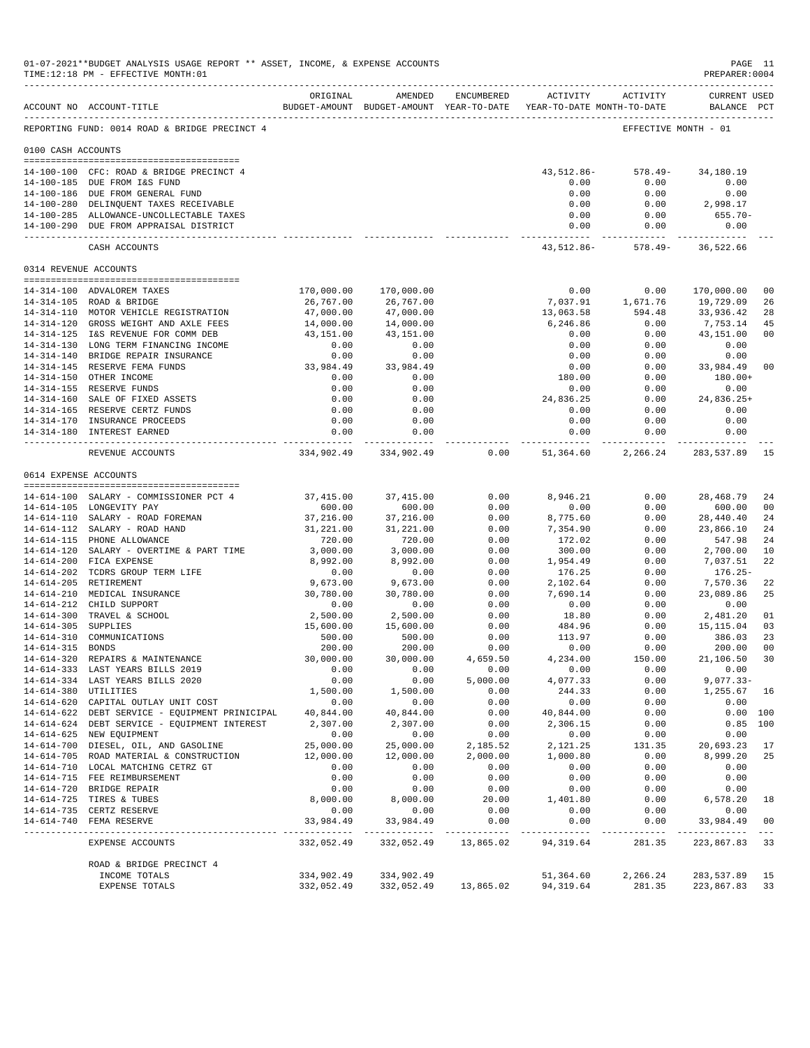01-07-2021**BUDGET ANALYSIS USAGE REPORT ** ASSET, INCOME, & EXPENSE ACCOUNTS
TIME:12:18 PM - EFFECTIVE MONTH:01

PREPARER:0004

REPORTING FUND: 0014 ROAD & BRIDGE PRECINCT 4 — EFFECTIVE MONTH - 01

| ACCOUNT NO | ACCOUNT-TITLE | ORIGINAL BUDGET-AMOUNT | AMENDED BUDGET-AMOUNT | ENCUMBERED YEAR-TO-DATE | ACTIVITY YEAR-TO-DATE | ACTIVITY MONTH-TO-DATE | CURRENT BALANCE | USED PCT |
|---|---|---|---|---|---|---|---|---|
| **0100 CASH ACCOUNTS** | | | | | | | | |
| 14-100-100 | CFC: ROAD & BRIDGE PRECINCT 4 | | | | 43,512.86- | 578.49- | 34,180.19 | |
| 14-100-185 | DUE FROM I&S FUND | | | | 0.00 | 0.00 | 0.00 | |
| 14-100-186 | DUE FROM GENERAL FUND | | | | 0.00 | 0.00 | 0.00 | |
| 14-100-280 | DELINQUENT TAXES RECEIVABLE | | | | 0.00 | 0.00 | 2,998.17 | |
| 14-100-285 | ALLOWANCE-UNCOLLECTABLE TAXES | | | | 0.00 | 0.00 | 655.70- | |
| 14-100-290 | DUE FROM APPRAISAL DISTRICT | | | | 0.00 | 0.00 | 0.00 | |
| | CASH ACCOUNTS | | | | 43,512.86- | 578.49- | 36,522.66 | |
| **0314 REVENUE ACCOUNTS** | | | | | | | | |
| 14-314-100 | ADVALOREM TAXES | 170,000.00 | 170,000.00 | | 0.00 | 0.00 | 170,000.00 | 00 |
| 14-314-105 | ROAD & BRIDGE | 26,767.00 | 26,767.00 | | 7,037.91 | 1,671.76 | 19,729.09 | 26 |
| 14-314-110 | MOTOR VEHICLE REGISTRATION | 47,000.00 | 47,000.00 | | 13,063.58 | 594.48 | 33,936.42 | 28 |
| 14-314-120 | GROSS WEIGHT AND AXLE FEES | 14,000.00 | 14,000.00 | | 6,246.86 | 0.00 | 7,753.14 | 45 |
| 14-314-125 | I&S REVENUE FOR COMM DEB | 43,151.00 | 43,151.00 | | 0.00 | 0.00 | 43,151.00 | 00 |
| 14-314-130 | LONG TERM FINANCING INCOME | 0.00 | 0.00 | | 0.00 | 0.00 | 0.00 | |
| 14-314-140 | BRIDGE REPAIR INSURANCE | 0.00 | 0.00 | | 0.00 | 0.00 | 0.00 | |
| 14-314-145 | RESERVE FEMA FUNDS | 33,984.49 | 33,984.49 | | 0.00 | 0.00 | 33,984.49 | 00 |
| 14-314-150 | OTHER INCOME | 0.00 | 0.00 | | 180.00 | 0.00 | 180.00+ | |
| 14-314-155 | RESERVE FUNDS | 0.00 | 0.00 | | 0.00 | 0.00 | 0.00 | |
| 14-314-160 | SALE OF FIXED ASSETS | 0.00 | 0.00 | | 24,836.25 | 0.00 | 24,836.25+ | |
| 14-314-165 | RESERVE CERTZ FUNDS | 0.00 | 0.00 | | 0.00 | 0.00 | 0.00 | |
| 14-314-170 | INSURANCE PROCEEDS | 0.00 | 0.00 | | 0.00 | 0.00 | 0.00 | |
| 14-314-180 | INTEREST EARNED | 0.00 | 0.00 | | 0.00 | 0.00 | 0.00 | |
| | REVENUE ACCOUNTS | 334,902.49 | 334,902.49 | 0.00 | 51,364.60 | 2,266.24 | 283,537.89 | 15 |
| **0614 EXPENSE ACCOUNTS** | | | | | | | | |
| 14-614-100 | SALARY - COMMISSIONER PCT 4 | 37,415.00 | 37,415.00 | 0.00 | 8,946.21 | 0.00 | 28,468.79 | 24 |
| 14-614-105 | LONGEVITY PAY | 600.00 | 600.00 | 0.00 | 0.00 | 0.00 | 600.00 | 00 |
| 14-614-110 | SALARY - ROAD FOREMAN | 37,216.00 | 37,216.00 | 0.00 | 8,775.60 | 0.00 | 28,440.40 | 24 |
| 14-614-112 | SALARY - ROAD HAND | 31,221.00 | 31,221.00 | 0.00 | 7,354.90 | 0.00 | 23,866.10 | 24 |
| 14-614-115 | PHONE ALLOWANCE | 720.00 | 720.00 | 0.00 | 172.02 | 0.00 | 547.98 | 24 |
| 14-614-120 | SALARY - OVERTIME & PART TIME | 3,000.00 | 3,000.00 | 0.00 | 300.00 | 0.00 | 2,700.00 | 10 |
| 14-614-200 | FICA EXPENSE | 8,992.00 | 8,992.00 | 0.00 | 1,954.49 | 0.00 | 7,037.51 | 22 |
| 14-614-202 | TCDRS GROUP TERM LIFE | 0.00 | 0.00 | 0.00 | 176.25 | 0.00 | 176.25- | |
| 14-614-205 | RETIREMENT | 9,673.00 | 9,673.00 | 0.00 | 2,102.64 | 0.00 | 7,570.36 | 22 |
| 14-614-210 | MEDICAL INSURANCE | 30,780.00 | 30,780.00 | 0.00 | 7,690.14 | 0.00 | 23,089.86 | 25 |
| 14-614-212 | CHILD SUPPORT | 0.00 | 0.00 | 0.00 | 0.00 | 0.00 | 0.00 | |
| 14-614-300 | TRAVEL & SCHOOL | 2,500.00 | 2,500.00 | 0.00 | 18.80 | 0.00 | 2,481.20 | 01 |
| 14-614-305 | SUPPLIES | 15,600.00 | 15,600.00 | 0.00 | 484.96 | 0.00 | 15,115.04 | 03 |
| 14-614-310 | COMMUNICATIONS | 500.00 | 500.00 | 0.00 | 113.97 | 0.00 | 386.03 | 23 |
| 14-614-315 | BONDS | 200.00 | 200.00 | 0.00 | 0.00 | 0.00 | 200.00 | 00 |
| 14-614-320 | REPAIRS & MAINTENANCE | 30,000.00 | 30,000.00 | 4,659.50 | 4,234.00 | 150.00 | 21,106.50 | 30 |
| 14-614-333 | LAST YEARS BILLS 2019 | 0.00 | 0.00 | 0.00 | 0.00 | 0.00 | 0.00 | |
| 14-614-334 | LAST YEARS BILLS 2020 | 0.00 | 0.00 | 5,000.00 | 4,077.33 | 0.00 | 9,077.33- | |
| 14-614-380 | UTILITIES | 1,500.00 | 1,500.00 | 0.00 | 244.33 | 0.00 | 1,255.67 | 16 |
| 14-614-620 | CAPITAL OUTLAY UNIT COST | 0.00 | 0.00 | 0.00 | 0.00 | 0.00 | 0.00 | |
| 14-614-622 | DEBT SERVICE - EQUIPMENT PRINICIPAL | 40,844.00 | 40,844.00 | 0.00 | 40,844.00 | 0.00 | 0.00 | 100 |
| 14-614-624 | DEBT SERVICE - EQUIPMENT INTEREST | 2,307.00 | 2,307.00 | 0.00 | 2,306.15 | 0.00 | 0.85 | 100 |
| 14-614-625 | NEW EQUIPMENT | 0.00 | 0.00 | 0.00 | 0.00 | 0.00 | 0.00 | |
| 14-614-700 | DIESEL, OIL, AND GASOLINE | 25,000.00 | 25,000.00 | 2,185.52 | 2,121.25 | 131.35 | 20,693.23 | 17 |
| 14-614-705 | ROAD MATERIAL & CONSTRUCTION | 12,000.00 | 12,000.00 | 2,000.00 | 1,000.80 | 0.00 | 8,999.20 | 25 |
| 14-614-710 | LOCAL MATCHING CETRZ GT | 0.00 | 0.00 | 0.00 | 0.00 | 0.00 | 0.00 | |
| 14-614-715 | FEE REIMBURSEMENT | 0.00 | 0.00 | 0.00 | 0.00 | 0.00 | 0.00 | |
| 14-614-720 | BRIDGE REPAIR | 0.00 | 0.00 | 0.00 | 0.00 | 0.00 | 0.00 | |
| 14-614-725 | TIRES & TUBES | 8,000.00 | 8,000.00 | 20.00 | 1,401.80 | 0.00 | 6,578.20 | 18 |
| 14-614-735 | CERTZ RESERVE | 0.00 | 0.00 | 0.00 | 0.00 | 0.00 | 0.00 | |
| 14-614-740 | FEMA RESERVE | 33,984.49 | 33,984.49 | 0.00 | 0.00 | 0.00 | 33,984.49 | 00 |
| | EXPENSE ACCOUNTS | 332,052.49 | 332,052.49 | 13,865.02 | 94,319.64 | 281.35 | 223,867.83 | 33 |
| | ROAD & BRIDGE PRECINCT 4 | | | | | | | |
| | INCOME TOTALS | 334,902.49 | 334,902.49 | | 51,364.60 | 2,266.24 | 283,537.89 | 15 |
| | EXPENSE TOTALS | 332,052.49 | 332,052.49 | 13,865.02 | 94,319.64 | 281.35 | 223,867.83 | 33 |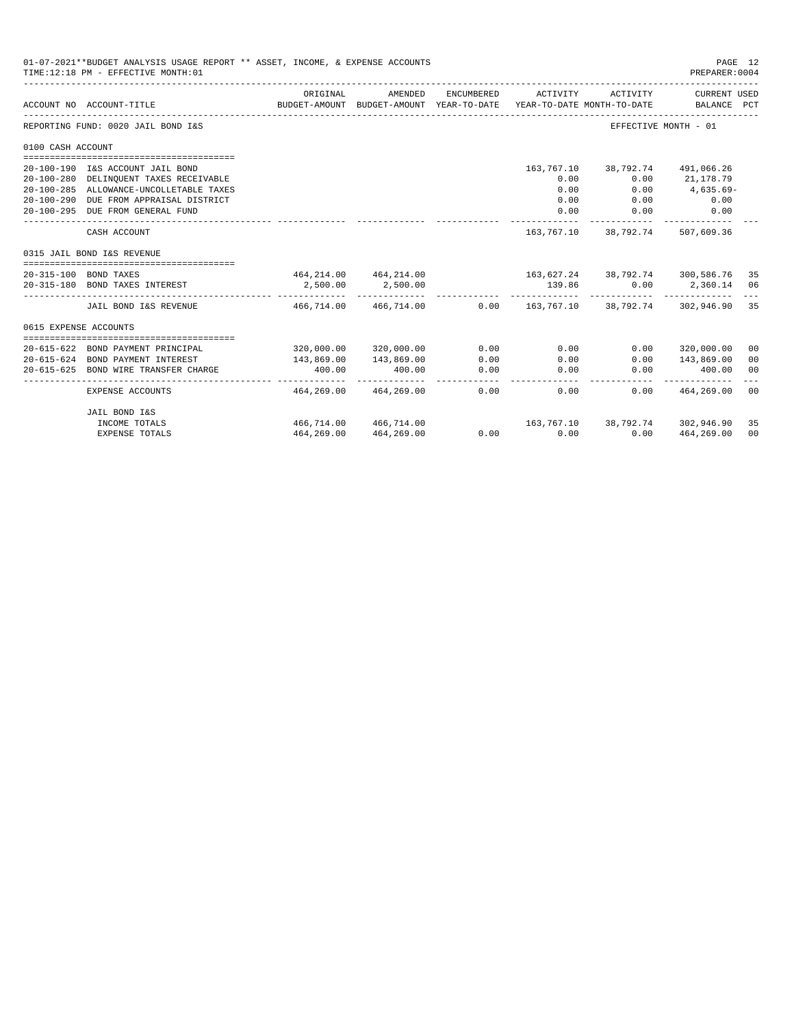01-07-2021**BUDGET ANALYSIS USAGE REPORT ** ASSET, INCOME, & EXPENSE ACCOUNTS

TIME:12:18 PM - EFFECTIVE MONTH:01

PREPARER:0004

| ACCOUNT NO | ACCOUNT-TITLE | ORIGINAL BUDGET-AMOUNT | AMENDED BUDGET-AMOUNT | ENCUMBERED YEAR-TO-DATE | ACTIVITY YEAR-TO-DATE | ACTIVITY MONTH-TO-DATE | CURRENT USED BALANCE | PCT |
|---|---|---|---|---|---|---|---|---|
| REPORTING FUND: 0020 JAIL BOND I&S | | | | | | | EFFECTIVE MONTH - 01 | |
| 0100 CASH ACCOUNT | | | | | | | | |
| 20-100-190 | I&S ACCOUNT JAIL BOND | | | | 163,767.10 | 38,792.74 | 491,066.26 | |
| 20-100-280 | DELINQUENT TAXES RECEIVABLE | | | | 0.00 | 0.00 | 21,178.79 | |
| 20-100-285 | ALLOWANCE-UNCOLLETABLE TAXES | | | | 0.00 | 0.00 | 4,635.69- | |
| 20-100-290 | DUE FROM APPRAISAL DISTRICT | | | | 0.00 | 0.00 | 0.00 | |
| 20-100-295 | DUE FROM GENERAL FUND | | | | 0.00 | 0.00 | 0.00 | |
| | CASH ACCOUNT | | | | 163,767.10 | 38,792.74 | 507,609.36 | |
| 0315 JAIL BOND I&S REVENUE | | | | | | | | |
| 20-315-100 | BOND TAXES | 464,214.00 | 464,214.00 | | 163,627.24 | 38,792.74 | 300,586.76 | 35 |
| 20-315-180 | BOND TAXES INTEREST | 2,500.00 | 2,500.00 | | 139.86 | 0.00 | 2,360.14 | 06 |
| | JAIL BOND I&S REVENUE | 466,714.00 | 466,714.00 | 0.00 | 163,767.10 | 38,792.74 | 302,946.90 | 35 |
| 0615 EXPENSE ACCOUNTS | | | | | | | | |
| 20-615-622 | BOND PAYMENT PRINCIPAL | 320,000.00 | 320,000.00 | 0.00 | 0.00 | 0.00 | 320,000.00 | 00 |
| 20-615-624 | BOND PAYMENT INTEREST | 143,869.00 | 143,869.00 | 0.00 | 0.00 | 0.00 | 143,869.00 | 00 |
| 20-615-625 | BOND WIRE TRANSFER CHARGE | 400.00 | 400.00 | 0.00 | 0.00 | 0.00 | 400.00 | 00 |
| | EXPENSE ACCOUNTS | 464,269.00 | 464,269.00 | 0.00 | 0.00 | 0.00 | 464,269.00 | 00 |
| | JAIL BOND I&S | | | | | | | |
| | INCOME TOTALS | 466,714.00 | 466,714.00 | | 163,767.10 | 38,792.74 | 302,946.90 | 35 |
| | EXPENSE TOTALS | 464,269.00 | 464,269.00 | 0.00 | 0.00 | 0.00 | 464,269.00 | 00 |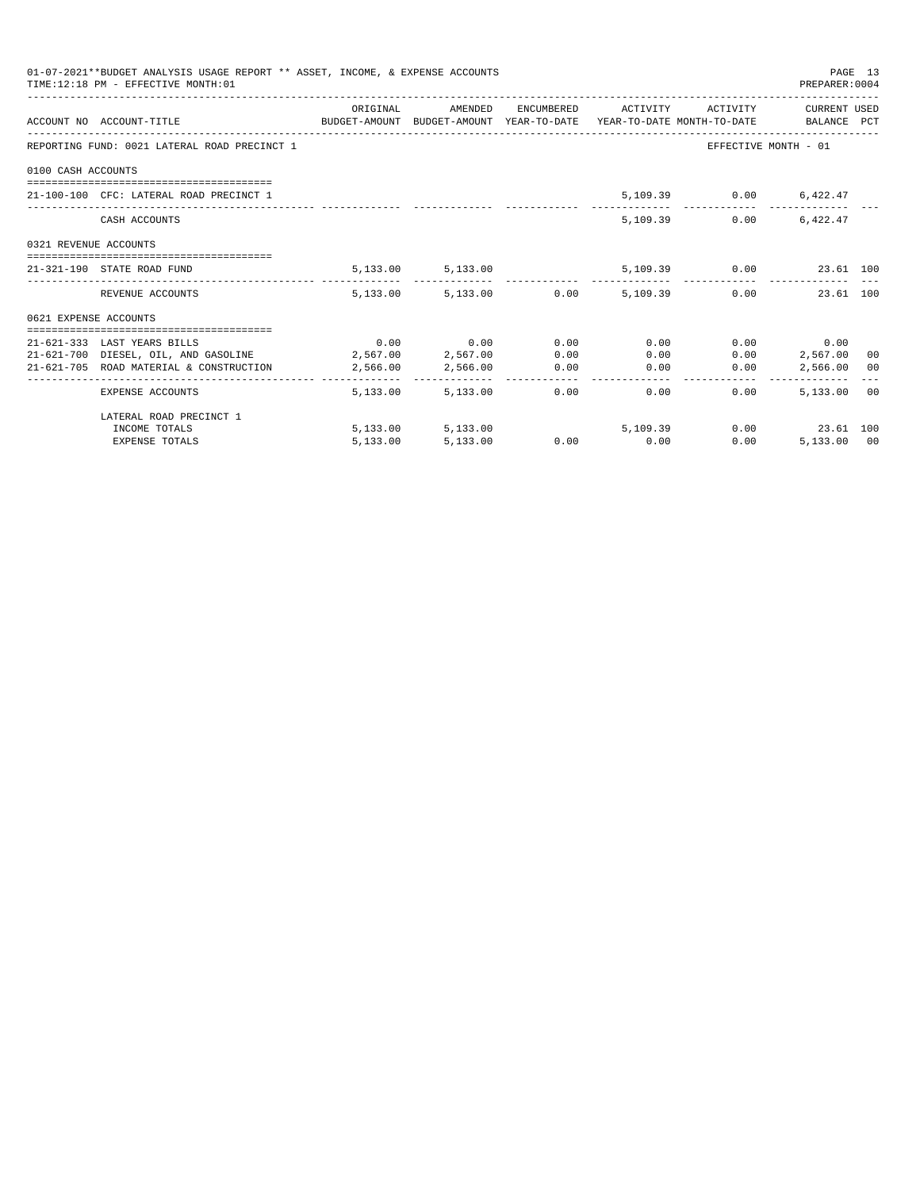01-07-2021**BUDGET ANALYSIS USAGE REPORT ** ASSET, INCOME, & EXPENSE ACCOUNTS
TIME:12:18 PM - EFFECTIVE MONTH:01
PREPARER:0004

| ACCOUNT NO | ACCOUNT-TITLE | ORIGINAL BUDGET-AMOUNT | AMENDED BUDGET-AMOUNT | ENCUMBERED YEAR-TO-DATE | ACTIVITY YEAR-TO-DATE | ACTIVITY MONTH-TO-DATE | CURRENT USED BALANCE | PCT |
|---|---|---|---|---|---|---|---|---|
| REPORTING FUND: 0021 LATERAL ROAD PRECINCT 1 | | | | | | EFFECTIVE MONTH - 01 | | |
| 0100 CASH ACCOUNTS | | | | | | | | |
| 21-100-100 | CFC: LATERAL ROAD PRECINCT 1 | | | | 5,109.39 | 0.00 | 6,422.47 | |
| | CASH ACCOUNTS | | | | 5,109.39 | 0.00 | 6,422.47 | |
| 0321 REVENUE ACCOUNTS | | | | | | | | |
| 21-321-190 | STATE ROAD FUND | 5,133.00 | 5,133.00 | | 5,109.39 | 0.00 | 23.61 | 100 |
| | REVENUE ACCOUNTS | 5,133.00 | 5,133.00 | 0.00 | 5,109.39 | 0.00 | 23.61 | 100 |
| 0621 EXPENSE ACCOUNTS | | | | | | | | |
| 21-621-333 | LAST YEARS BILLS | 0.00 | 0.00 | 0.00 | 0.00 | 0.00 | 0.00 | |
| 21-621-700 | DIESEL, OIL, AND GASOLINE | 2,567.00 | 2,567.00 | 0.00 | 0.00 | 0.00 | 2,567.00 | 00 |
| 21-621-705 | ROAD MATERIAL & CONSTRUCTION | 2,566.00 | 2,566.00 | 0.00 | 0.00 | 0.00 | 2,566.00 | 00 |
| | EXPENSE ACCOUNTS | 5,133.00 | 5,133.00 | 0.00 | 0.00 | 0.00 | 5,133.00 | 00 |
| | LATERAL ROAD PRECINCT 1 | | | | | | | |
| | INCOME TOTALS | 5,133.00 | 5,133.00 | | 5,109.39 | 0.00 | 23.61 | 100 |
| | EXPENSE TOTALS | 5,133.00 | 5,133.00 | 0.00 | 0.00 | 0.00 | 5,133.00 | 00 |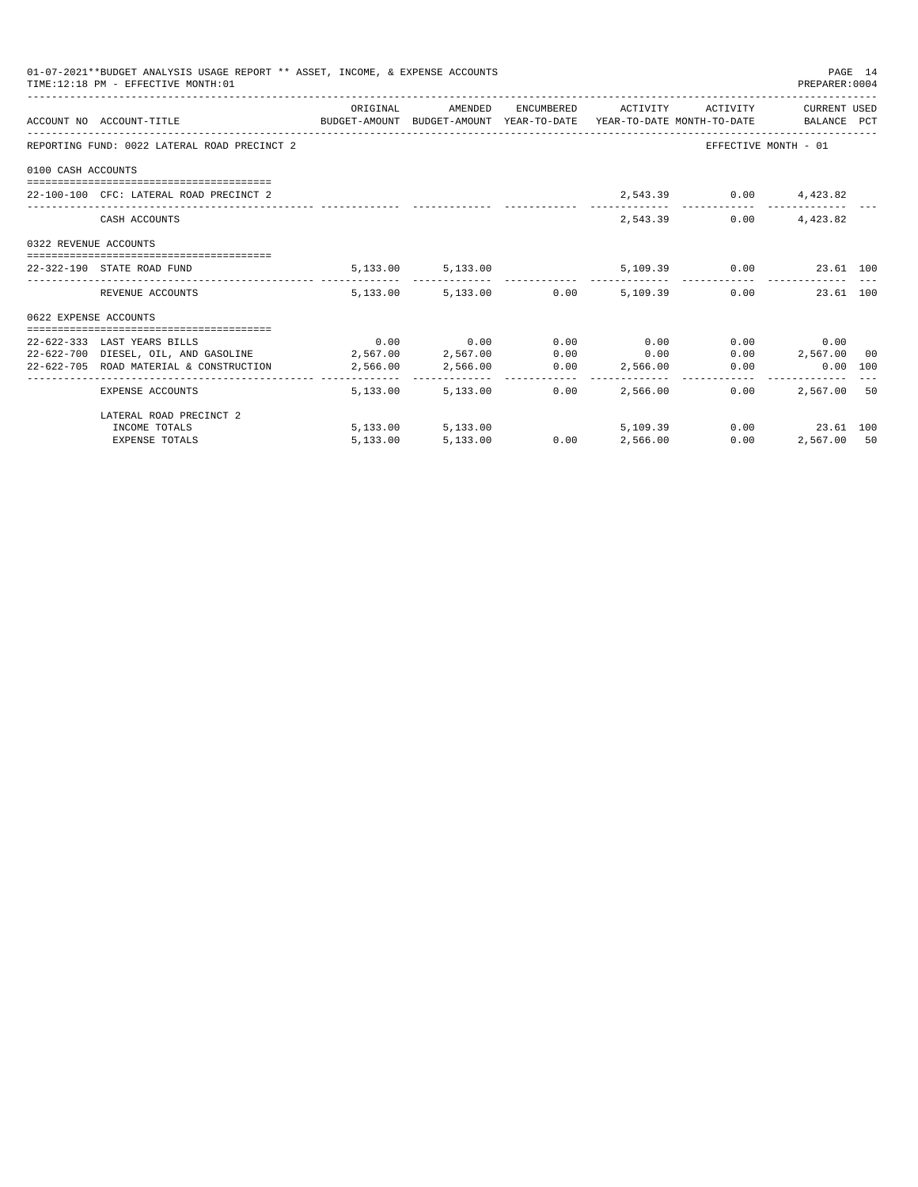01-07-2021**BUDGET ANALYSIS USAGE REPORT ** ASSET, INCOME, & EXPENSE ACCOUNTS
TIME:12:18 PM - EFFECTIVE MONTH:01
PREPARER:0004

| ACCOUNT NO | ACCOUNT-TITLE | ORIGINAL BUDGET-AMOUNT | AMENDED BUDGET-AMOUNT | ENCUMBERED YEAR-TO-DATE | ACTIVITY YEAR-TO-DATE | ACTIVITY MONTH-TO-DATE | CURRENT USED BALANCE | PCT |
|---|---|---|---|---|---|---|---|---|
| REPORTING FUND: 0022 LATERAL ROAD PRECINCT 2 | | | | | | EFFECTIVE MONTH - 01 | | |
| 0100 CASH ACCOUNTS | | | | | | | | |
| 22-100-100 | CFC: LATERAL ROAD PRECINCT 2 | | | | 2,543.39 | 0.00 | 4,423.82 | |
| | CASH ACCOUNTS | | | | 2,543.39 | 0.00 | 4,423.82 | |
| 0322 REVENUE ACCOUNTS | | | | | | | | |
| 22-322-190 | STATE ROAD FUND | 5,133.00 | 5,133.00 | | 5,109.39 | 0.00 | 23.61 | 100 |
| | REVENUE ACCOUNTS | 5,133.00 | 5,133.00 | 0.00 | 5,109.39 | 0.00 | 23.61 | 100 |
| 0622 EXPENSE ACCOUNTS | | | | | | | | |
| 22-622-333 | LAST YEARS BILLS | 0.00 | 0.00 | 0.00 | 0.00 | 0.00 | 0.00 | |
| 22-622-700 | DIESEL, OIL, AND GASOLINE | 2,567.00 | 2,567.00 | 0.00 | 0.00 | 0.00 | 2,567.00 | 00 |
| 22-622-705 | ROAD MATERIAL & CONSTRUCTION | 2,566.00 | 2,566.00 | 0.00 | 2,566.00 | 0.00 | 0.00 | 100 |
| | EXPENSE ACCOUNTS | 5,133.00 | 5,133.00 | 0.00 | 2,566.00 | 0.00 | 2,567.00 | 50 |
| | LATERAL ROAD PRECINCT 2 | | | | | | | |
| | INCOME TOTALS | 5,133.00 | 5,133.00 | | 5,109.39 | 0.00 | 23.61 | 100 |
| | EXPENSE TOTALS | 5,133.00 | 5,133.00 | 0.00 | 2,566.00 | 0.00 | 2,567.00 | 50 |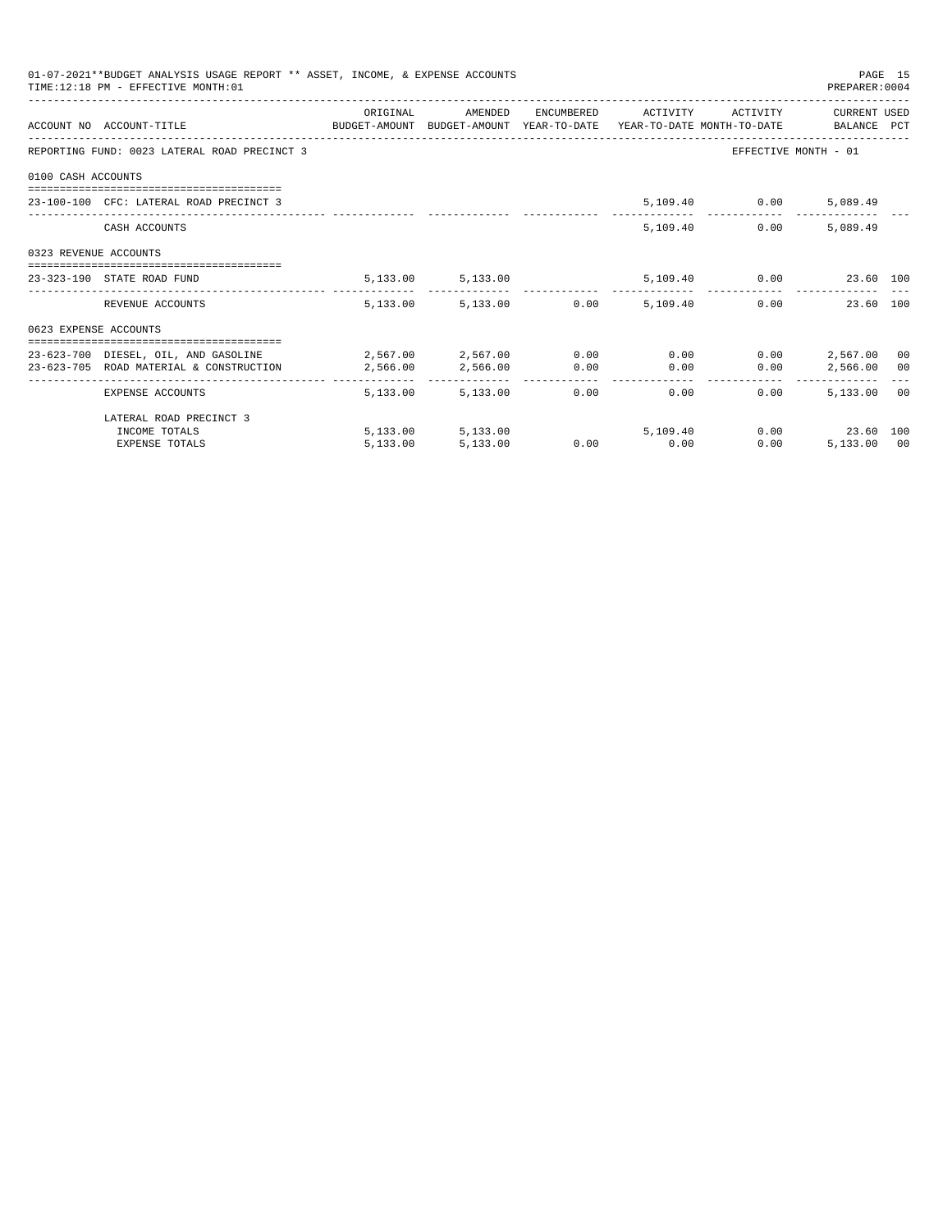01-07-2021**BUDGET ANALYSIS USAGE REPORT ** ASSET, INCOME, & EXPENSE ACCOUNTS
TIME:12:18 PM - EFFECTIVE MONTH:01
PREPARER:0004

| ACCOUNT NO | ACCOUNT-TITLE | ORIGINAL BUDGET-AMOUNT | AMENDED BUDGET-AMOUNT | ENCUMBERED YEAR-TO-DATE | ACTIVITY YEAR-TO-DATE | ACTIVITY MONTH-TO-DATE | CURRENT BALANCE | USED PCT |
|---|---|---|---|---|---|---|---|---|
| REPORTING FUND: 0023 LATERAL ROAD PRECINCT 3 | | | | | | EFFECTIVE MONTH - 01 | | |
| 0100 CASH ACCOUNTS | | | | | | | | |
| 23-100-100 | CFC: LATERAL ROAD PRECINCT 3 | | | | 5,109.40 | 0.00 | 5,089.49 | |
| | CASH ACCOUNTS | | | | 5,109.40 | 0.00 | 5,089.49 | |
| 0323 REVENUE ACCOUNTS | | | | | | | | |
| 23-323-190 | STATE ROAD FUND | 5,133.00 | 5,133.00 | | 5,109.40 | 0.00 | 23.60 | 100 |
| | REVENUE ACCOUNTS | 5,133.00 | 5,133.00 | 0.00 | 5,109.40 | 0.00 | 23.60 | 100 |
| 0623 EXPENSE ACCOUNTS | | | | | | | | |
| 23-623-700 | DIESEL, OIL, AND GASOLINE | 2,567.00 | 2,567.00 | 0.00 | 0.00 | 0.00 | 2,567.00 | 00 |
| 23-623-705 | ROAD MATERIAL & CONSTRUCTION | 2,566.00 | 2,566.00 | 0.00 | 0.00 | 0.00 | 2,566.00 | 00 |
| | EXPENSE ACCOUNTS | 5,133.00 | 5,133.00 | 0.00 | 0.00 | 0.00 | 5,133.00 | 00 |
| | LATERAL ROAD PRECINCT 3 | | | | | | | |
| | INCOME TOTALS | 5,133.00 | 5,133.00 | | 5,109.40 | 0.00 | 23.60 | 100 |
| | EXPENSE TOTALS | 5,133.00 | 5,133.00 | 0.00 | 0.00 | 0.00 | 5,133.00 | 00 |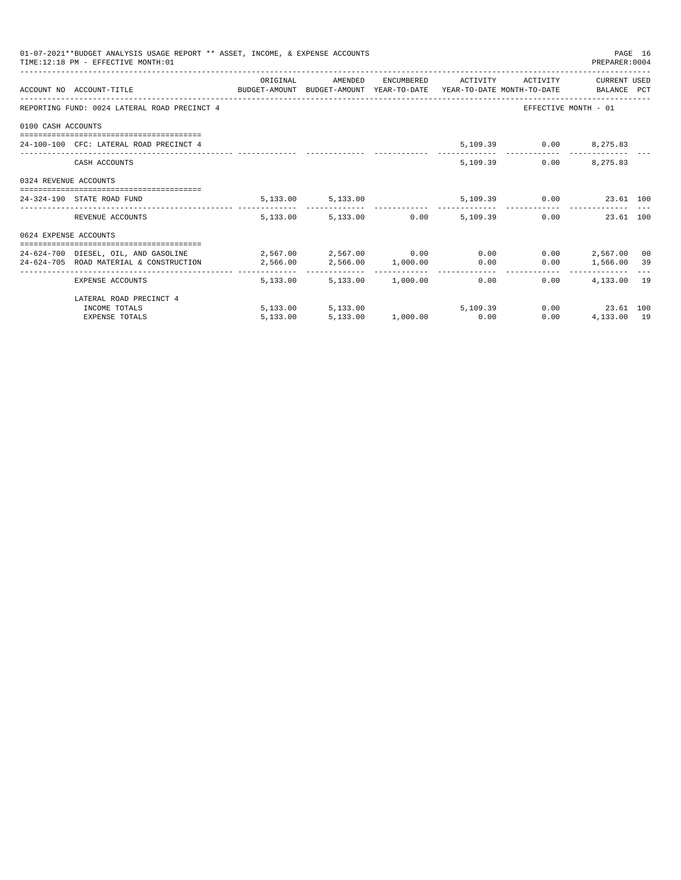01-07-2021**BUDGET ANALYSIS USAGE REPORT ** ASSET, INCOME, & EXPENSE ACCOUNTS

TIME:12:18 PM - EFFECTIVE MONTH:01

PREPARER:0004

| ACCOUNT NO | ACCOUNT-TITLE | ORIGINAL BUDGET-AMOUNT | AMENDED BUDGET-AMOUNT | ENCUMBERED YEAR-TO-DATE | ACTIVITY YEAR-TO-DATE | ACTIVITY MONTH-TO-DATE | CURRENT BALANCE | USED PCT |
|---|---|---|---|---|---|---|---|---|
| REPORTING FUND: 0024 LATERAL ROAD PRECINCT 4 | | | | | | EFFECTIVE MONTH - 01 | | |
| 0100 CASH ACCOUNTS | | | | | | | | |
| 24-100-100 | CFC: LATERAL ROAD PRECINCT 4 | | | | 5,109.39 | 0.00 | 8,275.83 | |
| | CASH ACCOUNTS | | | | 5,109.39 | 0.00 | 8,275.83 | |
| 0324 REVENUE ACCOUNTS | | | | | | | | |
| 24-324-190 | STATE ROAD FUND | 5,133.00 | 5,133.00 | | 5,109.39 | 0.00 | 23.61 | 100 |
| | REVENUE ACCOUNTS | 5,133.00 | 5,133.00 | 0.00 | 5,109.39 | 0.00 | 23.61 | 100 |
| 0624 EXPENSE ACCOUNTS | | | | | | | | |
| 24-624-700 | DIESEL, OIL, AND GASOLINE | 2,567.00 | 2,567.00 | 0.00 | 0.00 | 0.00 | 2,567.00 | 00 |
| 24-624-705 | ROAD MATERIAL & CONSTRUCTION | 2,566.00 | 2,566.00 | 1,000.00 | 0.00 | 0.00 | 1,566.00 | 39 |
| | EXPENSE ACCOUNTS | 5,133.00 | 5,133.00 | 1,000.00 | 0.00 | 0.00 | 4,133.00 | 19 |
| | LATERAL ROAD PRECINCT 4 | | | | | | | |
| | INCOME TOTALS | 5,133.00 | 5,133.00 | | 5,109.39 | 0.00 | 23.61 | 100 |
| | EXPENSE TOTALS | 5,133.00 | 5,133.00 | 1,000.00 | 0.00 | 0.00 | 4,133.00 | 19 |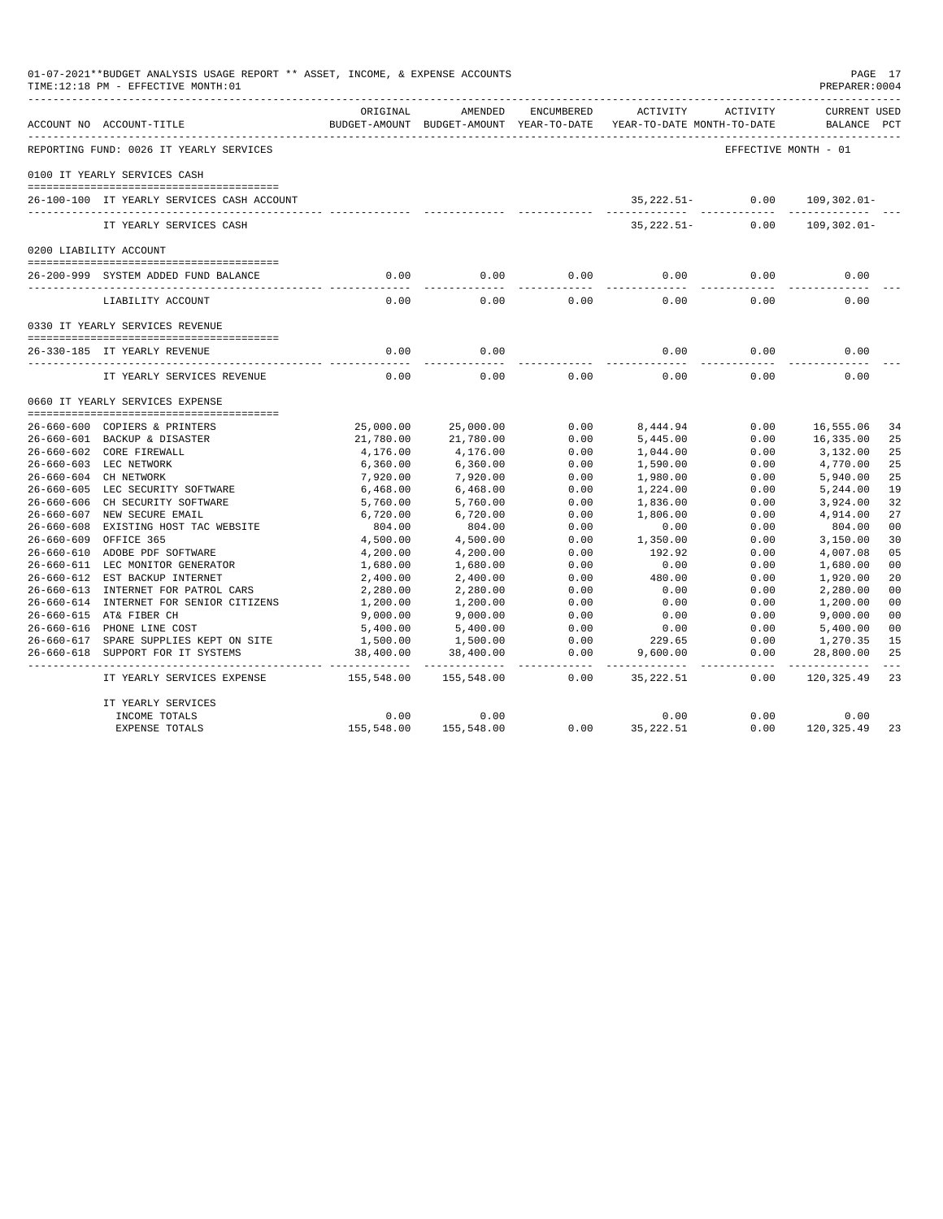01-07-2021**BUDGET ANALYSIS USAGE REPORT ** ASSET, INCOME, & EXPENSE ACCOUNTS
TIME:12:18 PM - EFFECTIVE MONTH:01

PREPARER:0004

| ACCOUNT NO | ACCOUNT-TITLE | ORIGINAL BUDGET-AMOUNT | AMENDED BUDGET-AMOUNT | ENCUMBERED YEAR-TO-DATE | ACTIVITY YEAR-TO-DATE | ACTIVITY MONTH-TO-DATE | CURRENT USED BALANCE | PCT |
|---|---|---|---|---|---|---|---|---|
| REPORTING FUND: 0026 IT YEARLY SERVICES | | | | | | EFFECTIVE MONTH - 01 | | |
| 0100 IT YEARLY SERVICES CASH | | | | | | | | |
| 26-100-100 | IT YEARLY SERVICES CASH ACCOUNT | | | | 35,222.51- | 0.00 | 109,302.01- | |
| | IT YEARLY SERVICES CASH | | | | 35,222.51- | 0.00 | 109,302.01- | |
| 0200 LIABILITY ACCOUNT | | | | | | | | |
| 26-200-999 | SYSTEM ADDED FUND BALANCE | 0.00 | 0.00 | 0.00 | 0.00 | 0.00 | 0.00 | |
| | LIABILITY ACCOUNT | 0.00 | 0.00 | 0.00 | 0.00 | 0.00 | 0.00 | |
| 0330 IT YEARLY SERVICES REVENUE | | | | | | | | |
| 26-330-185 | IT YEARLY REVENUE | 0.00 | 0.00 | | 0.00 | 0.00 | 0.00 | |
| | IT YEARLY SERVICES REVENUE | 0.00 | 0.00 | 0.00 | 0.00 | 0.00 | 0.00 | |
| 0660 IT YEARLY SERVICES EXPENSE | | | | | | | | |
| 26-660-600 | COPIERS & PRINTERS | 25,000.00 | 25,000.00 | 0.00 | 8,444.94 | 0.00 | 16,555.06 | 34 |
| 26-660-601 | BACKUP & DISASTER | 21,780.00 | 21,780.00 | 0.00 | 5,445.00 | 0.00 | 16,335.00 | 25 |
| 26-660-602 | CORE FIREWALL | 4,176.00 | 4,176.00 | 0.00 | 1,044.00 | 0.00 | 3,132.00 | 25 |
| 26-660-603 | LEC NETWORK | 6,360.00 | 6,360.00 | 0.00 | 1,590.00 | 0.00 | 4,770.00 | 25 |
| 26-660-604 | CH NETWORK | 7,920.00 | 7,920.00 | 0.00 | 1,980.00 | 0.00 | 5,940.00 | 25 |
| 26-660-605 | LEC SECURITY SOFTWARE | 6,468.00 | 6,468.00 | 0.00 | 1,224.00 | 0.00 | 5,244.00 | 19 |
| 26-660-606 | CH SECURITY SOFTWARE | 5,760.00 | 5,760.00 | 0.00 | 1,836.00 | 0.00 | 3,924.00 | 32 |
| 26-660-607 | NEW SECURE EMAIL | 6,720.00 | 6,720.00 | 0.00 | 1,806.00 | 0.00 | 4,914.00 | 27 |
| 26-660-608 | EXISTING HOST TAC WEBSITE | 804.00 | 804.00 | 0.00 | 0.00 | 0.00 | 804.00 | 00 |
| 26-660-609 | OFFICE 365 | 4,500.00 | 4,500.00 | 0.00 | 1,350.00 | 0.00 | 3,150.00 | 30 |
| 26-660-610 | ADOBE PDF SOFTWARE | 4,200.00 | 4,200.00 | 0.00 | 192.92 | 0.00 | 4,007.08 | 05 |
| 26-660-611 | LEC MONITOR GENERATOR | 1,680.00 | 1,680.00 | 0.00 | 0.00 | 0.00 | 1,680.00 | 00 |
| 26-660-612 | EST BACKUP INTERNET | 2,400.00 | 2,400.00 | 0.00 | 480.00 | 0.00 | 1,920.00 | 20 |
| 26-660-613 | INTERNET FOR PATROL CARS | 2,280.00 | 2,280.00 | 0.00 | 0.00 | 0.00 | 2,280.00 | 00 |
| 26-660-614 | INTERNET FOR SENIOR CITIZENS | 1,200.00 | 1,200.00 | 0.00 | 0.00 | 0.00 | 1,200.00 | 00 |
| 26-660-615 | AT& FIBER CH | 9,000.00 | 9,000.00 | 0.00 | 0.00 | 0.00 | 9,000.00 | 00 |
| 26-660-616 | PHONE LINE COST | 5,400.00 | 5,400.00 | 0.00 | 0.00 | 0.00 | 5,400.00 | 00 |
| 26-660-617 | SPARE SUPPLIES KEPT ON SITE | 1,500.00 | 1,500.00 | 0.00 | 229.65 | 0.00 | 1,270.35 | 15 |
| 26-660-618 | SUPPORT FOR IT SYSTEMS | 38,400.00 | 38,400.00 | 0.00 | 9,600.00 | 0.00 | 28,800.00 | 25 |
| | IT YEARLY SERVICES EXPENSE | 155,548.00 | 155,548.00 | 0.00 | 35,222.51 | 0.00 | 120,325.49 | 23 |
| | IT YEARLY SERVICES | | | | | | | |
| | INCOME TOTALS | 0.00 | 0.00 | | 0.00 | 0.00 | 0.00 | |
| | EXPENSE TOTALS | 155,548.00 | 155,548.00 | 0.00 | 35,222.51 | 0.00 | 120,325.49 | 23 |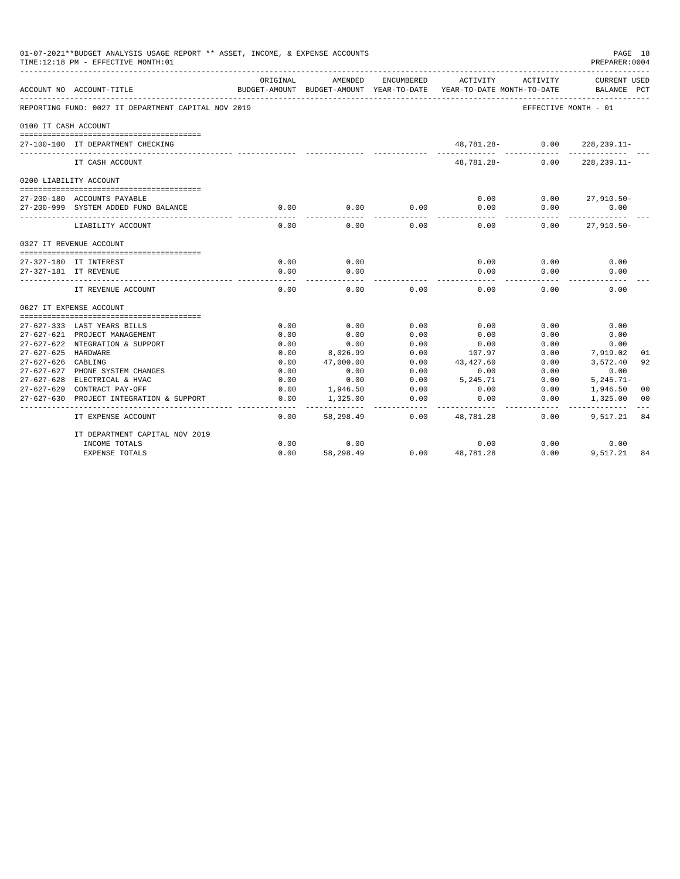01-07-2021**BUDGET ANALYSIS USAGE REPORT ** ASSET, INCOME, & EXPENSE ACCOUNTS
TIME:12:18 PM - EFFECTIVE MONTH:01

PREPARER:0004

| ACCOUNT NO | ACCOUNT-TITLE | ORIGINAL BUDGET-AMOUNT | AMENDED BUDGET-AMOUNT | ENCUMBERED YEAR-TO-DATE | ACTIVITY YEAR-TO-DATE | ACTIVITY MONTH-TO-DATE | CURRENT BALANCE | USED PCT |
|---|---|---|---|---|---|---|---|---|
| REPORTING FUND: 0027 IT DEPARTMENT CAPITAL NOV 2019 | | | | | | EFFECTIVE MONTH - 01 | | |
| 0100 IT CASH ACCOUNT | | | | | | | | |
| 27-100-100 | IT DEPARTMENT CHECKING | | | | 48,781.28- | 0.00 | 228,239.11- | |
| | IT CASH ACCOUNT | | | | 48,781.28- | 0.00 | 228,239.11- | |
| 0200 LIABILITY ACCOUNT | | | | | | | | |
| 27-200-180 | ACCOUNTS PAYABLE | | | | 0.00 | 0.00 | 27,910.50- | |
| 27-200-999 | SYSTEM ADDED FUND BALANCE | 0.00 | 0.00 | 0.00 | 0.00 | 0.00 | 0.00 | |
| | LIABILITY ACCOUNT | 0.00 | 0.00 | 0.00 | 0.00 | 0.00 | 27,910.50- | |
| 0327 IT REVENUE ACCOUNT | | | | | | | | |
| 27-327-180 | IT INTEREST | 0.00 | 0.00 | | 0.00 | 0.00 | 0.00 | |
| 27-327-181 | IT REVENUE | 0.00 | 0.00 | | 0.00 | 0.00 | 0.00 | |
| | IT REVENUE ACCOUNT | 0.00 | 0.00 | 0.00 | 0.00 | 0.00 | 0.00 | |
| 0627 IT EXPENSE ACCOUNT | | | | | | | | |
| 27-627-333 | LAST YEARS BILLS | 0.00 | 0.00 | 0.00 | 0.00 | 0.00 | 0.00 | |
| 27-627-621 | PROJECT MANAGEMENT | 0.00 | 0.00 | 0.00 | 0.00 | 0.00 | 0.00 | |
| 27-627-622 | NTEGRATION & SUPPORT | 0.00 | 0.00 | 0.00 | 0.00 | 0.00 | 0.00 | |
| 27-627-625 | HARDWARE | 0.00 | 8,026.99 | 0.00 | 107.97 | 0.00 | 7,919.02 | 01 |
| 27-627-626 | CABLING | 0.00 | 47,000.00 | 0.00 | 43,427.60 | 0.00 | 3,572.40 | 92 |
| 27-627-627 | PHONE SYSTEM CHANGES | 0.00 | 0.00 | 0.00 | 0.00 | 0.00 | 0.00 | |
| 27-627-628 | ELECTRICAL & HVAC | 0.00 | 0.00 | 0.00 | 5,245.71 | 0.00 | 5,245.71- | |
| 27-627-629 | CONTRACT PAY-OFF | 0.00 | 1,946.50 | 0.00 | 0.00 | 0.00 | 1,946.50 | 00 |
| 27-627-630 | PROJECT INTEGRATION & SUPPORT | 0.00 | 1,325.00 | 0.00 | 0.00 | 0.00 | 1,325.00 | 00 |
| | IT EXPENSE ACCOUNT | 0.00 | 58,298.49 | 0.00 | 48,781.28 | 0.00 | 9,517.21 | 84 |
| | IT DEPARTMENT CAPITAL NOV 2019 | | | | | | | |
| | INCOME TOTALS | 0.00 | 0.00 | | 0.00 | 0.00 | 0.00 | |
| | EXPENSE TOTALS | 0.00 | 58,298.49 | 0.00 | 48,781.28 | 0.00 | 9,517.21 | 84 |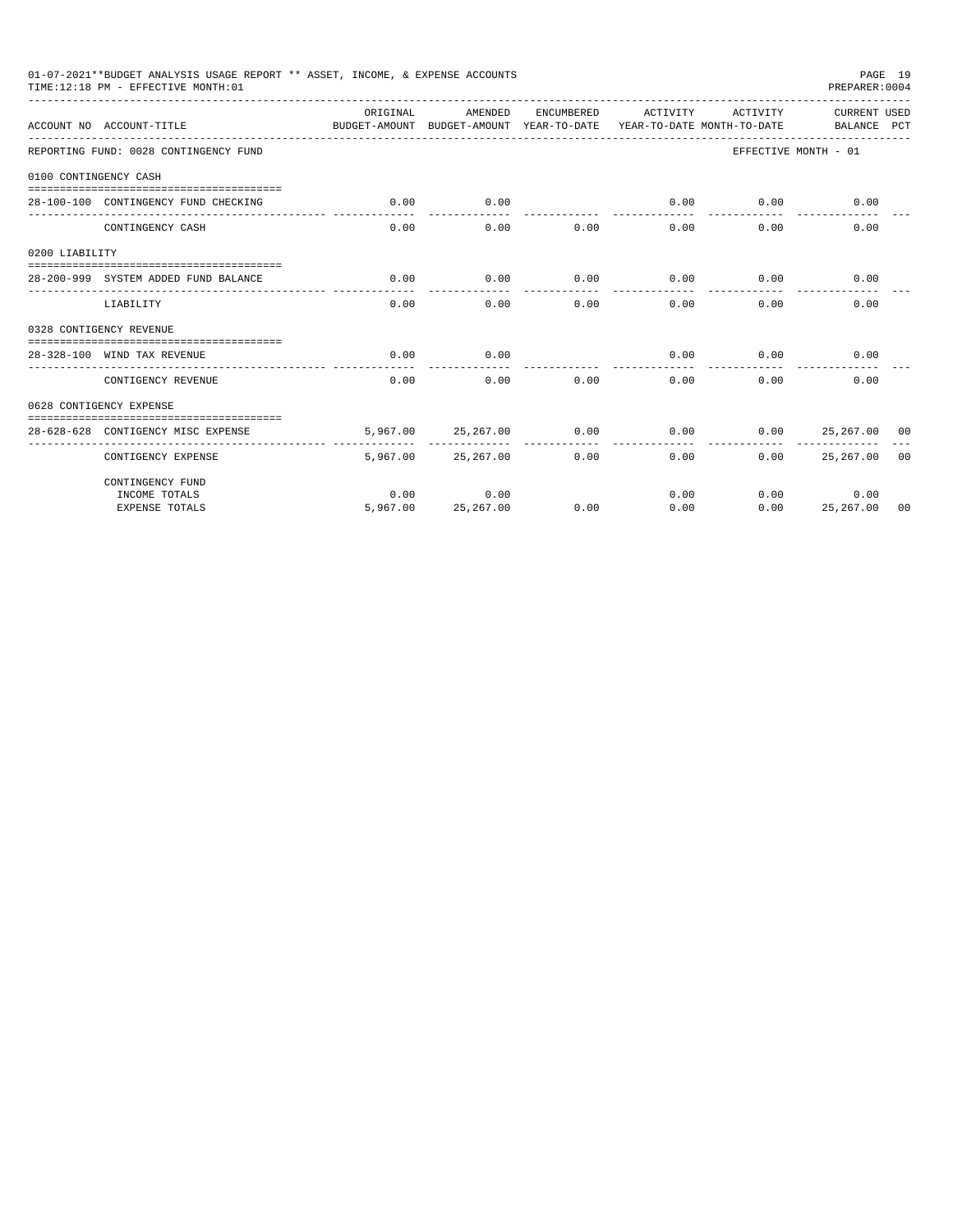01-07-2021**BUDGET ANALYSIS USAGE REPORT ** ASSET, INCOME, & EXPENSE ACCOUNTS
TIME:12:18 PM - EFFECTIVE MONTH:01
PREPARER:0004

| ACCOUNT NO | ACCOUNT-TITLE | ORIGINAL BUDGET-AMOUNT | AMENDED BUDGET-AMOUNT | ENCUMBERED YEAR-TO-DATE | ACTIVITY YEAR-TO-DATE | ACTIVITY MONTH-TO-DATE | CURRENT BALANCE | USED PCT |
|---|---|---|---|---|---|---|---|---|
| REPORTING FUND: 0028 CONTINGENCY FUND | | | | | | | EFFECTIVE MONTH - 01 | |
| 0100 CONTINGENCY CASH | | | | | | | | |
| 28-100-100 | CONTINGENCY FUND CHECKING | 0.00 | 0.00 | | 0.00 | 0.00 | 0.00 | |
| | CONTINGENCY CASH | 0.00 | 0.00 | 0.00 | 0.00 | 0.00 | 0.00 | |
| 0200 LIABILITY | | | | | | | | |
| 28-200-999 | SYSTEM ADDED FUND BALANCE | 0.00 | 0.00 | 0.00 | 0.00 | 0.00 | 0.00 | |
| | LIABILITY | 0.00 | 0.00 | 0.00 | 0.00 | 0.00 | 0.00 | |
| 0328 CONTIGENCY REVENUE | | | | | | | | |
| 28-328-100 | WIND TAX REVENUE | 0.00 | 0.00 | | 0.00 | 0.00 | 0.00 | |
| | CONTIGENCY REVENUE | 0.00 | 0.00 | 0.00 | 0.00 | 0.00 | 0.00 | |
| 0628 CONTIGENCY EXPENSE | | | | | | | | |
| 28-628-628 | CONTIGENCY MISC EXPENSE | 5,967.00 | 25,267.00 | 0.00 | 0.00 | 0.00 | 25,267.00 | 00 |
| | CONTIGENCY EXPENSE | 5,967.00 | 25,267.00 | 0.00 | 0.00 | 0.00 | 25,267.00 | 00 |
| | CONTINGENCY FUND | | | | | | | |
| | INCOME TOTALS | 0.00 | 0.00 | | 0.00 | 0.00 | 0.00 | |
| | EXPENSE TOTALS | 5,967.00 | 25,267.00 | 0.00 | 0.00 | 0.00 | 25,267.00 | 00 |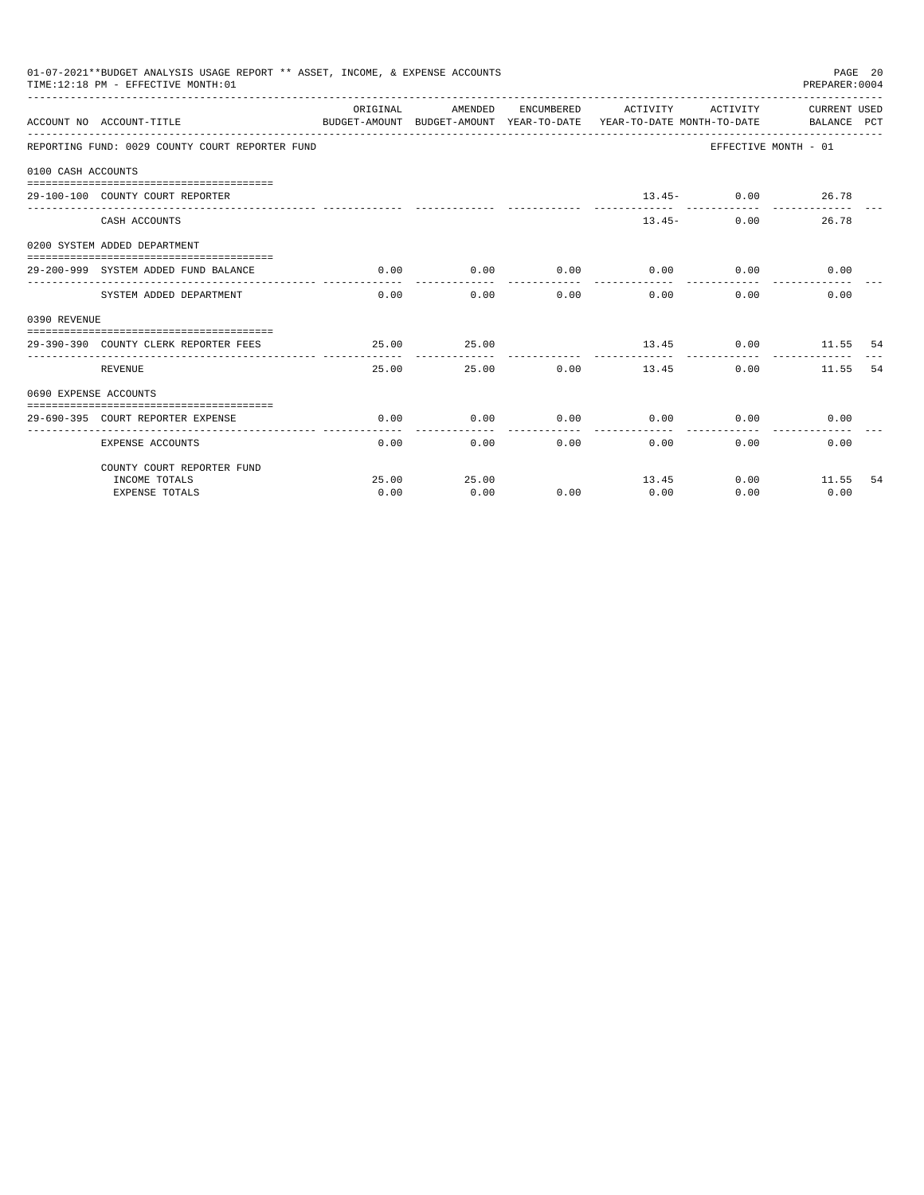01-07-2021**BUDGET ANALYSIS USAGE REPORT ** ASSET, INCOME, & EXPENSE ACCOUNTS
TIME:12:18 PM - EFFECTIVE MONTH:01

PREPARER:0004

| ACCOUNT NO | ACCOUNT-TITLE | ORIGINAL BUDGET-AMOUNT | AMENDED BUDGET-AMOUNT | ENCUMBERED YEAR-TO-DATE | ACTIVITY YEAR-TO-DATE | ACTIVITY MONTH-TO-DATE | CURRENT USED BALANCE | PCT |
|---|---|---|---|---|---|---|---|---|
| REPORTING FUND: 0029 COUNTY COURT REPORTER FUND | | | | | | EFFECTIVE MONTH - 01 | | |
| 0100 CASH ACCOUNTS | | | | | | | | |
| 29-100-100 | COUNTY COURT REPORTER | | | | 13.45- | 0.00 | 26.78 | |
| | CASH ACCOUNTS | | | | 13.45- | 0.00 | 26.78 | |
| 0200 SYSTEM ADDED DEPARTMENT | | | | | | | | |
| 29-200-999 | SYSTEM ADDED FUND BALANCE | 0.00 | 0.00 | 0.00 | 0.00 | 0.00 | 0.00 | |
| | SYSTEM ADDED DEPARTMENT | 0.00 | 0.00 | 0.00 | 0.00 | 0.00 | 0.00 | |
| 0390 REVENUE | | | | | | | | |
| 29-390-390 | COUNTY CLERK REPORTER FEES | 25.00 | 25.00 | | 13.45 | 0.00 | 11.55 | 54 |
| | REVENUE | 25.00 | 25.00 | 0.00 | 13.45 | 0.00 | 11.55 | 54 |
| 0690 EXPENSE ACCOUNTS | | | | | | | | |
| 29-690-395 | COURT REPORTER EXPENSE | 0.00 | 0.00 | 0.00 | 0.00 | 0.00 | 0.00 | |
| | EXPENSE ACCOUNTS | 0.00 | 0.00 | 0.00 | 0.00 | 0.00 | 0.00 | |
| | COUNTY COURT REPORTER FUND | | | | | | | |
| | INCOME TOTALS | 25.00 | 25.00 | | 13.45 | 0.00 | 11.55 | 54 |
| | EXPENSE TOTALS | 0.00 | 0.00 | 0.00 | 0.00 | 0.00 | 0.00 | |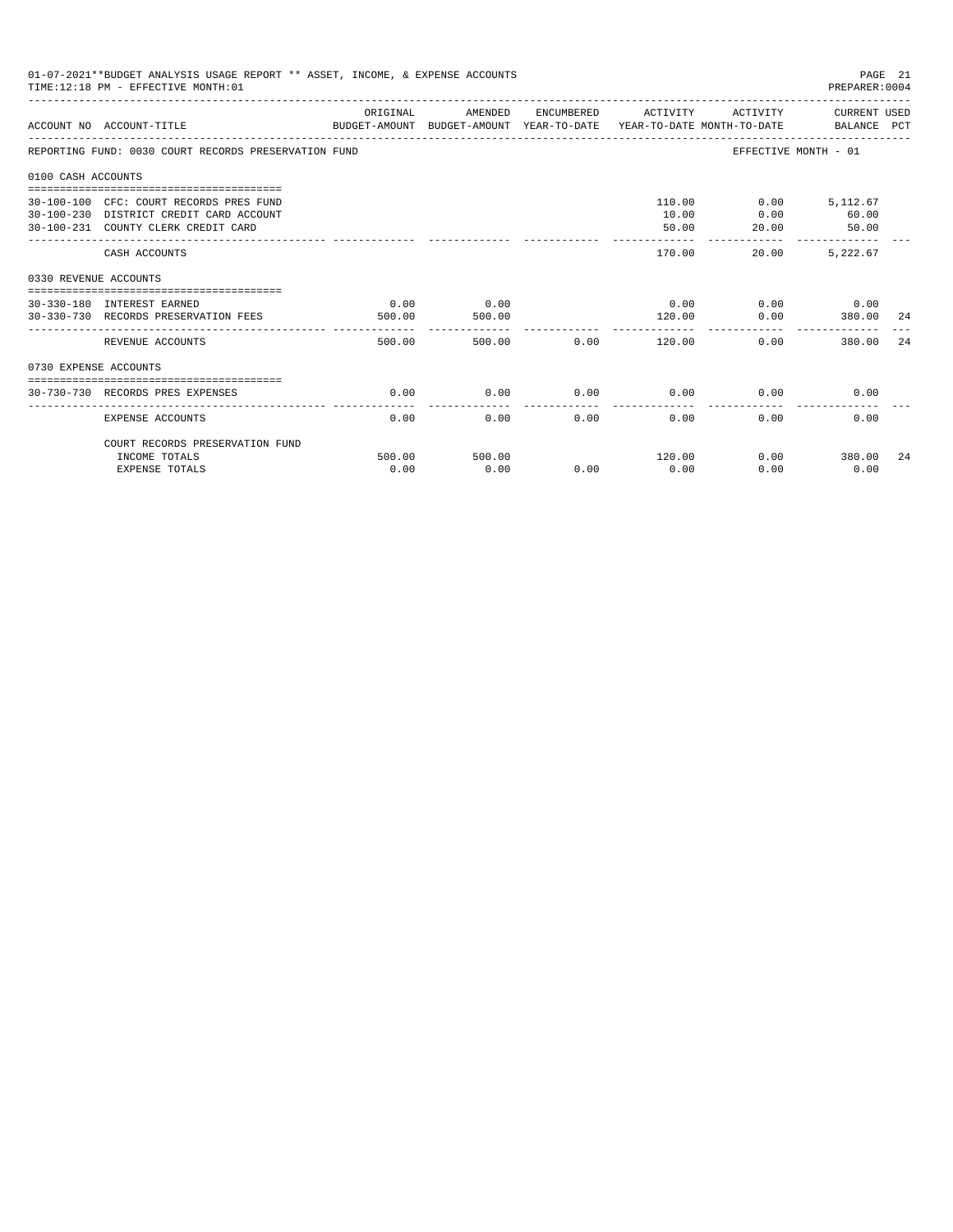01-07-2021**BUDGET ANALYSIS USAGE REPORT ** ASSET, INCOME, & EXPENSE ACCOUNTS

TIME:12:18 PM - EFFECTIVE MONTH:01

PREPARER:0004

| ACCOUNT NO | ACCOUNT-TITLE | ORIGINAL BUDGET-AMOUNT | AMENDED BUDGET-AMOUNT | ENCUMBERED YEAR-TO-DATE | ACTIVITY YEAR-TO-DATE | ACTIVITY MONTH-TO-DATE | CURRENT USED BALANCE | PCT |
|---|---|---|---|---|---|---|---|---|
| REPORTING FUND: 0030 COURT RECORDS PRESERVATION FUND | | | | | | EFFECTIVE MONTH - 01 | | |
| 0100 CASH ACCOUNTS | | | | | | | | |
| 30-100-100 | CFC: COURT RECORDS PRES FUND | | | | 110.00 | 0.00 | 5,112.67 | |
| 30-100-230 | DISTRICT CREDIT CARD ACCOUNT | | | | 10.00 | 0.00 | 60.00 | |
| 30-100-231 | COUNTY CLERK CREDIT CARD | | | | 50.00 | 20.00 | 50.00 | |
| | CASH ACCOUNTS | | | | 170.00 | 20.00 | 5,222.67 | |
| 0330 REVENUE ACCOUNTS | | | | | | | | |
| 30-330-180 | INTEREST EARNED | 0.00 | 0.00 | | 0.00 | 0.00 | 0.00 | |
| 30-330-730 | RECORDS PRESERVATION FEES | 500.00 | 500.00 | | 120.00 | 0.00 | 380.00 | 24 |
| | REVENUE ACCOUNTS | 500.00 | 500.00 | 0.00 | 120.00 | 0.00 | 380.00 | 24 |
| 0730 EXPENSE ACCOUNTS | | | | | | | | |
| 30-730-730 | RECORDS PRES EXPENSES | 0.00 | 0.00 | 0.00 | 0.00 | 0.00 | 0.00 | |
| | EXPENSE ACCOUNTS | 0.00 | 0.00 | 0.00 | 0.00 | 0.00 | 0.00 | |
| | COURT RECORDS PRESERVATION FUND | | | | | | | |
| | INCOME TOTALS | 500.00 | 500.00 | | 120.00 | 0.00 | 380.00 | 24 |
| | EXPENSE TOTALS | 0.00 | 0.00 | 0.00 | 0.00 | 0.00 | 0.00 | |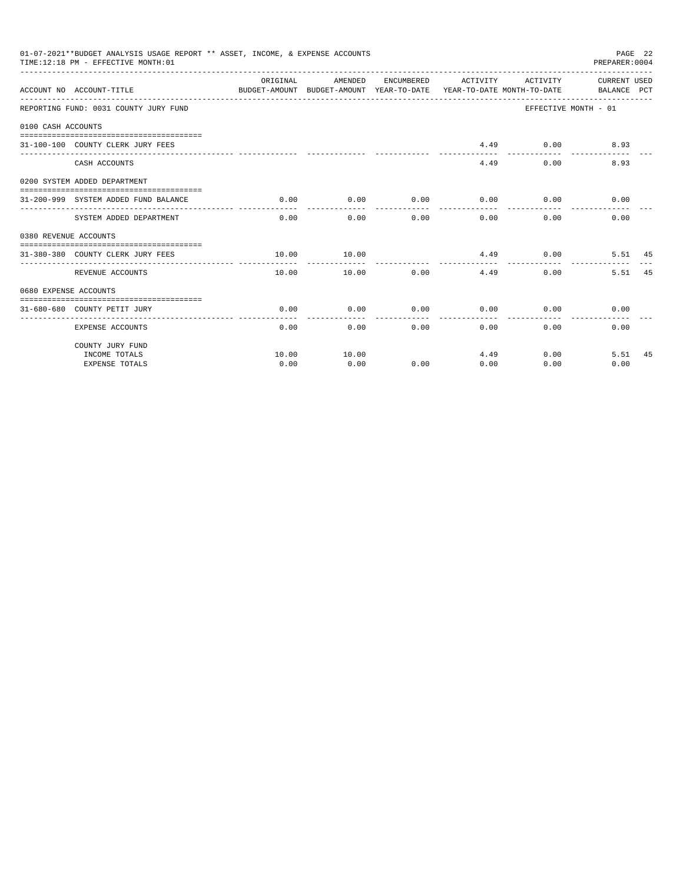01-07-2021**BUDGET ANALYSIS USAGE REPORT ** ASSET, INCOME, & EXPENSE ACCOUNTS
TIME:12:18 PM - EFFECTIVE MONTH:01

PREPARER:0004

| ACCOUNT NO | ACCOUNT-TITLE | ORIGINAL BUDGET-AMOUNT | AMENDED BUDGET-AMOUNT | ENCUMBERED YEAR-TO-DATE | ACTIVITY YEAR-TO-DATE | ACTIVITY MONTH-TO-DATE | CURRENT BALANCE | USED PCT |
|---|---|---|---|---|---|---|---|---|
| REPORTING FUND: 0031 COUNTY JURY FUND | | | | | | EFFECTIVE MONTH - 01 | | |
| 0100 CASH ACCOUNTS | | | | | | | | |
| 31-100-100 | COUNTY CLERK JURY FEES | | | | 4.49 | 0.00 | 8.93 | |
| | CASH ACCOUNTS | | | | 4.49 | 0.00 | 8.93 | |
| 0200 SYSTEM ADDED DEPARTMENT | | | | | | | | |
| 31-200-999 | SYSTEM ADDED FUND BALANCE | 0.00 | 0.00 | 0.00 | 0.00 | 0.00 | 0.00 | |
| | SYSTEM ADDED DEPARTMENT | 0.00 | 0.00 | 0.00 | 0.00 | 0.00 | 0.00 | |
| 0380 REVENUE ACCOUNTS | | | | | | | | |
| 31-380-380 | COUNTY CLERK JURY FEES | 10.00 | 10.00 | | 4.49 | 0.00 | 5.51 | 45 |
| | REVENUE ACCOUNTS | 10.00 | 10.00 | 0.00 | 4.49 | 0.00 | 5.51 | 45 |
| 0680 EXPENSE ACCOUNTS | | | | | | | | |
| 31-680-680 | COUNTY PETIT JURY | 0.00 | 0.00 | 0.00 | 0.00 | 0.00 | 0.00 | |
| | EXPENSE ACCOUNTS | 0.00 | 0.00 | 0.00 | 0.00 | 0.00 | 0.00 | |
| | COUNTY JURY FUND | | | | | | | |
| | INCOME TOTALS | 10.00 | 10.00 | | 4.49 | 0.00 | 5.51 | 45 |
| | EXPENSE TOTALS | 0.00 | 0.00 | 0.00 | 0.00 | 0.00 | 0.00 | |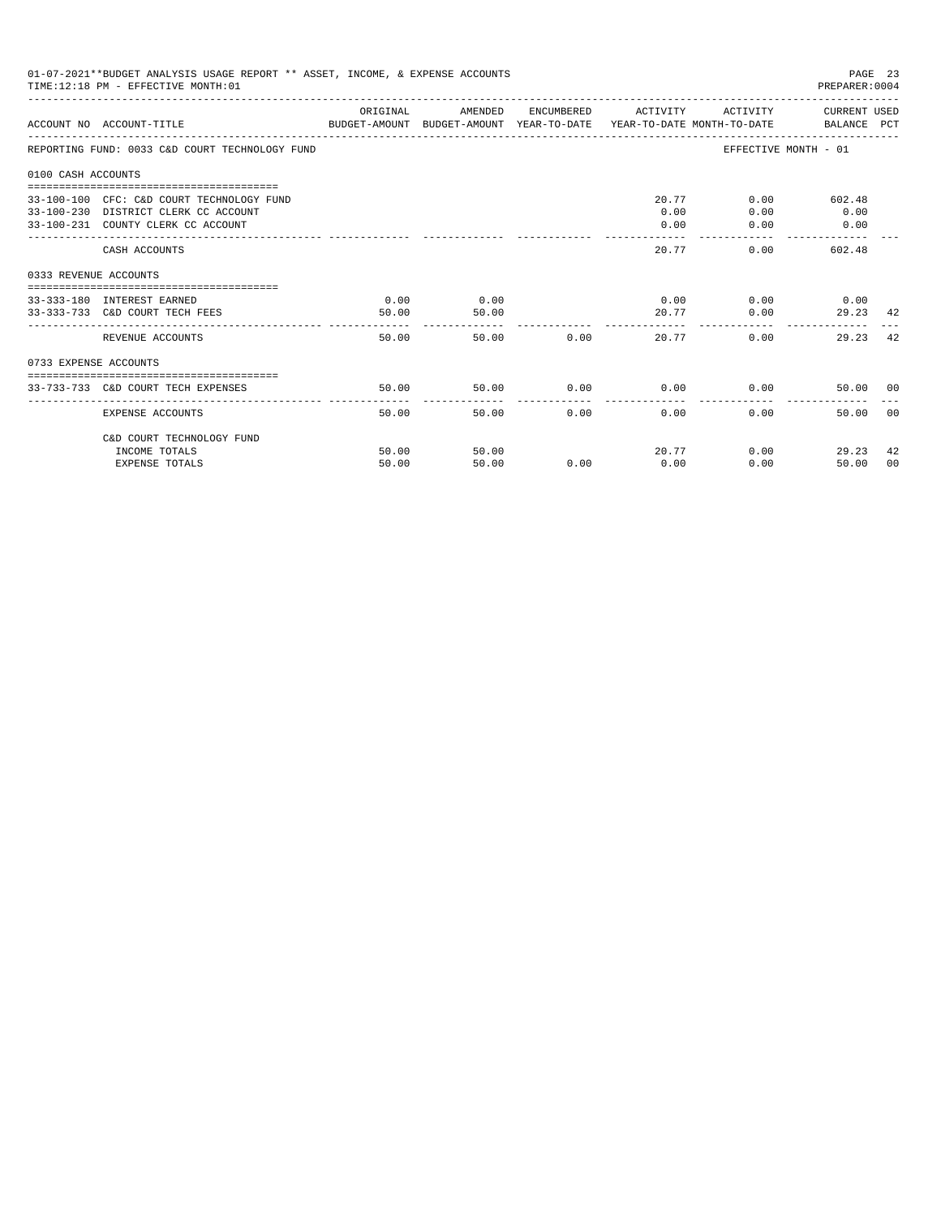01-07-2021**BUDGET ANALYSIS USAGE REPORT ** ASSET, INCOME, & EXPENSE ACCOUNTS
TIME:12:18 PM - EFFECTIVE MONTH:01
PREPARER:0004

| ACCOUNT NO | ACCOUNT-TITLE | ORIGINAL BUDGET-AMOUNT | AMENDED BUDGET-AMOUNT | ENCUMBERED YEAR-TO-DATE | ACTIVITY YEAR-TO-DATE | ACTIVITY MONTH-TO-DATE | CURRENT USED BALANCE | PCT |
|---|---|---|---|---|---|---|---|---|
| REPORTING FUND: 0033 C&D COURT TECHNOLOGY FUND | | | | | | EFFECTIVE MONTH - 01 | | |
| 0100 CASH ACCOUNTS | | | | | | | | |
| 33-100-100 | CFC: C&D COURT TECHNOLOGY FUND | | | | 20.77 | 0.00 | 602.48 | |
| 33-100-230 | DISTRICT CLERK CC ACCOUNT | | | | 0.00 | 0.00 | 0.00 | |
| 33-100-231 | COUNTY CLERK CC ACCOUNT | | | | 0.00 | 0.00 | 0.00 | |
| | CASH ACCOUNTS | | | | 20.77 | 0.00 | 602.48 | |
| 0333 REVENUE ACCOUNTS | | | | | | | | |
| 33-333-180 | INTEREST EARNED | 0.00 | 0.00 | | 0.00 | 0.00 | 0.00 | |
| 33-333-733 | C&D COURT TECH FEES | 50.00 | 50.00 | | 20.77 | 0.00 | 29.23 | 42 |
| | REVENUE ACCOUNTS | 50.00 | 50.00 | 0.00 | 20.77 | 0.00 | 29.23 | 42 |
| 0733 EXPENSE ACCOUNTS | | | | | | | | |
| 33-733-733 | C&D COURT TECH EXPENSES | 50.00 | 50.00 | 0.00 | 0.00 | 0.00 | 50.00 | 00 |
| | EXPENSE ACCOUNTS | 50.00 | 50.00 | 0.00 | 0.00 | 0.00 | 50.00 | 00 |
| | C&D COURT TECHNOLOGY FUND | | | | | | | |
| | INCOME TOTALS | 50.00 | 50.00 | | 20.77 | 0.00 | 29.23 | 42 |
| | EXPENSE TOTALS | 50.00 | 50.00 | 0.00 | 0.00 | 0.00 | 50.00 | 00 |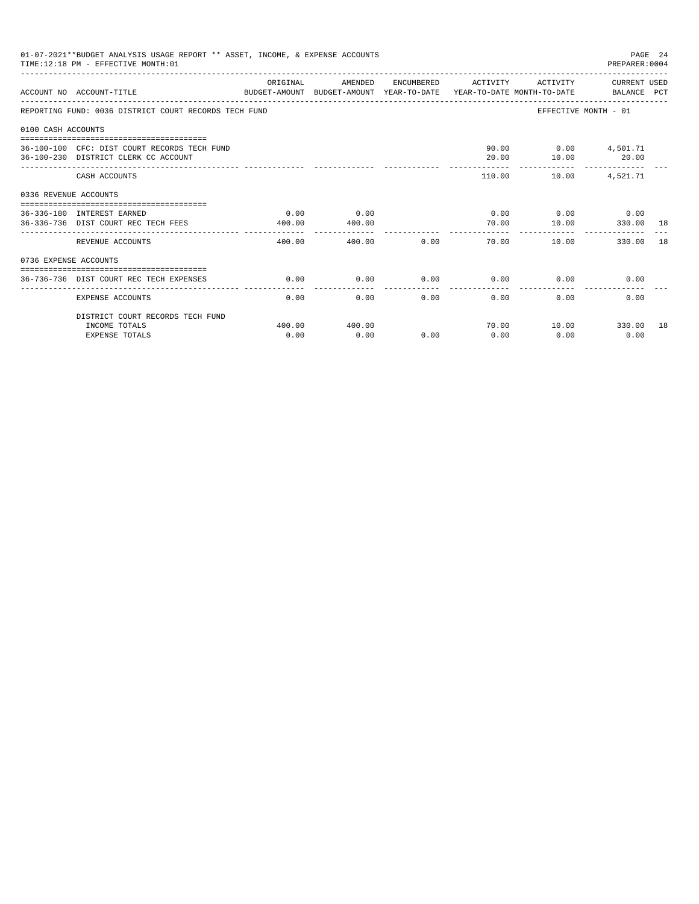01-07-2021**BUDGET ANALYSIS USAGE REPORT ** ASSET, INCOME, & EXPENSE ACCOUNTS
TIME:12:18 PM - EFFECTIVE MONTH:01

PREPARER:0004

| ACCOUNT NO | ACCOUNT-TITLE | ORIGINAL BUDGET-AMOUNT | AMENDED BUDGET-AMOUNT | ENCUMBERED YEAR-TO-DATE | ACTIVITY YEAR-TO-DATE | ACTIVITY MONTH-TO-DATE | CURRENT USED BALANCE | PCT |
|---|---|---|---|---|---|---|---|---|
| REPORTING FUND: 0036 DISTRICT COURT RECORDS TECH FUND | | | | | | | EFFECTIVE MONTH - 01 | |
| 0100 CASH ACCOUNTS | | | | | | | | |
| 36-100-100 | CFC: DIST COURT RECORDS TECH FUND | | | | 90.00 | 0.00 | 4,501.71 | |
| 36-100-230 | DISTRICT CLERK CC ACCOUNT | | | | 20.00 | 10.00 | 20.00 | |
| | CASH ACCOUNTS | | | | 110.00 | 10.00 | 4,521.71 | |
| 0336 REVENUE ACCOUNTS | | | | | | | | |
| 36-336-180 | INTEREST EARNED | 0.00 | 0.00 | | 0.00 | 0.00 | 0.00 | |
| 36-336-736 | DIST COURT REC TECH FEES | 400.00 | 400.00 | | 70.00 | 10.00 | 330.00 | 18 |
| | REVENUE ACCOUNTS | 400.00 | 400.00 | 0.00 | 70.00 | 10.00 | 330.00 | 18 |
| 0736 EXPENSE ACCOUNTS | | | | | | | | |
| 36-736-736 | DIST COURT REC TECH EXPENSES | 0.00 | 0.00 | 0.00 | 0.00 | 0.00 | 0.00 | |
| | EXPENSE ACCOUNTS | 0.00 | 0.00 | 0.00 | 0.00 | 0.00 | 0.00 | |
| | DISTRICT COURT RECORDS TECH FUND | | | | | | | |
| | INCOME TOTALS | 400.00 | 400.00 | | 70.00 | 10.00 | 330.00 | 18 |
| | EXPENSE TOTALS | 0.00 | 0.00 | 0.00 | 0.00 | 0.00 | 0.00 | |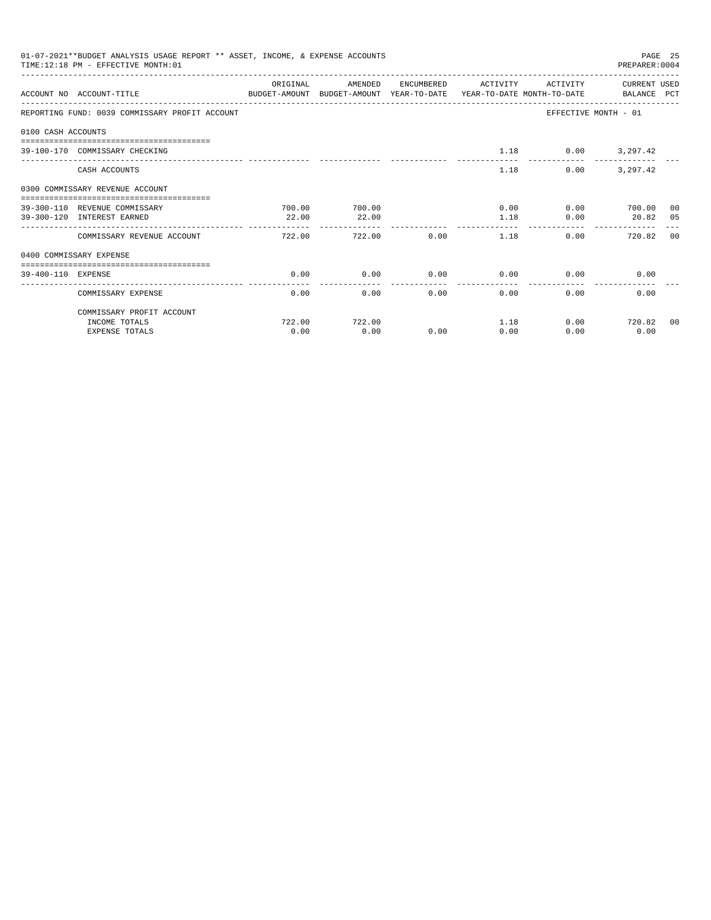01-07-2021**BUDGET ANALYSIS USAGE REPORT ** ASSET, INCOME, & EXPENSE ACCOUNTS

TIME:12:18 PM - EFFECTIVE MONTH:01

PREPARER:0004

| ACCOUNT NO | ACCOUNT-TITLE | ORIGINAL BUDGET-AMOUNT | AMENDED BUDGET-AMOUNT | ENCUMBERED YEAR-TO-DATE | ACTIVITY YEAR-TO-DATE | ACTIVITY MONTH-TO-DATE | CURRENT USED BALANCE | PCT |
|---|---|---|---|---|---|---|---|---|
| REPORTING FUND: 0039 COMMISSARY PROFIT ACCOUNT | | | | | | | EFFECTIVE MONTH - 01 | |
| 0100 CASH ACCOUNTS | | | | | | | | |
| 39-100-170 | COMMISSARY CHECKING | | | | 1.18 | 0.00 | 3,297.42 | |
| | CASH ACCOUNTS | | | | 1.18 | 0.00 | 3,297.42 | |
| 0300 COMMISSARY REVENUE ACCOUNT | | | | | | | | |
| 39-300-110 | REVENUE COMMISSARY | 700.00 | 700.00 | | 0.00 | 0.00 | 700.00 | 00 |
| 39-300-120 | INTEREST EARNED | 22.00 | 22.00 | | 1.18 | 0.00 | 20.82 | 05 |
| | COMMISSARY REVENUE ACCOUNT | 722.00 | 722.00 | 0.00 | 1.18 | 0.00 | 720.82 | 00 |
| 0400 COMMISSARY EXPENSE | | | | | | | | |
| 39-400-110 | EXPENSE | 0.00 | 0.00 | 0.00 | 0.00 | 0.00 | 0.00 | |
| | COMMISSARY EXPENSE | 0.00 | 0.00 | 0.00 | 0.00 | 0.00 | 0.00 | |
| | COMMISSARY PROFIT ACCOUNT | | | | | | | |
| | INCOME TOTALS | 722.00 | 722.00 | | 1.18 | 0.00 | 720.82 | 00 |
| | EXPENSE TOTALS | 0.00 | 0.00 | 0.00 | 0.00 | 0.00 | 0.00 | |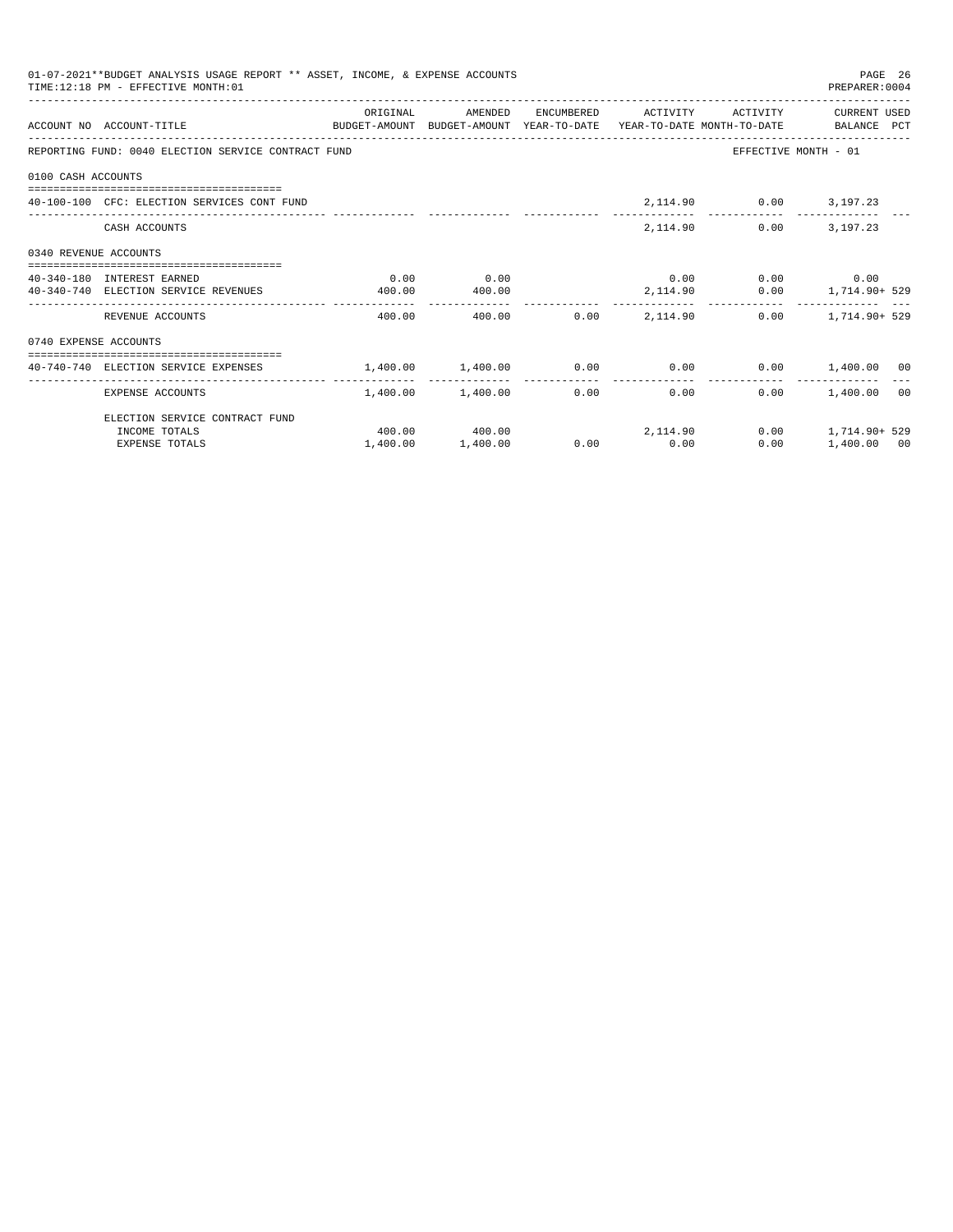01-07-2021**BUDGET ANALYSIS USAGE REPORT ** ASSET, INCOME, & EXPENSE ACCOUNTS

TIME:12:18 PM - EFFECTIVE MONTH:01

| ACCOUNT NO | ACCOUNT-TITLE | ORIGINAL BUDGET-AMOUNT | AMENDED BUDGET-AMOUNT | ENCUMBERED YEAR-TO-DATE | ACTIVITY YEAR-TO-DATE | ACTIVITY MONTH-TO-DATE | CURRENT USED BALANCE | PCT |
|---|---|---|---|---|---|---|---|---|
| REPORTING FUND: 0040 ELECTION SERVICE CONTRACT FUND | | | | | | | EFFECTIVE MONTH - 01 | |
| 0100 CASH ACCOUNTS | | | | | | | | |
| 40-100-100 | CFC: ELECTION SERVICES CONT FUND | | | | 2,114.90 | 0.00 | 3,197.23 | |
| | CASH ACCOUNTS | | | | 2,114.90 | 0.00 | 3,197.23 | |
| 0340 REVENUE ACCOUNTS | | | | | | | | |
| 40-340-180 | INTEREST EARNED | 0.00 | 0.00 | | 0.00 | 0.00 | 0.00 | |
| 40-340-740 | ELECTION SERVICE REVENUES | 400.00 | 400.00 | | 2,114.90 | 0.00 | 1,714.90+ | 529 |
| | REVENUE ACCOUNTS | 400.00 | 400.00 | 0.00 | 2,114.90 | 0.00 | 1,714.90+ | 529 |
| 0740 EXPENSE ACCOUNTS | | | | | | | | |
| 40-740-740 | ELECTION SERVICE EXPENSES | 1,400.00 | 1,400.00 | 0.00 | 0.00 | 0.00 | 1,400.00 | 00 |
| | EXPENSE ACCOUNTS | 1,400.00 | 1,400.00 | 0.00 | 0.00 | 0.00 | 1,400.00 | 00 |
| | ELECTION SERVICE CONTRACT FUND | | | | | | | |
| | INCOME TOTALS | 400.00 | 400.00 | | 2,114.90 | 0.00 | 1,714.90+ | 529 |
| | EXPENSE TOTALS | 1,400.00 | 1,400.00 | 0.00 | 0.00 | 0.00 | 1,400.00 | 00 |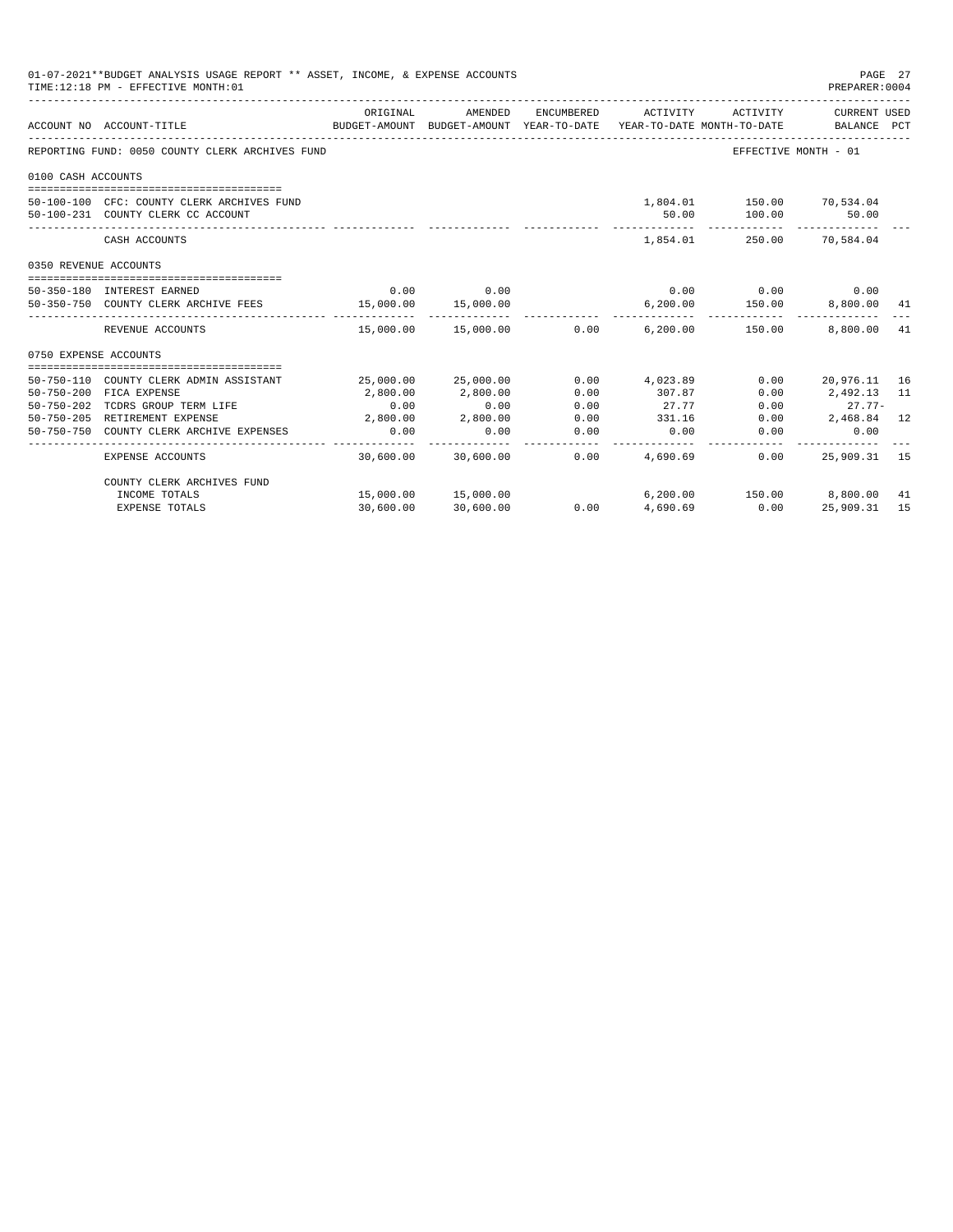01-07-2021**BUDGET ANALYSIS USAGE REPORT ** ASSET, INCOME, & EXPENSE ACCOUNTS
TIME:12:18 PM - EFFECTIVE MONTH:01

PREPARER:0004

| ACCOUNT NO | ACCOUNT-TITLE | ORIGINAL BUDGET-AMOUNT | AMENDED BUDGET-AMOUNT | ENCUMBERED YEAR-TO-DATE | ACTIVITY YEAR-TO-DATE | ACTIVITY MONTH-TO-DATE | CURRENT USED BALANCE | PCT |
|---|---|---|---|---|---|---|---|---|
| REPORTING FUND: 0050 COUNTY CLERK ARCHIVES FUND | | | | | | EFFECTIVE MONTH - 01 | | |
| 0100 CASH ACCOUNTS | | | | | | | | |
| 50-100-100 | CFC: COUNTY CLERK ARCHIVES FUND | | | | 1,804.01 | 150.00 | 70,534.04 | |
| 50-100-231 | COUNTY CLERK CC ACCOUNT | | | | 50.00 | 100.00 | 50.00 | |
| | CASH ACCOUNTS | | | | 1,854.01 | 250.00 | 70,584.04 | |
| 0350 REVENUE ACCOUNTS | | | | | | | | |
| 50-350-180 | INTEREST EARNED | 0.00 | 0.00 | | 0.00 | 0.00 | 0.00 | |
| 50-350-750 | COUNTY CLERK ARCHIVE FEES | 15,000.00 | 15,000.00 | | 6,200.00 | 150.00 | 8,800.00 | 41 |
| | REVENUE ACCOUNTS | 15,000.00 | 15,000.00 | 0.00 | 6,200.00 | 150.00 | 8,800.00 | 41 |
| 0750 EXPENSE ACCOUNTS | | | | | | | | |
| 50-750-110 | COUNTY CLERK ADMIN ASSISTANT | 25,000.00 | 25,000.00 | 0.00 | 4,023.89 | 0.00 | 20,976.11 | 16 |
| 50-750-200 | FICA EXPENSE | 2,800.00 | 2,800.00 | 0.00 | 307.87 | 0.00 | 2,492.13 | 11 |
| 50-750-202 | TCDRS GROUP TERM LIFE | 0.00 | 0.00 | 0.00 | 27.77 | 0.00 | 27.77- | |
| 50-750-205 | RETIREMENT EXPENSE | 2,800.00 | 2,800.00 | 0.00 | 331.16 | 0.00 | 2,468.84 | 12 |
| 50-750-750 | COUNTY CLERK ARCHIVE EXPENSES | 0.00 | 0.00 | 0.00 | 0.00 | 0.00 | 0.00 | |
| | EXPENSE ACCOUNTS | 30,600.00 | 30,600.00 | 0.00 | 4,690.69 | 0.00 | 25,909.31 | 15 |
| | COUNTY CLERK ARCHIVES FUND | | | | | | | |
| | INCOME TOTALS | 15,000.00 | 15,000.00 | | 6,200.00 | 150.00 | 8,800.00 | 41 |
| | EXPENSE TOTALS | 30,600.00 | 30,600.00 | 0.00 | 4,690.69 | 0.00 | 25,909.31 | 15 |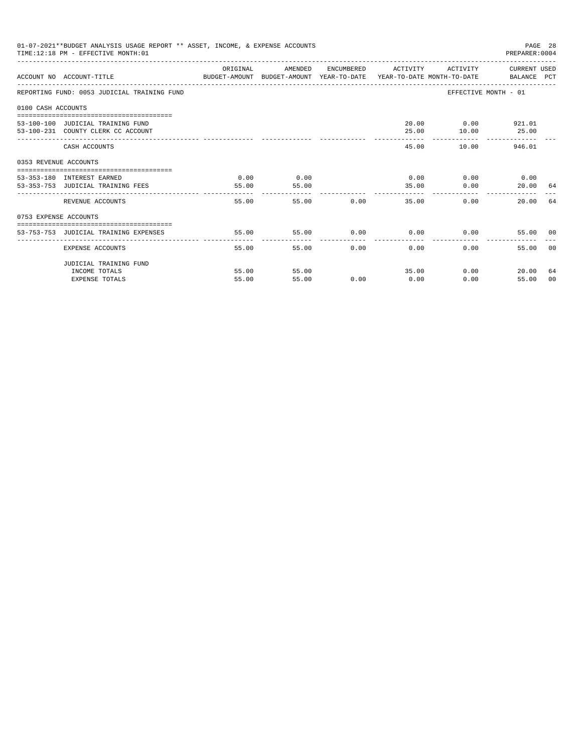01-07-2021**BUDGET ANALYSIS USAGE REPORT ** ASSET, INCOME, & EXPENSE ACCOUNTS
TIME:12:18 PM - EFFECTIVE MONTH:01

PREPARER:0004

| ACCOUNT NO | ACCOUNT-TITLE | ORIGINAL BUDGET-AMOUNT | AMENDED BUDGET-AMOUNT | ENCUMBERED YEAR-TO-DATE | ACTIVITY YEAR-TO-DATE | ACTIVITY MONTH-TO-DATE | CURRENT USED BALANCE | PCT |
|---|---|---|---|---|---|---|---|---|
| REPORTING FUND: 0053 JUDICIAL TRAINING FUND | | | | | | EFFECTIVE MONTH - 01 | | |
| 0100 CASH ACCOUNTS | | | | | | | | |
| 53-100-100 | JUDICIAL TRAINING FUND | | | | 20.00 | 0.00 | 921.01 | |
| 53-100-231 | COUNTY CLERK CC ACCOUNT | | | | 25.00 | 10.00 | 25.00 | |
| | CASH ACCOUNTS | | | | 45.00 | 10.00 | 946.01 | |
| 0353 REVENUE ACCOUNTS | | | | | | | | |
| 53-353-180 | INTEREST EARNED | 0.00 | 0.00 | | 0.00 | 0.00 | 0.00 | |
| 53-353-753 | JUDICIAL TRAINING FEES | 55.00 | 55.00 | | 35.00 | 0.00 | 20.00 | 64 |
| | REVENUE ACCOUNTS | 55.00 | 55.00 | 0.00 | 35.00 | 0.00 | 20.00 | 64 |
| 0753 EXPENSE ACCOUNTS | | | | | | | | |
| 53-753-753 | JUDICIAL TRAINING EXPENSES | 55.00 | 55.00 | 0.00 | 0.00 | 0.00 | 55.00 | 00 |
| | EXPENSE ACCOUNTS | 55.00 | 55.00 | 0.00 | 0.00 | 0.00 | 55.00 | 00 |
| | JUDICIAL TRAINING FUND | | | | | | | |
| | INCOME TOTALS | 55.00 | 55.00 | | 35.00 | 0.00 | 20.00 | 64 |
| | EXPENSE TOTALS | 55.00 | 55.00 | 0.00 | 0.00 | 0.00 | 55.00 | 00 |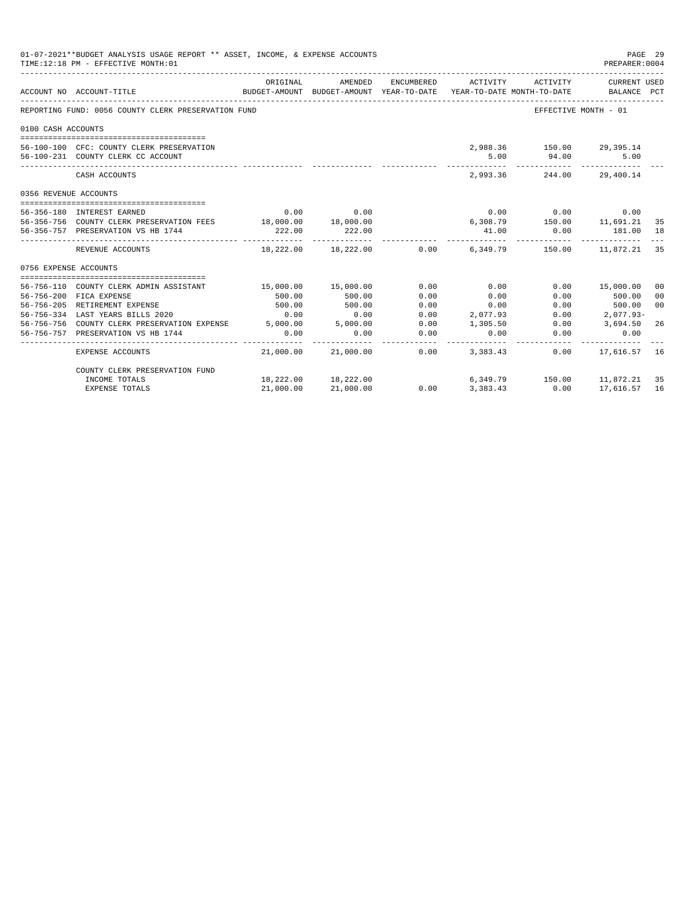01-07-2021**BUDGET ANALYSIS USAGE REPORT ** ASSET, INCOME, & EXPENSE ACCOUNTS
TIME:12:18 PM - EFFECTIVE MONTH:01

PREPARER:0004

| ACCOUNT NO | ACCOUNT-TITLE | ORIGINAL BUDGET-AMOUNT | AMENDED BUDGET-AMOUNT | ENCUMBERED YEAR-TO-DATE | ACTIVITY YEAR-TO-DATE | ACTIVITY MONTH-TO-DATE | CURRENT USED BALANCE | PCT |
|---|---|---|---|---|---|---|---|---|
| REPORTING FUND: 0056 COUNTY CLERK PRESERVATION FUND | | | | | | EFFECTIVE MONTH - 01 | | |
| 0100 CASH ACCOUNTS | | | | | | | | |
| 56-100-100 | CFC: COUNTY CLERK PRESERVATION | | | | 2,988.36 | 150.00 | 29,395.14 | |
| 56-100-231 | COUNTY CLERK CC ACCOUNT | | | | 5.00 | 94.00 | 5.00 | |
| | CASH ACCOUNTS | | | | 2,993.36 | 244.00 | 29,400.14 | |
| 0356 REVENUE ACCOUNTS | | | | | | | | |
| 56-356-180 | INTEREST EARNED | 0.00 | 0.00 | | 0.00 | 0.00 | 0.00 | |
| 56-356-756 | COUNTY CLERK PRESERVATION FEES | 18,000.00 | 18,000.00 | | 6,308.79 | 150.00 | 11,691.21 | 35 |
| 56-356-757 | PRESERVATION VS HB 1744 | 222.00 | 222.00 | | 41.00 | 0.00 | 181.00 | 18 |
| | REVENUE ACCOUNTS | 18,222.00 | 18,222.00 | 0.00 | 6,349.79 | 150.00 | 11,872.21 | 35 |
| 0756 EXPENSE ACCOUNTS | | | | | | | | |
| 56-756-110 | COUNTY CLERK ADMIN ASSISTANT | 15,000.00 | 15,000.00 | 0.00 | 0.00 | 0.00 | 15,000.00 | 00 |
| 56-756-200 | FICA EXPENSE | 500.00 | 500.00 | 0.00 | 0.00 | 0.00 | 500.00 | 00 |
| 56-756-205 | RETIREMENT EXPENSE | 500.00 | 500.00 | 0.00 | 0.00 | 0.00 | 500.00 | 00 |
| 56-756-334 | LAST YEARS BILLS 2020 | 0.00 | 0.00 | 0.00 | 2,077.93 | 0.00 | 2,077.93- | |
| 56-756-756 | COUNTY CLERK PRESERVATION EXPENSE | 5,000.00 | 5,000.00 | 0.00 | 1,305.50 | 0.00 | 3,694.50 | 26 |
| 56-756-757 | PRESERVATION VS HB 1744 | 0.00 | 0.00 | 0.00 | 0.00 | 0.00 | 0.00 | |
| | EXPENSE ACCOUNTS | 21,000.00 | 21,000.00 | 0.00 | 3,383.43 | 0.00 | 17,616.57 | 16 |
| | COUNTY CLERK PRESERVATION FUND | | | | | | | |
| | INCOME TOTALS | 18,222.00 | 18,222.00 | | 6,349.79 | 150.00 | 11,872.21 | 35 |
| | EXPENSE TOTALS | 21,000.00 | 21,000.00 | 0.00 | 3,383.43 | 0.00 | 17,616.57 | 16 |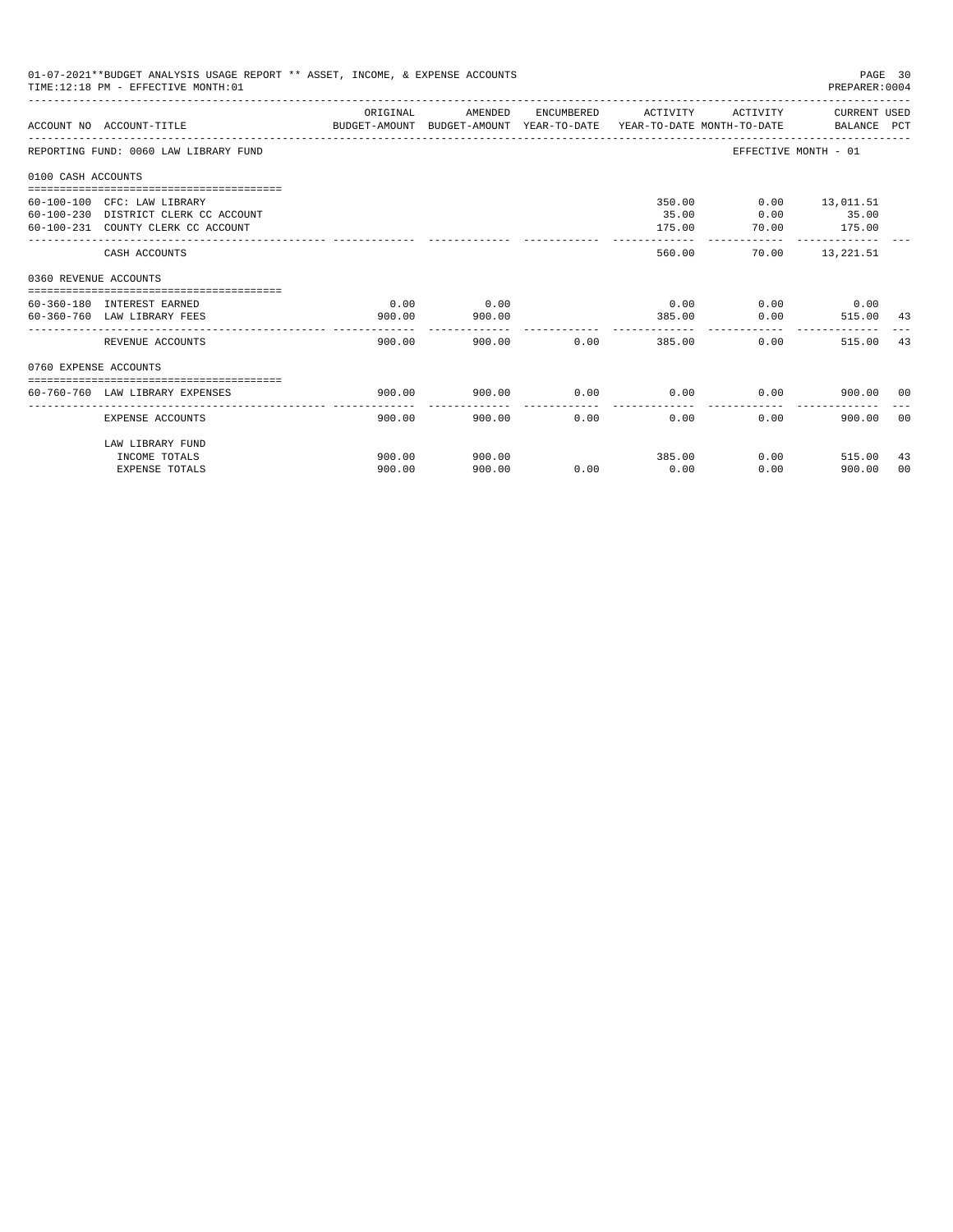01-07-2021**BUDGET ANALYSIS USAGE REPORT ** ASSET, INCOME, & EXPENSE ACCOUNTS
TIME:12:18 PM - EFFECTIVE MONTH:01
PREPARER:0004

| ACCOUNT NO | ACCOUNT-TITLE | ORIGINAL BUDGET-AMOUNT | AMENDED BUDGET-AMOUNT | ENCUMBERED YEAR-TO-DATE | ACTIVITY YEAR-TO-DATE | ACTIVITY MONTH-TO-DATE | CURRENT BALANCE | USED PCT |
|---|---|---|---|---|---|---|---|---|
| REPORTING FUND: 0060 LAW LIBRARY FUND | | | | | | EFFECTIVE MONTH - 01 | | |
| 0100 CASH ACCOUNTS | | | | | | | | |
| 60-100-100 | CFC: LAW LIBRARY | | | | 350.00 | 0.00 | 13,011.51 | |
| 60-100-230 | DISTRICT CLERK CC ACCOUNT | | | | 35.00 | 0.00 | 35.00 | |
| 60-100-231 | COUNTY CLERK CC ACCOUNT | | | | 175.00 | 70.00 | 175.00 | |
| | CASH ACCOUNTS | | | | 560.00 | 70.00 | 13,221.51 | |
| 0360 REVENUE ACCOUNTS | | | | | | | | |
| 60-360-180 | INTEREST EARNED | 0.00 | 0.00 | | 0.00 | 0.00 | 0.00 | |
| 60-360-760 | LAW LIBRARY FEES | 900.00 | 900.00 | | 385.00 | 0.00 | 515.00 | 43 |
| | REVENUE ACCOUNTS | 900.00 | 900.00 | 0.00 | 385.00 | 0.00 | 515.00 | 43 |
| 0760 EXPENSE ACCOUNTS | | | | | | | | |
| 60-760-760 | LAW LIBRARY EXPENSES | 900.00 | 900.00 | 0.00 | 0.00 | 0.00 | 900.00 | 00 |
| | EXPENSE ACCOUNTS | 900.00 | 900.00 | 0.00 | 0.00 | 0.00 | 900.00 | 00 |
| | LAW LIBRARY FUND | | | | | | | |
| | INCOME TOTALS | 900.00 | 900.00 | | 385.00 | 0.00 | 515.00 | 43 |
| | EXPENSE TOTALS | 900.00 | 900.00 | 0.00 | 0.00 | 0.00 | 900.00 | 00 |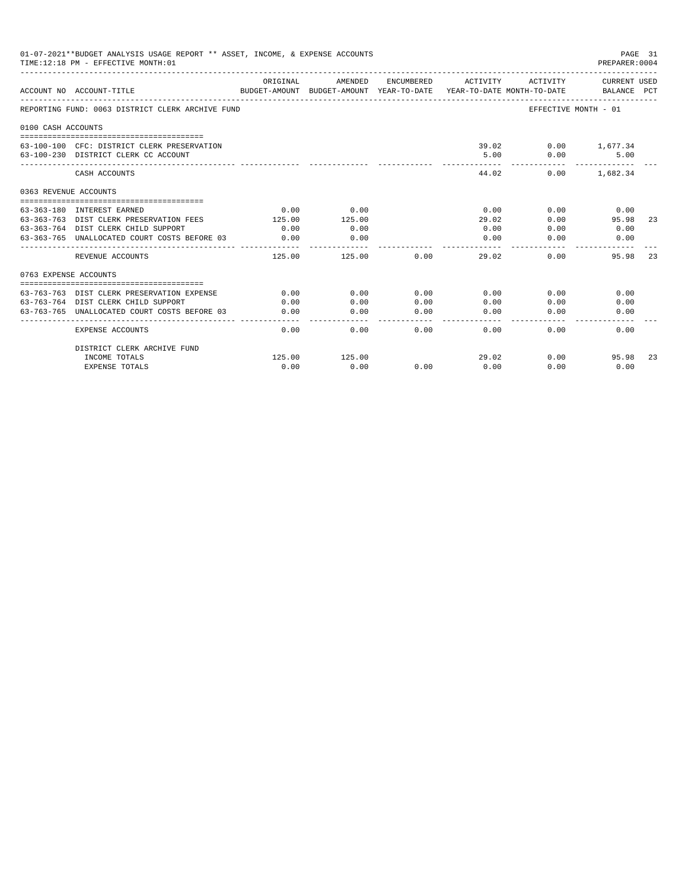01-07-2021**BUDGET ANALYSIS USAGE REPORT ** ASSET, INCOME, & EXPENSE ACCOUNTS

TIME:12:18 PM - EFFECTIVE MONTH:01

PREPARER:0004

| ACCOUNT NO | ACCOUNT-TITLE | ORIGINAL BUDGET-AMOUNT | AMENDED BUDGET-AMOUNT | ENCUMBERED YEAR-TO-DATE | ACTIVITY YEAR-TO-DATE | ACTIVITY MONTH-TO-DATE | CURRENT USED BALANCE | PCT |
|---|---|---|---|---|---|---|---|---|
| REPORTING FUND: 0063 DISTRICT CLERK ARCHIVE FUND | | | | | | EFFECTIVE MONTH - 01 | | |
| 0100 CASH ACCOUNTS | | | | | | | | |
| 63-100-100 | CFC: DISTRICT CLERK PRESERVATION | | | | 39.02 | 0.00 | 1,677.34 | |
| 63-100-230 | DISTRICT CLERK CC ACCOUNT | | | | 5.00 | 0.00 | 5.00 | |
| | CASH ACCOUNTS | | | | 44.02 | 0.00 | 1,682.34 | |
| 0363 REVENUE ACCOUNTS | | | | | | | | |
| 63-363-180 | INTEREST EARNED | 0.00 | 0.00 | | 0.00 | 0.00 | 0.00 | |
| 63-363-763 | DIST CLERK PRESERVATION FEES | 125.00 | 125.00 | | 29.02 | 0.00 | 95.98 | 23 |
| 63-363-764 | DIST CLERK CHILD SUPPORT | 0.00 | 0.00 | | 0.00 | 0.00 | 0.00 | |
| 63-363-765 | UNALLOCATED COURT COSTS BEFORE 03 | 0.00 | 0.00 | | 0.00 | 0.00 | 0.00 | |
| | REVENUE ACCOUNTS | 125.00 | 125.00 | 0.00 | 29.02 | 0.00 | 95.98 | 23 |
| 0763 EXPENSE ACCOUNTS | | | | | | | | |
| 63-763-763 | DIST CLERK PRESERVATION EXPENSE | 0.00 | 0.00 | 0.00 | 0.00 | 0.00 | 0.00 | |
| 63-763-764 | DIST CLERK CHILD SUPPORT | 0.00 | 0.00 | 0.00 | 0.00 | 0.00 | 0.00 | |
| 63-763-765 | UNALLOCATED COURT COSTS BEFORE 03 | 0.00 | 0.00 | 0.00 | 0.00 | 0.00 | 0.00 | |
| | EXPENSE ACCOUNTS | 0.00 | 0.00 | 0.00 | 0.00 | 0.00 | 0.00 | |
| | DISTRICT CLERK ARCHIVE FUND | | | | | | | |
| | INCOME TOTALS | 125.00 | 125.00 | | 29.02 | 0.00 | 95.98 | 23 |
| | EXPENSE TOTALS | 0.00 | 0.00 | 0.00 | 0.00 | 0.00 | 0.00 | |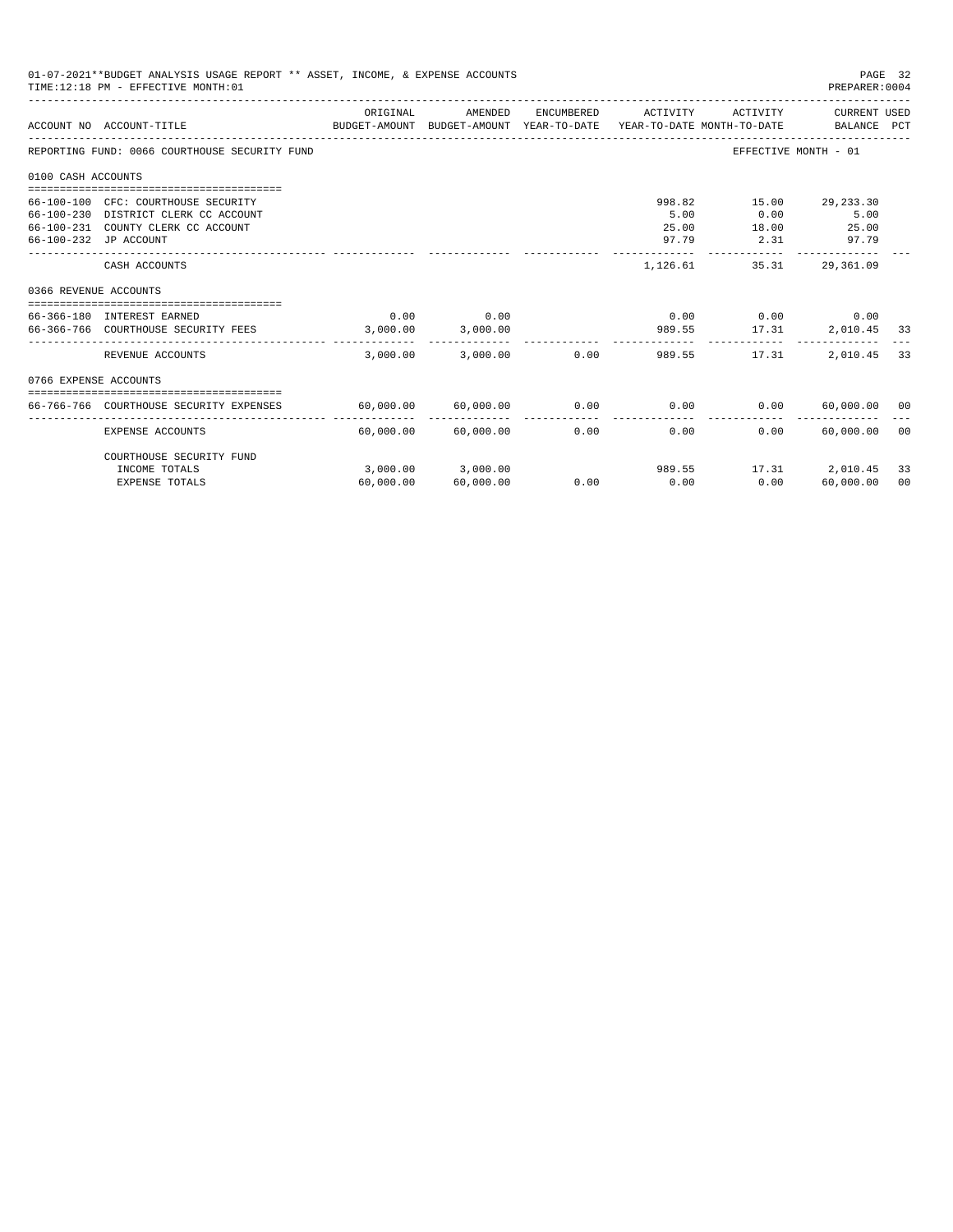01-07-2021**BUDGET ANALYSIS USAGE REPORT ** ASSET, INCOME, & EXPENSE ACCOUNTS
TIME:12:18 PM - EFFECTIVE MONTH:01

PREPARER:0004

| ACCOUNT NO | ACCOUNT-TITLE | ORIGINAL BUDGET-AMOUNT | AMENDED BUDGET-AMOUNT | ENCUMBERED YEAR-TO-DATE | ACTIVITY YEAR-TO-DATE | ACTIVITY MONTH-TO-DATE | CURRENT USED BALANCE | PCT |
|---|---|---|---|---|---|---|---|---|
| REPORTING FUND: 0066 COURTHOUSE SECURITY FUND | | | | | | EFFECTIVE MONTH - 01 | | |
| 0100 CASH ACCOUNTS | | | | | | | | |
| 66-100-100 | CFC: COURTHOUSE SECURITY | | | | 998.82 | 15.00 | 29,233.30 | |
| 66-100-230 | DISTRICT CLERK CC ACCOUNT | | | | 5.00 | 0.00 | 5.00 | |
| 66-100-231 | COUNTY CLERK CC ACCOUNT | | | | 25.00 | 18.00 | 25.00 | |
| 66-100-232 | JP ACCOUNT | | | | 97.79 | 2.31 | 97.79 | |
| | CASH ACCOUNTS | | | | 1,126.61 | 35.31 | 29,361.09 | |
| 0366 REVENUE ACCOUNTS | | | | | | | | |
| 66-366-180 | INTEREST EARNED | 0.00 | 0.00 | | 0.00 | 0.00 | 0.00 | |
| 66-366-766 | COURTHOUSE SECURITY FEES | 3,000.00 | 3,000.00 | | 989.55 | 17.31 | 2,010.45 | 33 |
| | REVENUE ACCOUNTS | 3,000.00 | 3,000.00 | 0.00 | 989.55 | 17.31 | 2,010.45 | 33 |
| 0766 EXPENSE ACCOUNTS | | | | | | | | |
| 66-766-766 | COURTHOUSE SECURITY EXPENSES | 60,000.00 | 60,000.00 | 0.00 | 0.00 | 0.00 | 60,000.00 | 00 |
| | EXPENSE ACCOUNTS | 60,000.00 | 60,000.00 | 0.00 | 0.00 | 0.00 | 60,000.00 | 00 |
| | COURTHOUSE SECURITY FUND | | | | | | | |
| | INCOME TOTALS | 3,000.00 | 3,000.00 | | 989.55 | 17.31 | 2,010.45 | 33 |
| | EXPENSE TOTALS | 60,000.00 | 60,000.00 | 0.00 | 0.00 | 0.00 | 60,000.00 | 00 |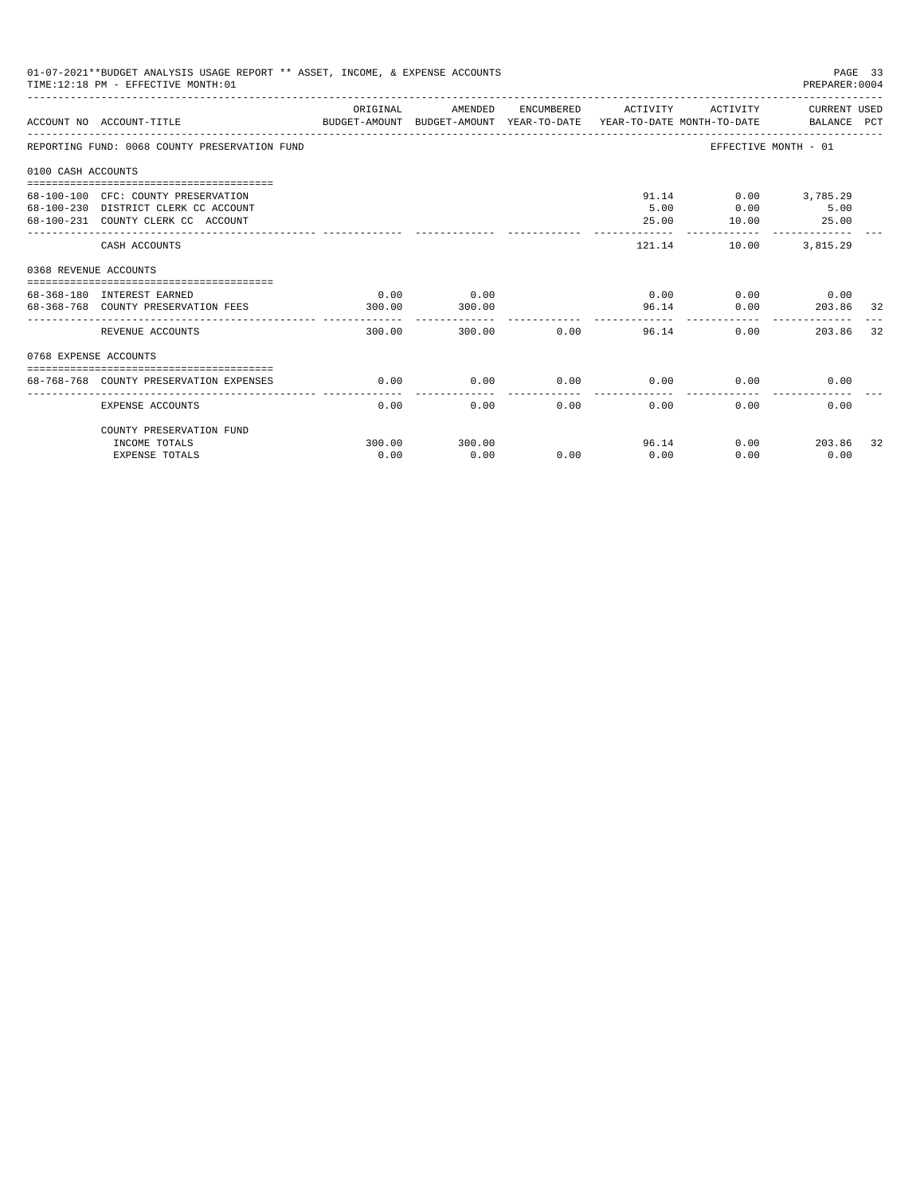01-07-2021**BUDGET ANALYSIS USAGE REPORT ** ASSET, INCOME, & EXPENSE ACCOUNTS
TIME:12:18 PM - EFFECTIVE MONTH:01

PREPARER:0004

| ACCOUNT NO | ACCOUNT-TITLE | ORIGINAL BUDGET-AMOUNT | AMENDED BUDGET-AMOUNT | ENCUMBERED YEAR-TO-DATE | ACTIVITY YEAR-TO-DATE | ACTIVITY MONTH-TO-DATE | CURRENT USED BALANCE | PCT |
|---|---|---|---|---|---|---|---|---|
| REPORTING FUND: 0068 COUNTY PRESERVATION FUND | | | | | | EFFECTIVE MONTH - 01 | | |
| 0100 CASH ACCOUNTS | | | | | | | | |
| 68-100-100 | CFC: COUNTY PRESERVATION | | | | 91.14 | 0.00 | 3,785.29 | |
| 68-100-230 | DISTRICT CLERK CC ACCOUNT | | | | 5.00 | 0.00 | 5.00 | |
| 68-100-231 | COUNTY CLERK CC ACCOUNT | | | | 25.00 | 10.00 | 25.00 | |
| | CASH ACCOUNTS | | | | 121.14 | 10.00 | 3,815.29 | |
| 0368 REVENUE ACCOUNTS | | | | | | | | |
| 68-368-180 | INTEREST EARNED | 0.00 | 0.00 | | 0.00 | 0.00 | 0.00 | |
| 68-368-768 | COUNTY PRESERVATION FEES | 300.00 | 300.00 | | 96.14 | 0.00 | 203.86 | 32 |
| | REVENUE ACCOUNTS | 300.00 | 300.00 | 0.00 | 96.14 | 0.00 | 203.86 | 32 |
| 0768 EXPENSE ACCOUNTS | | | | | | | | |
| 68-768-768 | COUNTY PRESERVATION EXPENSES | 0.00 | 0.00 | 0.00 | 0.00 | 0.00 | 0.00 | |
| | EXPENSE ACCOUNTS | 0.00 | 0.00 | 0.00 | 0.00 | 0.00 | 0.00 | |
| | COUNTY PRESERVATION FUND | | | | | | | |
| | INCOME TOTALS | 300.00 | 300.00 | | 96.14 | 0.00 | 203.86 | 32 |
| | EXPENSE TOTALS | 0.00 | 0.00 | 0.00 | 0.00 | 0.00 | 0.00 | |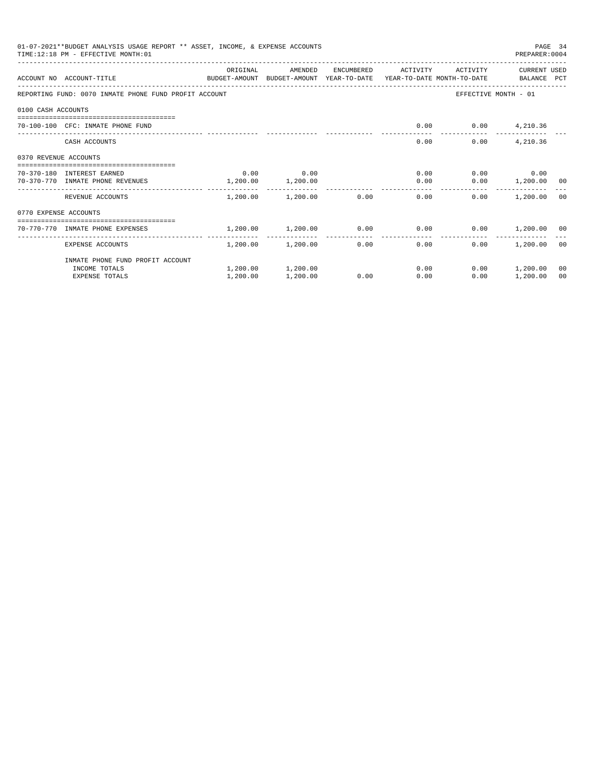01-07-2021**BUDGET ANALYSIS USAGE REPORT ** ASSET, INCOME, & EXPENSE ACCOUNTS
TIME:12:18 PM - EFFECTIVE MONTH:01
PREPARER:0004

| ACCOUNT NO | ACCOUNT-TITLE | ORIGINAL BUDGET-AMOUNT | AMENDED BUDGET-AMOUNT | ENCUMBERED YEAR-TO-DATE | ACTIVITY YEAR-TO-DATE | ACTIVITY MONTH-TO-DATE | CURRENT BALANCE | USED PCT |
|---|---|---|---|---|---|---|---|---|
| REPORTING FUND: 0070 INMATE PHONE FUND PROFIT ACCOUNT | | | | | | EFFECTIVE MONTH - 01 | | |
| 0100 CASH ACCOUNTS | | | | | | | | |
| 70-100-100 | CFC: INMATE PHONE FUND | | | | 0.00 | 0.00 | 4,210.36 | |
| | CASH ACCOUNTS | | | | 0.00 | 0.00 | 4,210.36 | |
| 0370 REVENUE ACCOUNTS | | | | | | | | |
| 70-370-180 | INTEREST EARNED | 0.00 | 0.00 | | 0.00 | 0.00 | 0.00 | |
| 70-370-770 | INMATE PHONE REVENUES | 1,200.00 | 1,200.00 | | 0.00 | 0.00 | 1,200.00 | 00 |
| | REVENUE ACCOUNTS | 1,200.00 | 1,200.00 | 0.00 | 0.00 | 0.00 | 1,200.00 | 00 |
| 0770 EXPENSE ACCOUNTS | | | | | | | | |
| 70-770-770 | INMATE PHONE EXPENSES | 1,200.00 | 1,200.00 | 0.00 | 0.00 | 0.00 | 1,200.00 | 00 |
| | EXPENSE ACCOUNTS | 1,200.00 | 1,200.00 | 0.00 | 0.00 | 0.00 | 1,200.00 | 00 |
| | INMATE PHONE FUND PROFIT ACCOUNT | | | | | | | |
| | INCOME TOTALS | 1,200.00 | 1,200.00 | | 0.00 | 0.00 | 1,200.00 | 00 |
| | EXPENSE TOTALS | 1,200.00 | 1,200.00 | 0.00 | 0.00 | 0.00 | 1,200.00 | 00 |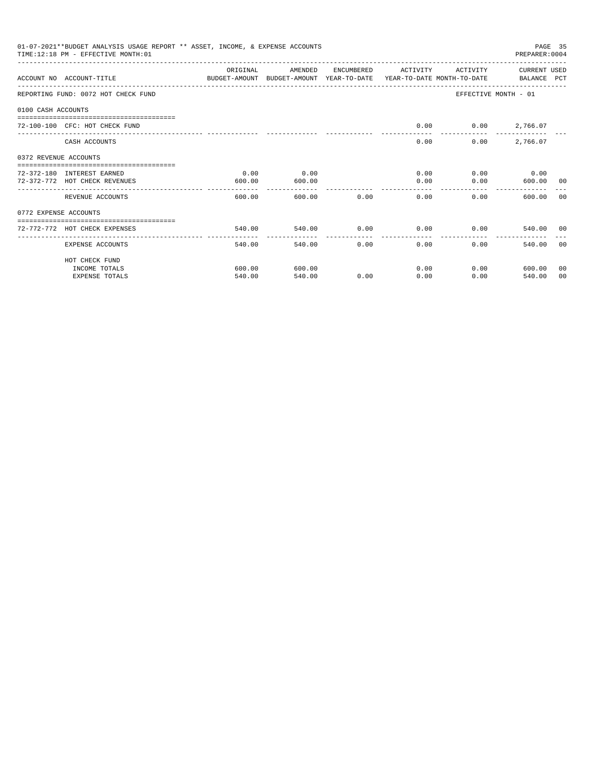01-07-2021**BUDGET ANALYSIS USAGE REPORT ** ASSET, INCOME, & EXPENSE ACCOUNTS
TIME:12:18 PM - EFFECTIVE MONTH:01

PREPARER:0004

| ACCOUNT NO | ACCOUNT-TITLE | ORIGINAL BUDGET-AMOUNT | AMENDED BUDGET-AMOUNT | ENCUMBERED YEAR-TO-DATE | ACTIVITY YEAR-TO-DATE | ACTIVITY MONTH-TO-DATE | CURRENT BALANCE | USED PCT |
|---|---|---|---|---|---|---|---|---|
| REPORTING FUND: 0072 HOT CHECK FUND | | | | | | EFFECTIVE MONTH - 01 | | |
| 0100 CASH ACCOUNTS | | | | | | | | |
| 72-100-100 | CFC: HOT CHECK FUND | | | | 0.00 | 0.00 | 2,766.07 | |
| | CASH ACCOUNTS | | | | 0.00 | 0.00 | 2,766.07 | |
| 0372 REVENUE ACCOUNTS | | | | | | | | |
| 72-372-180 | INTEREST EARNED | 0.00 | 0.00 | | 0.00 | 0.00 | 0.00 | |
| 72-372-772 | HOT CHECK REVENUES | 600.00 | 600.00 | | 0.00 | 0.00 | 600.00 | 00 |
| | REVENUE ACCOUNTS | 600.00 | 600.00 | 0.00 | 0.00 | 0.00 | 600.00 | 00 |
| 0772 EXPENSE ACCOUNTS | | | | | | | | |
| 72-772-772 | HOT CHECK EXPENSES | 540.00 | 540.00 | 0.00 | 0.00 | 0.00 | 540.00 | 00 |
| | EXPENSE ACCOUNTS | 540.00 | 540.00 | 0.00 | 0.00 | 0.00 | 540.00 | 00 |
| | HOT CHECK FUND | | | | | | | |
| | INCOME TOTALS | 600.00 | 600.00 | | 0.00 | 0.00 | 600.00 | 00 |
| | EXPENSE TOTALS | 540.00 | 540.00 | 0.00 | 0.00 | 0.00 | 540.00 | 00 |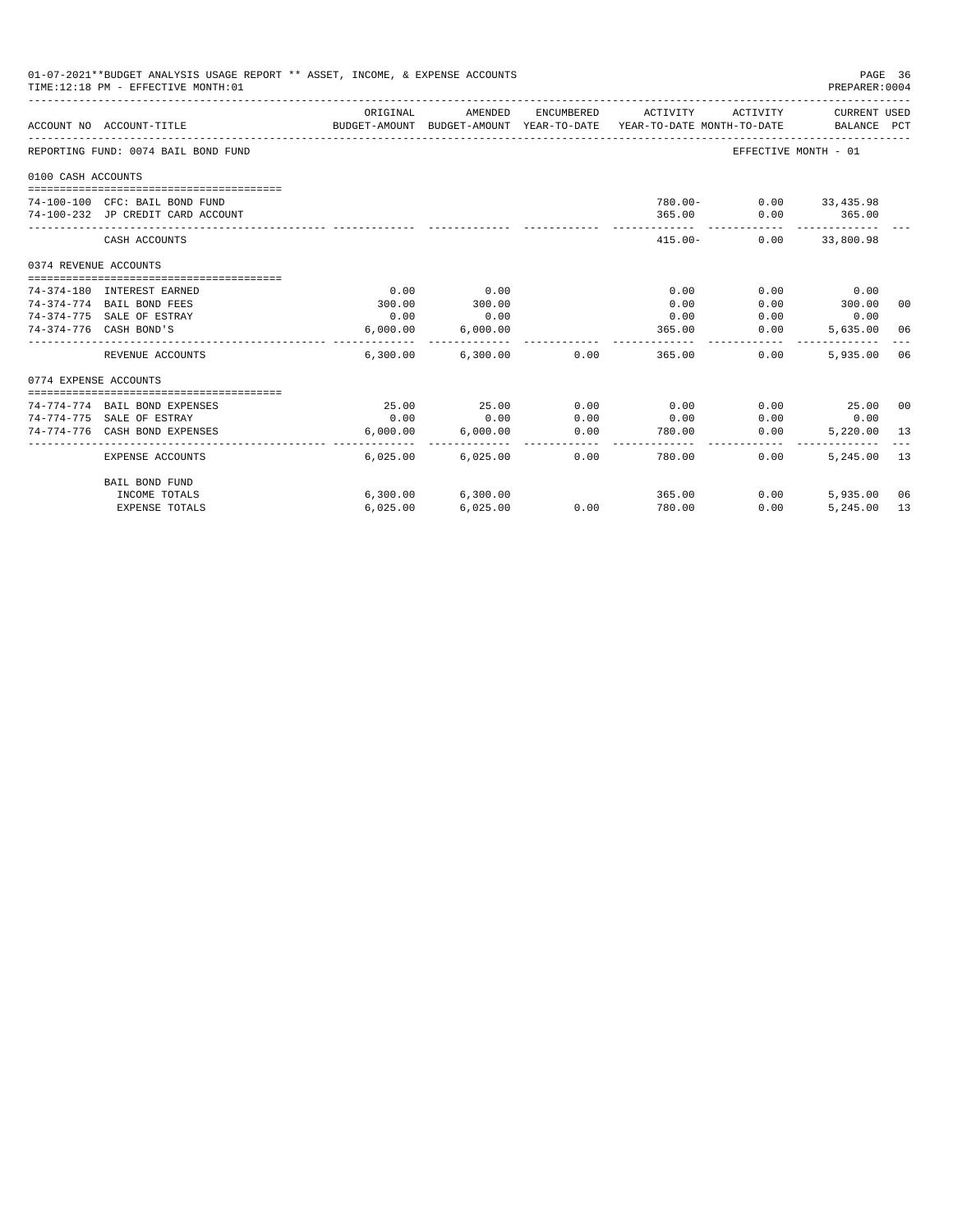01-07-2021**BUDGET ANALYSIS USAGE REPORT ** ASSET, INCOME, & EXPENSE ACCOUNTS

TIME:12:18 PM - EFFECTIVE MONTH:01

PREPARER:0004

| ACCOUNT NO | ACCOUNT-TITLE | ORIGINAL BUDGET-AMOUNT | AMENDED BUDGET-AMOUNT | ENCUMBERED YEAR-TO-DATE | ACTIVITY YEAR-TO-DATE | ACTIVITY MONTH-TO-DATE | CURRENT USED BALANCE | PCT |
|---|---|---|---|---|---|---|---|---|
| REPORTING FUND: 0074 BAIL BOND FUND | | | | | | EFFECTIVE MONTH - 01 | | |
| 0100 CASH ACCOUNTS | | | | | | | | |
| 74-100-100 | CFC: BAIL BOND FUND | | | | 780.00- | 0.00 | 33,435.98 | |
| 74-100-232 | JP CREDIT CARD ACCOUNT | | | | 365.00 | 0.00 | 365.00 | |
| | CASH ACCOUNTS | | | | 415.00- | 0.00 | 33,800.98 | |
| 0374 REVENUE ACCOUNTS | | | | | | | | |
| 74-374-180 | INTEREST EARNED | 0.00 | 0.00 | | 0.00 | 0.00 | 0.00 | |
| 74-374-774 | BAIL BOND FEES | 300.00 | 300.00 | | 0.00 | 0.00 | 300.00 | 00 |
| 74-374-775 | SALE OF ESTRAY | 0.00 | 0.00 | | 0.00 | 0.00 | 0.00 | |
| 74-374-776 | CASH BOND'S | 6,000.00 | 6,000.00 | | 365.00 | 0.00 | 5,635.00 | 06 |
| | REVENUE ACCOUNTS | 6,300.00 | 6,300.00 | 0.00 | 365.00 | 0.00 | 5,935.00 | 06 |
| 0774 EXPENSE ACCOUNTS | | | | | | | | |
| 74-774-774 | BAIL BOND EXPENSES | 25.00 | 25.00 | 0.00 | 0.00 | 0.00 | 25.00 | 00 |
| 74-774-775 | SALE OF ESTRAY | 0.00 | 0.00 | 0.00 | 0.00 | 0.00 | 0.00 | |
| 74-774-776 | CASH BOND EXPENSES | 6,000.00 | 6,000.00 | 0.00 | 780.00 | 0.00 | 5,220.00 | 13 |
| | EXPENSE ACCOUNTS | 6,025.00 | 6,025.00 | 0.00 | 780.00 | 0.00 | 5,245.00 | 13 |
| | BAIL BOND FUND | | | | | | | |
| | INCOME TOTALS | 6,300.00 | 6,300.00 | | 365.00 | 0.00 | 5,935.00 | 06 |
| | EXPENSE TOTALS | 6,025.00 | 6,025.00 | 0.00 | 780.00 | 0.00 | 5,245.00 | 13 |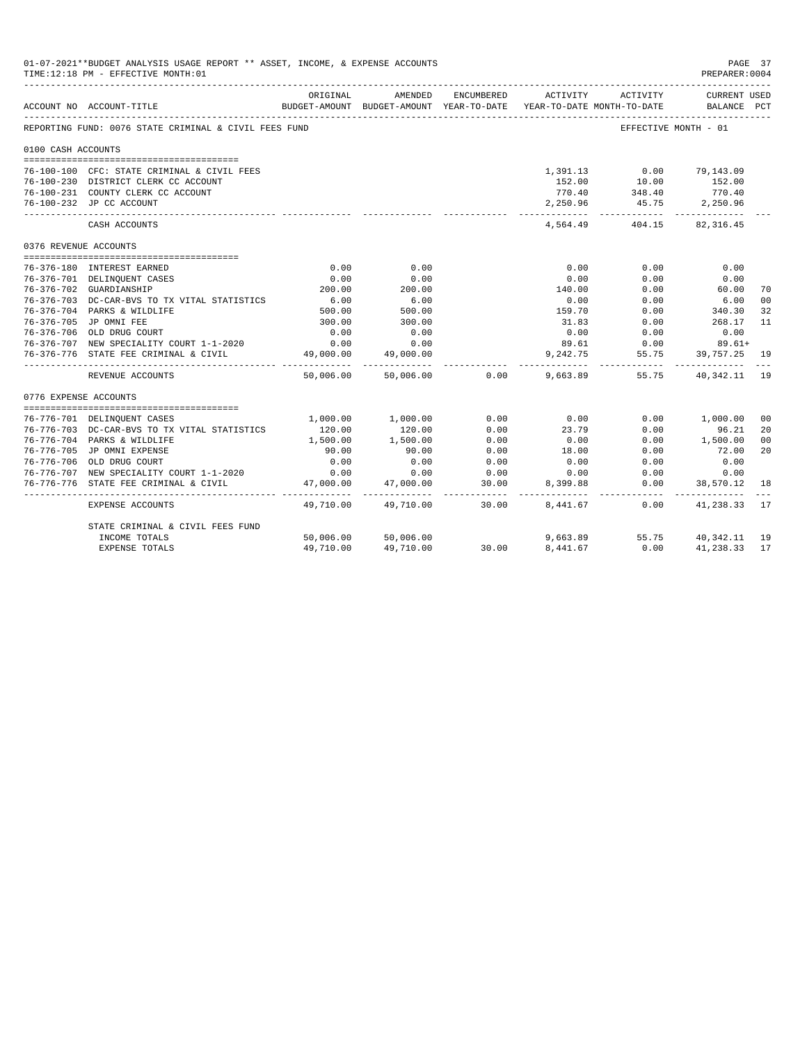01-07-2021**BUDGET ANALYSIS USAGE REPORT ** ASSET, INCOME, & EXPENSE ACCOUNTS

TIME:12:18 PM - EFFECTIVE MONTH:01

PREPARER:0004

REPORTING FUND: 0076 STATE CRIMINAL & CIVIL FEES FUND — EFFECTIVE MONTH - 01

| ACCOUNT NO | ACCOUNT-TITLE | ORIGINAL BUDGET-AMOUNT | AMENDED BUDGET-AMOUNT | ENCUMBERED YEAR-TO-DATE | ACTIVITY YEAR-TO-DATE | ACTIVITY MONTH-TO-DATE | CURRENT BALANCE | USED PCT |
|---|---|---|---|---|---|---|---|---|
| **0100 CASH ACCOUNTS** | | | | | | | | |
| 76-100-100 | CFC: STATE CRIMINAL & CIVIL FEES | | | | 1,391.13 | 0.00 | 79,143.09 | |
| 76-100-230 | DISTRICT CLERK CC ACCOUNT | | | | 152.00 | 10.00 | 152.00 | |
| 76-100-231 | COUNTY CLERK CC ACCOUNT | | | | 770.40 | 348.40 | 770.40 | |
| 76-100-232 | JP CC ACCOUNT | | | | 2,250.96 | 45.75 | 2,250.96 | |
| | CASH ACCOUNTS | | | | 4,564.49 | 404.15 | 82,316.45 | |
| **0376 REVENUE ACCOUNTS** | | | | | | | | |
| 76-376-180 | INTEREST EARNED | 0.00 | 0.00 | | 0.00 | 0.00 | 0.00 | |
| 76-376-701 | DELINQUENT CASES | 0.00 | 0.00 | | 0.00 | 0.00 | 0.00 | |
| 76-376-702 | GUARDIANSHIP | 200.00 | 200.00 | | 140.00 | 0.00 | 60.00 | 70 |
| 76-376-703 | DC-CAR-BVS TO TX VITAL STATISTICS | 6.00 | 6.00 | | 0.00 | 0.00 | 6.00 | 00 |
| 76-376-704 | PARKS & WILDLIFE | 500.00 | 500.00 | | 159.70 | 0.00 | 340.30 | 32 |
| 76-376-705 | JP OMNI FEE | 300.00 | 300.00 | | 31.83 | 0.00 | 268.17 | 11 |
| 76-376-706 | OLD DRUG COURT | 0.00 | 0.00 | | 0.00 | 0.00 | 0.00 | |
| 76-376-707 | NEW SPECIALITY COURT 1-1-2020 | 0.00 | 0.00 | | 89.61 | 0.00 | 89.61+ | |
| 76-376-776 | STATE FEE CRIMINAL & CIVIL | 49,000.00 | 49,000.00 | | 9,242.75 | 55.75 | 39,757.25 | 19 |
| | REVENUE ACCOUNTS | 50,006.00 | 50,006.00 | 0.00 | 9,663.89 | 55.75 | 40,342.11 | 19 |
| **0776 EXPENSE ACCOUNTS** | | | | | | | | |
| 76-776-701 | DELINQUENT CASES | 1,000.00 | 1,000.00 | 0.00 | 0.00 | 0.00 | 1,000.00 | 00 |
| 76-776-703 | DC-CAR-BVS TO TX VITAL STATISTICS | 120.00 | 120.00 | 0.00 | 23.79 | 0.00 | 96.21 | 20 |
| 76-776-704 | PARKS & WILDLIFE | 1,500.00 | 1,500.00 | 0.00 | 0.00 | 0.00 | 1,500.00 | 00 |
| 76-776-705 | JP OMNI EXPENSE | 90.00 | 90.00 | 0.00 | 18.00 | 0.00 | 72.00 | 20 |
| 76-776-706 | OLD DRUG COURT | 0.00 | 0.00 | 0.00 | 0.00 | 0.00 | 0.00 | |
| 76-776-707 | NEW SPECIALITY COURT 1-1-2020 | 0.00 | 0.00 | 0.00 | 0.00 | 0.00 | 0.00 | |
| 76-776-776 | STATE FEE CRIMINAL & CIVIL | 47,000.00 | 47,000.00 | 30.00 | 8,399.88 | 0.00 | 38,570.12 | 18 |
| | EXPENSE ACCOUNTS | 49,710.00 | 49,710.00 | 30.00 | 8,441.67 | 0.00 | 41,238.33 | 17 |
| | STATE CRIMINAL & CIVIL FEES FUND | | | | | | | |
| | INCOME TOTALS | 50,006.00 | 50,006.00 | | 9,663.89 | 55.75 | 40,342.11 | 19 |
| | EXPENSE TOTALS | 49,710.00 | 49,710.00 | 30.00 | 8,441.67 | 0.00 | 41,238.33 | 17 |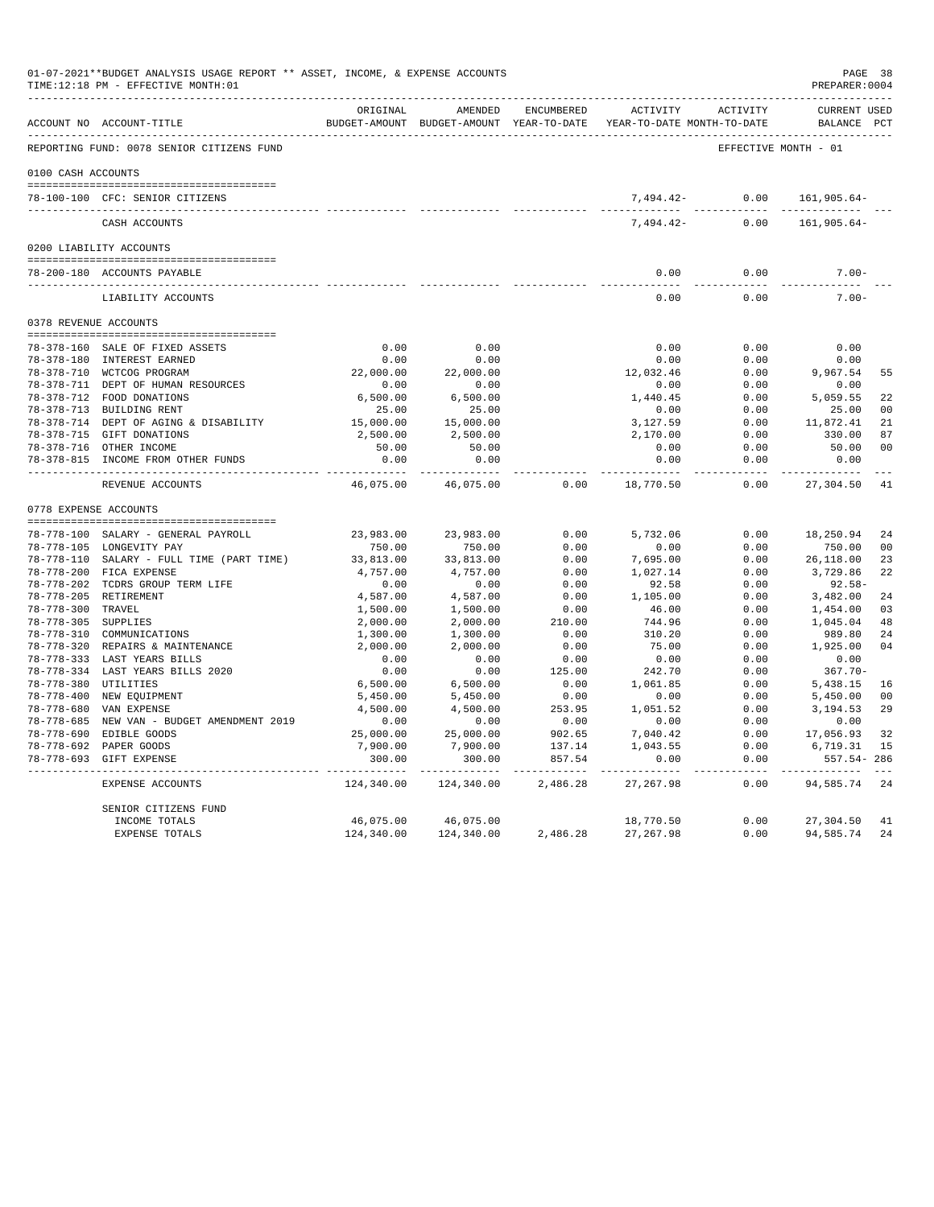01-07-2021**BUDGET ANALYSIS USAGE REPORT ** ASSET, INCOME, & EXPENSE ACCOUNTS
TIME:12:18 PM - EFFECTIVE MONTH:01

PREPARER:0004

| ACCOUNT NO | ACCOUNT-TITLE | ORIGINAL BUDGET-AMOUNT | AMENDED BUDGET-AMOUNT | ENCUMBERED YEAR-TO-DATE | ACTIVITY YEAR-TO-DATE | ACTIVITY MONTH-TO-DATE | CURRENT USED BALANCE | PCT |
|---|---|---|---|---|---|---|---|---|
| REPORTING FUND: 0078 SENIOR CITIZENS FUND | | | | | | | EFFECTIVE MONTH - 01 | |
| 0100 CASH ACCOUNTS | | | | | | | | |
| 78-100-100 | CFC: SENIOR CITIZENS | | | | 7,494.42- | 0.00 | 161,905.64- | |
| | CASH ACCOUNTS | | | | 7,494.42- | 0.00 | 161,905.64- | |
| 0200 LIABILITY ACCOUNTS | | | | | | | | |
| 78-200-180 | ACCOUNTS PAYABLE | | | | 0.00 | 0.00 | 7.00- | |
| | LIABILITY ACCOUNTS | | | | 0.00 | 0.00 | 7.00- | |
| 0378 REVENUE ACCOUNTS | | | | | | | | |
| 78-378-160 | SALE OF FIXED ASSETS | 0.00 | 0.00 | | 0.00 | 0.00 | 0.00 | |
| 78-378-180 | INTEREST EARNED | 0.00 | 0.00 | | 0.00 | 0.00 | 0.00 | |
| 78-378-710 | WCTCOG PROGRAM | 22,000.00 | 22,000.00 | | 12,032.46 | 0.00 | 9,967.54 | 55 |
| 78-378-711 | DEPT OF HUMAN RESOURCES | 0.00 | 0.00 | | 0.00 | 0.00 | 0.00 | |
| 78-378-712 | FOOD DONATIONS | 6,500.00 | 6,500.00 | | 1,440.45 | 0.00 | 5,059.55 | 22 |
| 78-378-713 | BUILDING RENT | 25.00 | 25.00 | | 0.00 | 0.00 | 25.00 | 00 |
| 78-378-714 | DEPT OF AGING & DISABILITY | 15,000.00 | 15,000.00 | | 3,127.59 | 0.00 | 11,872.41 | 21 |
| 78-378-715 | GIFT DONATIONS | 2,500.00 | 2,500.00 | | 2,170.00 | 0.00 | 330.00 | 87 |
| 78-378-716 | OTHER INCOME | 50.00 | 50.00 | | 0.00 | 0.00 | 50.00 | 00 |
| 78-378-815 | INCOME FROM OTHER FUNDS | 0.00 | 0.00 | | 0.00 | 0.00 | 0.00 | |
| | REVENUE ACCOUNTS | 46,075.00 | 46,075.00 | 0.00 | 18,770.50 | 0.00 | 27,304.50 | 41 |
| 0778 EXPENSE ACCOUNTS | | | | | | | | |
| 78-778-100 | SALARY - GENERAL PAYROLL | 23,983.00 | 23,983.00 | 0.00 | 5,732.06 | 0.00 | 18,250.94 | 24 |
| 78-778-105 | LONGEVITY PAY | 750.00 | 750.00 | 0.00 | 0.00 | 0.00 | 750.00 | 00 |
| 78-778-110 | SALARY - FULL TIME (PART TIME) | 33,813.00 | 33,813.00 | 0.00 | 7,695.00 | 0.00 | 26,118.00 | 23 |
| 78-778-200 | FICA EXPENSE | 4,757.00 | 4,757.00 | 0.00 | 1,027.14 | 0.00 | 3,729.86 | 22 |
| 78-778-202 | TCDRS GROUP TERM LIFE | 0.00 | 0.00 | 0.00 | 92.58 | 0.00 | 92.58- | |
| 78-778-205 | RETIREMENT | 4,587.00 | 4,587.00 | 0.00 | 1,105.00 | 0.00 | 3,482.00 | 24 |
| 78-778-300 | TRAVEL | 1,500.00 | 1,500.00 | 0.00 | 46.00 | 0.00 | 1,454.00 | 03 |
| 78-778-305 | SUPPLIES | 2,000.00 | 2,000.00 | 210.00 | 744.96 | 0.00 | 1,045.04 | 48 |
| 78-778-310 | COMMUNICATIONS | 1,300.00 | 1,300.00 | 0.00 | 310.20 | 0.00 | 989.80 | 24 |
| 78-778-320 | REPAIRS & MAINTENANCE | 2,000.00 | 2,000.00 | 0.00 | 75.00 | 0.00 | 1,925.00 | 04 |
| 78-778-333 | LAST YEARS BILLS | 0.00 | 0.00 | 0.00 | 0.00 | 0.00 | 0.00 | |
| 78-778-334 | LAST YEARS BILLS 2020 | 0.00 | 0.00 | 125.00 | 242.70 | 0.00 | 367.70- | |
| 78-778-380 | UTILITIES | 6,500.00 | 6,500.00 | 0.00 | 1,061.85 | 0.00 | 5,438.15 | 16 |
| 78-778-400 | NEW EQUIPMENT | 5,450.00 | 5,450.00 | 0.00 | 0.00 | 0.00 | 5,450.00 | 00 |
| 78-778-680 | VAN EXPENSE | 4,500.00 | 4,500.00 | 253.95 | 1,051.52 | 0.00 | 3,194.53 | 29 |
| 78-778-685 | NEW VAN - BUDGET AMENDMENT 2019 | 0.00 | 0.00 | 0.00 | 0.00 | 0.00 | 0.00 | |
| 78-778-690 | EDIBLE GOODS | 25,000.00 | 25,000.00 | 902.65 | 7,040.42 | 0.00 | 17,056.93 | 32 |
| 78-778-692 | PAPER GOODS | 7,900.00 | 7,900.00 | 137.14 | 1,043.55 | 0.00 | 6,719.31 | 15 |
| 78-778-693 | GIFT EXPENSE | 300.00 | 300.00 | 857.54 | 0.00 | 0.00 | 557.54- | 286 |
| | EXPENSE ACCOUNTS | 124,340.00 | 124,340.00 | 2,486.28 | 27,267.98 | 0.00 | 94,585.74 | 24 |
| | SENIOR CITIZENS FUND | | | | | | | |
| | INCOME TOTALS | 46,075.00 | 46,075.00 | | 18,770.50 | 0.00 | 27,304.50 | 41 |
| | EXPENSE TOTALS | 124,340.00 | 124,340.00 | 2,486.28 | 27,267.98 | 0.00 | 94,585.74 | 24 |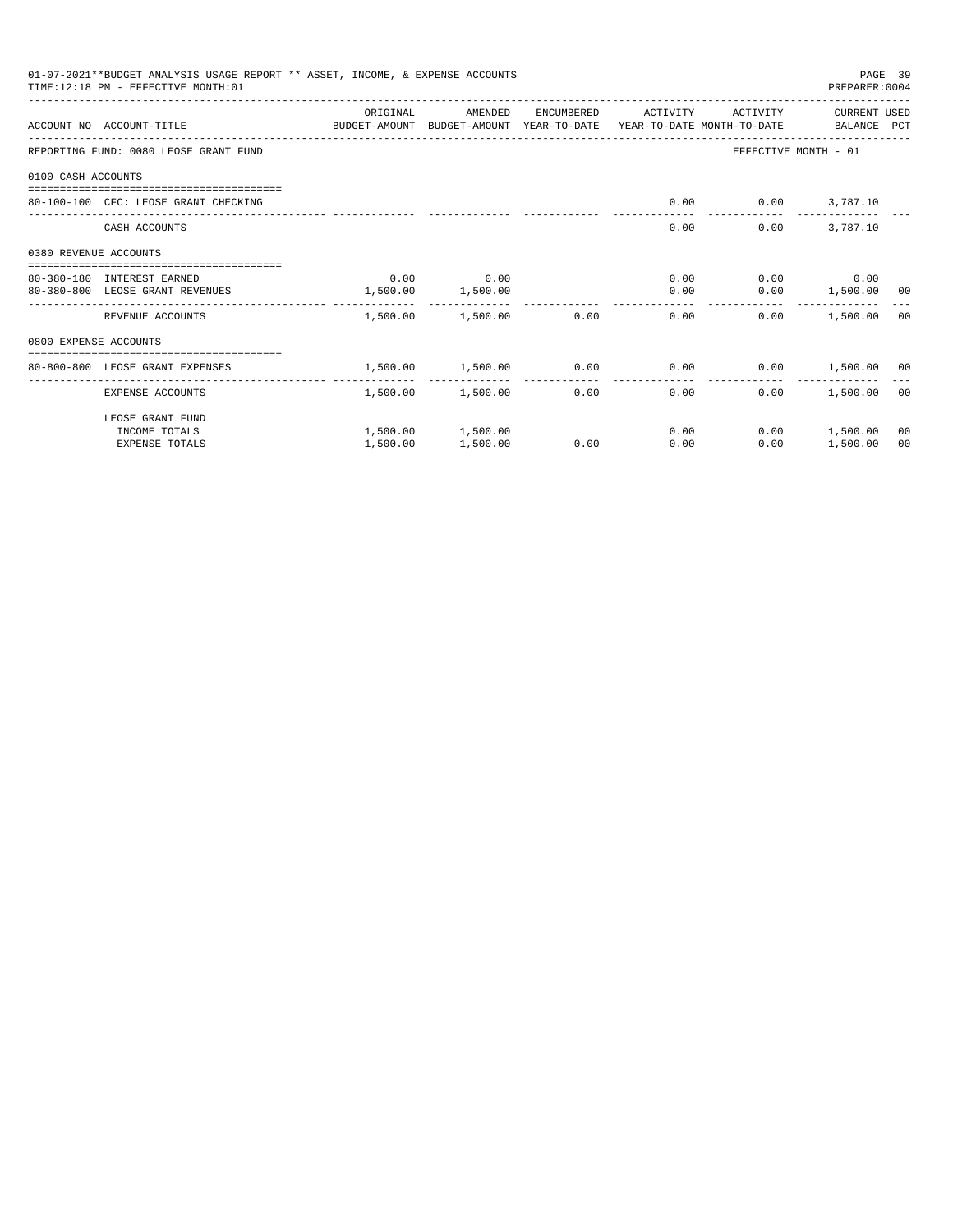01-07-2021**BUDGET ANALYSIS USAGE REPORT ** ASSET, INCOME, & EXPENSE ACCOUNTS

TIME:12:18 PM - EFFECTIVE MONTH:01

PREPARER:0004

| ACCOUNT NO | ACCOUNT-TITLE | ORIGINAL BUDGET-AMOUNT | AMENDED BUDGET-AMOUNT | ENCUMBERED YEAR-TO-DATE | ACTIVITY YEAR-TO-DATE | ACTIVITY MONTH-TO-DATE | CURRENT USED BALANCE | PCT |
|---|---|---|---|---|---|---|---|---|
| REPORTING FUND: 0080 LEOSE GRANT FUND | | | | | | | EFFECTIVE MONTH - 01 | |
| 0100 CASH ACCOUNTS | | | | | | | | |
| 80-100-100 | CFC: LEOSE GRANT CHECKING | | | | 0.00 | 0.00 | 3,787.10 | |
| | CASH ACCOUNTS | | | | 0.00 | 0.00 | 3,787.10 | |
| 0380 REVENUE ACCOUNTS | | | | | | | | |
| 80-380-180 | INTEREST EARNED | 0.00 | 0.00 | | 0.00 | 0.00 | 0.00 | |
| 80-380-800 | LEOSE GRANT REVENUES | 1,500.00 | 1,500.00 | | 0.00 | 0.00 | 1,500.00 | 00 |
| | REVENUE ACCOUNTS | 1,500.00 | 1,500.00 | 0.00 | 0.00 | 0.00 | 1,500.00 | 00 |
| 0800 EXPENSE ACCOUNTS | | | | | | | | |
| 80-800-800 | LEOSE GRANT EXPENSES | 1,500.00 | 1,500.00 | 0.00 | 0.00 | 0.00 | 1,500.00 | 00 |
| | EXPENSE ACCOUNTS | 1,500.00 | 1,500.00 | 0.00 | 0.00 | 0.00 | 1,500.00 | 00 |
| | LEOSE GRANT FUND | | | | | | | |
| | INCOME TOTALS | 1,500.00 | 1,500.00 | | 0.00 | 0.00 | 1,500.00 | 00 |
| | EXPENSE TOTALS | 1,500.00 | 1,500.00 | 0.00 | 0.00 | 0.00 | 1,500.00 | 00 |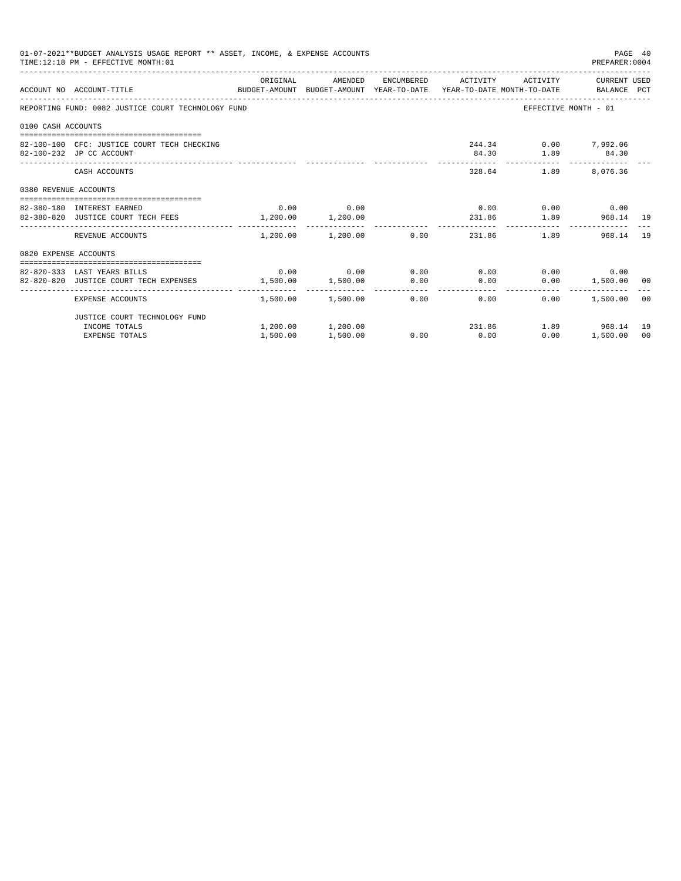01-07-2021**BUDGET ANALYSIS USAGE REPORT ** ASSET, INCOME, & EXPENSE ACCOUNTS
TIME:12:18 PM - EFFECTIVE MONTH:01

PREPARER:0004

| ACCOUNT NO | ACCOUNT-TITLE | ORIGINAL BUDGET-AMOUNT | AMENDED BUDGET-AMOUNT | ENCUMBERED YEAR-TO-DATE | ACTIVITY YEAR-TO-DATE | ACTIVITY MONTH-TO-DATE | CURRENT USED BALANCE | PCT |
|---|---|---|---|---|---|---|---|---|
| REPORTING FUND: 0082 JUSTICE COURT TECHNOLOGY FUND | | | | | | EFFECTIVE MONTH - 01 | | |
| 0100 CASH ACCOUNTS | | | | | | | | |
| 82-100-100 | CFC: JUSTICE COURT TECH CHECKING | | | | 244.34 | 0.00 | 7,992.06 | |
| 82-100-232 | JP CC ACCOUNT | | | | 84.30 | 1.89 | 84.30 | |
| | CASH ACCOUNTS | | | | 328.64 | 1.89 | 8,076.36 | |
| 0380 REVENUE ACCOUNTS | | | | | | | | |
| 82-380-180 | INTEREST EARNED | 0.00 | 0.00 | | 0.00 | 0.00 | 0.00 | |
| 82-380-820 | JUSTICE COURT TECH FEES | 1,200.00 | 1,200.00 | | 231.86 | 1.89 | 968.14 | 19 |
| | REVENUE ACCOUNTS | 1,200.00 | 1,200.00 | 0.00 | 231.86 | 1.89 | 968.14 | 19 |
| 0820 EXPENSE ACCOUNTS | | | | | | | | |
| 82-820-333 | LAST YEARS BILLS | 0.00 | 0.00 | 0.00 | 0.00 | 0.00 | 0.00 | |
| 82-820-820 | JUSTICE COURT TECH EXPENSES | 1,500.00 | 1,500.00 | 0.00 | 0.00 | 0.00 | 1,500.00 | 00 |
| | EXPENSE ACCOUNTS | 1,500.00 | 1,500.00 | 0.00 | 0.00 | 0.00 | 1,500.00 | 00 |
| | JUSTICE COURT TECHNOLOGY FUND | | | | | | | |
| | INCOME TOTALS | 1,200.00 | 1,200.00 | | 231.86 | 1.89 | 968.14 | 19 |
| | EXPENSE TOTALS | 1,500.00 | 1,500.00 | 0.00 | 0.00 | 0.00 | 1,500.00 | 00 |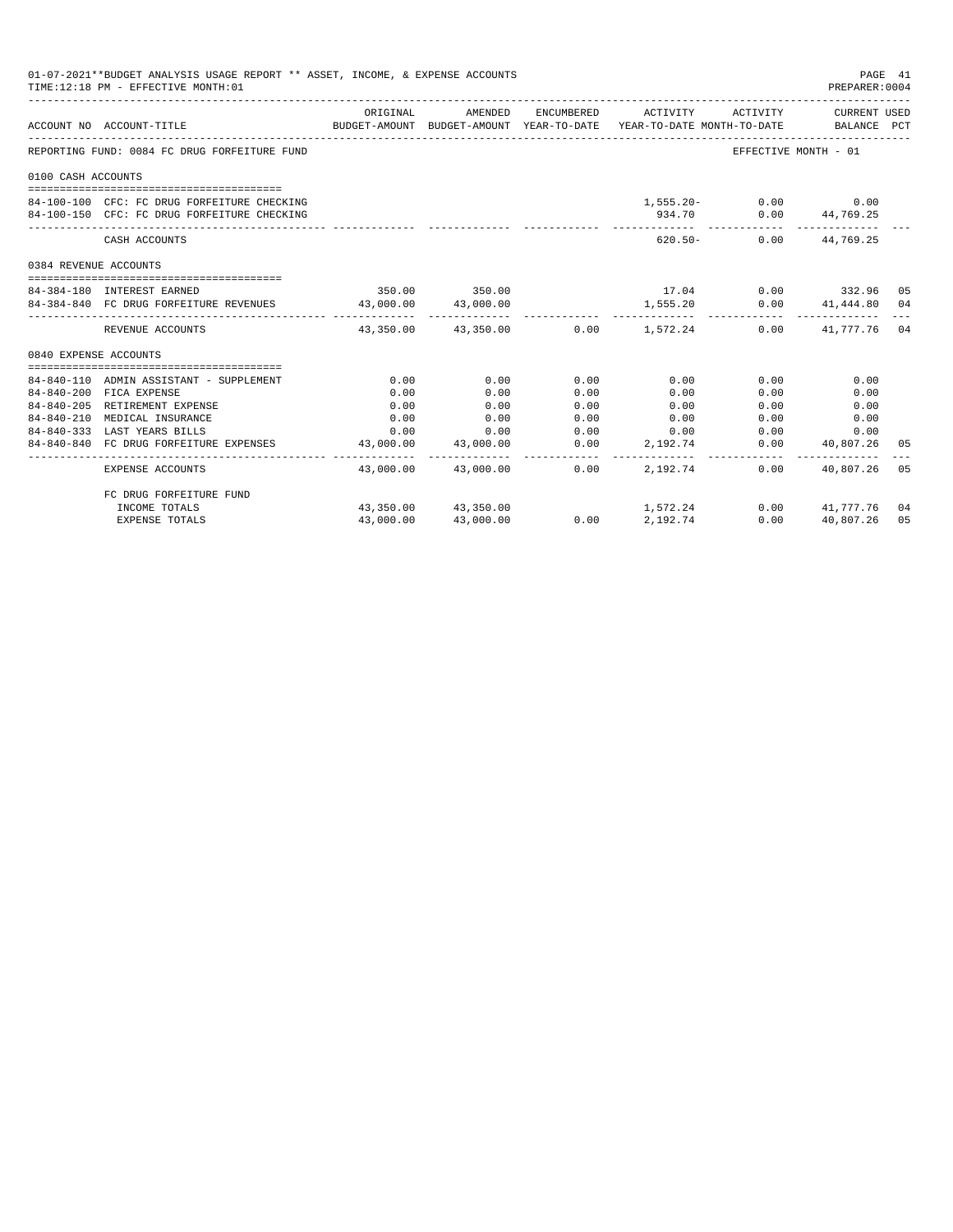01-07-2021**BUDGET ANALYSIS USAGE REPORT ** ASSET, INCOME, & EXPENSE ACCOUNTS
TIME:12:18 PM - EFFECTIVE MONTH:01

| ACCOUNT NO | ACCOUNT-TITLE | ORIGINAL BUDGET-AMOUNT | AMENDED BUDGET-AMOUNT | ENCUMBERED YEAR-TO-DATE | ACTIVITY YEAR-TO-DATE | ACTIVITY MONTH-TO-DATE | CURRENT USED BALANCE | PCT |
|---|---|---|---|---|---|---|---|---|
| REPORTING FUND: 0084 FC DRUG FORFEITURE FUND | | | | | | | EFFECTIVE MONTH - 01 | |
| 0100 CASH ACCOUNTS | | | | | | | | |
| 84-100-100 | CFC: FC DRUG FORFEITURE CHECKING | | | | 1,555.20- | 0.00 | 0.00 | |
| 84-100-150 | CFC: FC DRUG FORFEITURE CHECKING | | | | 934.70 | 0.00 | 44,769.25 | |
| | CASH ACCOUNTS | | | | 620.50- | 0.00 | 44,769.25 | |
| 0384 REVENUE ACCOUNTS | | | | | | | | |
| 84-384-180 | INTEREST EARNED | 350.00 | 350.00 | | 17.04 | 0.00 | 332.96 | 05 |
| 84-384-840 | FC DRUG FORFEITURE REVENUES | 43,000.00 | 43,000.00 | | 1,555.20 | 0.00 | 41,444.80 | 04 |
| | REVENUE ACCOUNTS | 43,350.00 | 43,350.00 | 0.00 | 1,572.24 | 0.00 | 41,777.76 | 04 |
| 0840 EXPENSE ACCOUNTS | | | | | | | | |
| 84-840-110 | ADMIN ASSISTANT - SUPPLEMENT | 0.00 | 0.00 | 0.00 | 0.00 | 0.00 | 0.00 | |
| 84-840-200 | FICA EXPENSE | 0.00 | 0.00 | 0.00 | 0.00 | 0.00 | 0.00 | |
| 84-840-205 | RETIREMENT EXPENSE | 0.00 | 0.00 | 0.00 | 0.00 | 0.00 | 0.00 | |
| 84-840-210 | MEDICAL INSURANCE | 0.00 | 0.00 | 0.00 | 0.00 | 0.00 | 0.00 | |
| 84-840-333 | LAST YEARS BILLS | 0.00 | 0.00 | 0.00 | 0.00 | 0.00 | 0.00 | |
| 84-840-840 | FC DRUG FORFEITURE EXPENSES | 43,000.00 | 43,000.00 | 0.00 | 2,192.74 | 0.00 | 40,807.26 | 05 |
| | EXPENSE ACCOUNTS | 43,000.00 | 43,000.00 | 0.00 | 2,192.74 | 0.00 | 40,807.26 | 05 |
| | FC DRUG FORFEITURE FUND | | | | | | | |
| | INCOME TOTALS | 43,350.00 | 43,350.00 | | 1,572.24 | 0.00 | 41,777.76 | 04 |
| | EXPENSE TOTALS | 43,000.00 | 43,000.00 | 0.00 | 2,192.74 | 0.00 | 40,807.26 | 05 |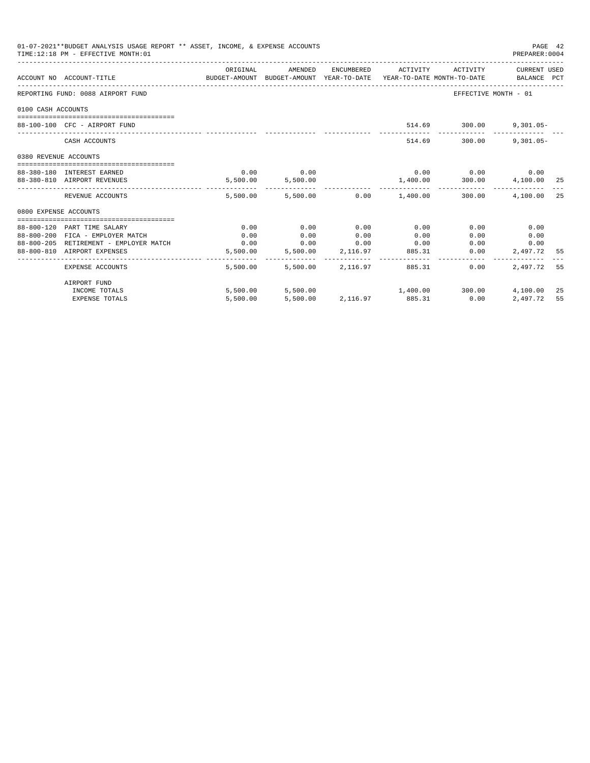01-07-2021**BUDGET ANALYSIS USAGE REPORT ** ASSET, INCOME, & EXPENSE ACCOUNTS

TIME:12:18 PM - EFFECTIVE MONTH:01

PREPARER:0004

| ACCOUNT NO | ACCOUNT-TITLE | ORIGINAL BUDGET-AMOUNT | AMENDED BUDGET-AMOUNT | ENCUMBERED YEAR-TO-DATE | ACTIVITY YEAR-TO-DATE | ACTIVITY MONTH-TO-DATE | CURRENT USED BALANCE | PCT |
|---|---|---|---|---|---|---|---|---|
| REPORTING FUND: 0088 AIRPORT FUND | | | | | | EFFECTIVE MONTH - 01 | | |
| 0100 CASH ACCOUNTS | | | | | | | | |
| 88-100-100 | CFC - AIRPORT FUND | | | | 514.69 | 300.00 | 9,301.05- | |
| | CASH ACCOUNTS | | | | 514.69 | 300.00 | 9,301.05- | |
| 0380 REVENUE ACCOUNTS | | | | | | | | |
| 88-380-180 | INTEREST EARNED | 0.00 | 0.00 | | 0.00 | 0.00 | 0.00 | |
| 88-380-810 | AIRPORT REVENUES | 5,500.00 | 5,500.00 | | 1,400.00 | 300.00 | 4,100.00 | 25 |
| | REVENUE ACCOUNTS | 5,500.00 | 5,500.00 | 0.00 | 1,400.00 | 300.00 | 4,100.00 | 25 |
| 0800 EXPENSE ACCOUNTS | | | | | | | | |
| 88-800-120 | PART TIME SALARY | 0.00 | 0.00 | 0.00 | 0.00 | 0.00 | 0.00 | |
| 88-800-200 | FICA - EMPLOYER MATCH | 0.00 | 0.00 | 0.00 | 0.00 | 0.00 | 0.00 | |
| 88-800-205 | RETIREMENT - EMPLOYER MATCH | 0.00 | 0.00 | 0.00 | 0.00 | 0.00 | 0.00 | |
| 88-800-810 | AIRPORT EXPENSES | 5,500.00 | 5,500.00 | 2,116.97 | 885.31 | 0.00 | 2,497.72 | 55 |
| | EXPENSE ACCOUNTS | 5,500.00 | 5,500.00 | 2,116.97 | 885.31 | 0.00 | 2,497.72 | 55 |
| | AIRPORT FUND | | | | | | | |
| | INCOME TOTALS | 5,500.00 | 5,500.00 | | 1,400.00 | 300.00 | 4,100.00 | 25 |
| | EXPENSE TOTALS | 5,500.00 | 5,500.00 | 2,116.97 | 885.31 | 0.00 | 2,497.72 | 55 |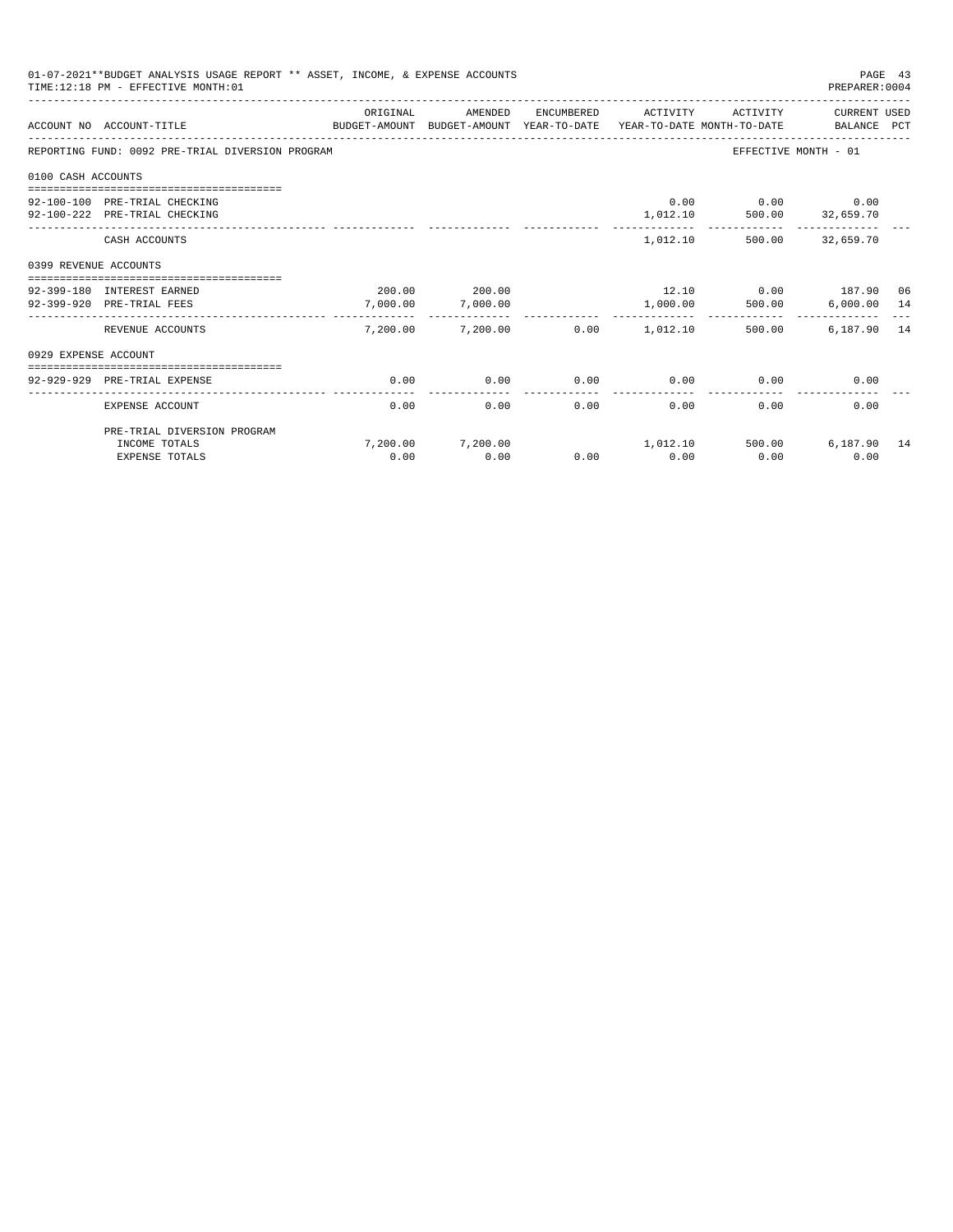01-07-2021**BUDGET ANALYSIS USAGE REPORT ** ASSET, INCOME, & EXPENSE ACCOUNTS

TIME:12:18 PM - EFFECTIVE MONTH:01

PREPARER:0004

| ACCOUNT NO | ACCOUNT-TITLE | ORIGINAL BUDGET-AMOUNT | AMENDED BUDGET-AMOUNT | ENCUMBERED YEAR-TO-DATE | ACTIVITY YEAR-TO-DATE | ACTIVITY MONTH-TO-DATE | CURRENT USED BALANCE | PCT |
|---|---|---|---|---|---|---|---|---|
| REPORTING FUND: 0092 PRE-TRIAL DIVERSION PROGRAM | | | | | | | EFFECTIVE MONTH - 01 | |
| 0100 CASH ACCOUNTS | | | | | | | | |
| 92-100-100 | PRE-TRIAL CHECKING | | | | 0.00 | 0.00 | 0.00 | |
| 92-100-222 | PRE-TRIAL CHECKING | | | | 1,012.10 | 500.00 | 32,659.70 | |
| | CASH ACCOUNTS | | | | 1,012.10 | 500.00 | 32,659.70 | |
| 0399 REVENUE ACCOUNTS | | | | | | | | |
| 92-399-180 | INTEREST EARNED | 200.00 | 200.00 | | 12.10 | 0.00 | 187.90 | 06 |
| 92-399-920 | PRE-TRIAL FEES | 7,000.00 | 7,000.00 | | 1,000.00 | 500.00 | 6,000.00 | 14 |
| | REVENUE ACCOUNTS | 7,200.00 | 7,200.00 | 0.00 | 1,012.10 | 500.00 | 6,187.90 | 14 |
| 0929 EXPENSE ACCOUNT | | | | | | | | |
| 92-929-929 | PRE-TRIAL EXPENSE | 0.00 | 0.00 | 0.00 | 0.00 | 0.00 | 0.00 | |
| | EXPENSE ACCOUNT | 0.00 | 0.00 | 0.00 | 0.00 | 0.00 | 0.00 | |
| | PRE-TRIAL DIVERSION PROGRAM | | | | | | | |
| | INCOME TOTALS | 7,200.00 | 7,200.00 | | 1,012.10 | 500.00 | 6,187.90 | 14 |
| | EXPENSE TOTALS | 0.00 | 0.00 | 0.00 | 0.00 | 0.00 | 0.00 | |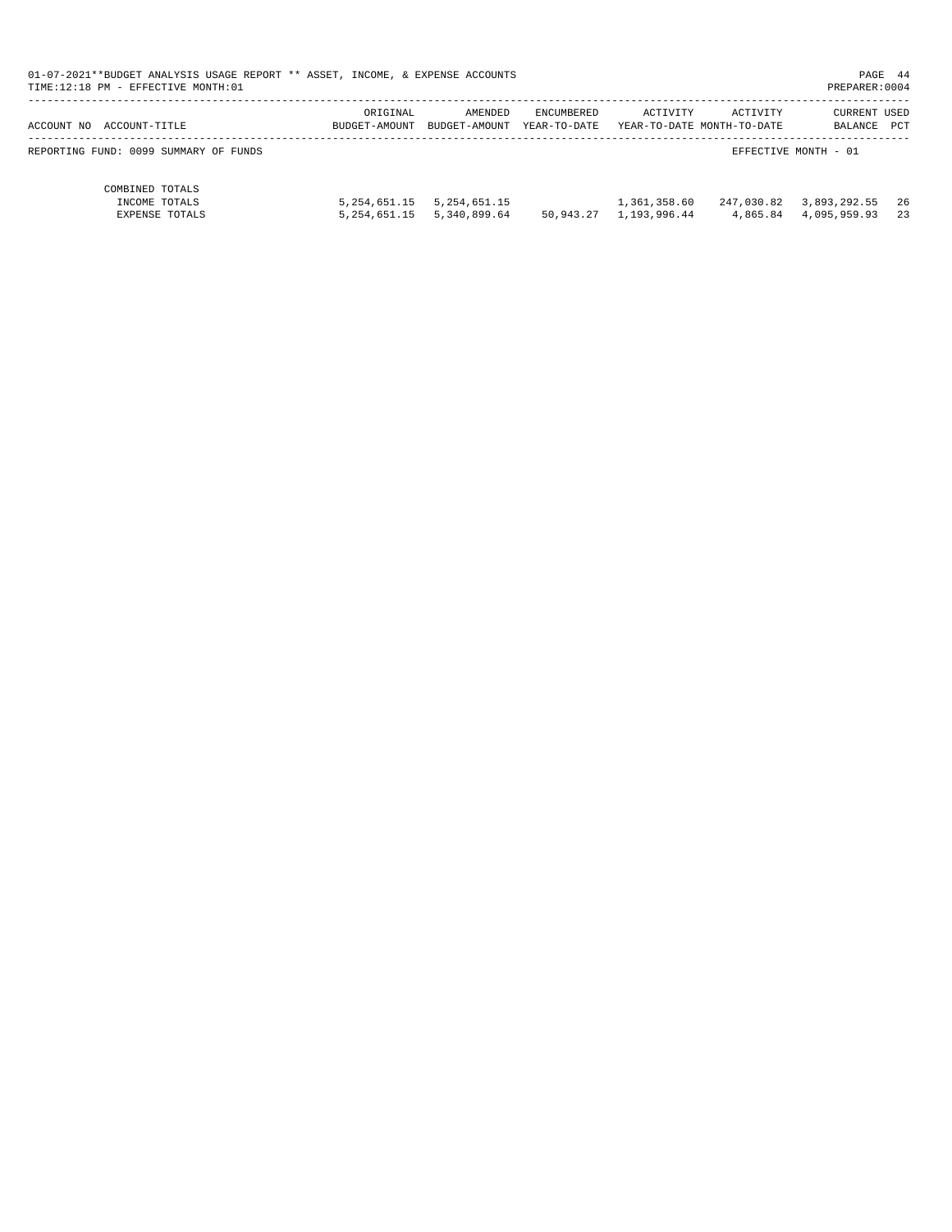01-07-2021**BUDGET ANALYSIS USAGE REPORT ** ASSET, INCOME, & EXPENSE ACCOUNTS

TIME:12:18 PM - EFFECTIVE MONTH:01

PREPARER:0004

| ACCOUNT NO ACCOUNT-TITLE | ORIGINAL BUDGET-AMOUNT | AMENDED BUDGET-AMOUNT | ENCUMBERED YEAR-TO-DATE | ACTIVITY YEAR-TO-DATE | ACTIVITY MONTH-TO-DATE | CURRENT BALANCE | USED PCT |
|---|---|---|---|---|---|---|---|
| REPORTING FUND: 0099 SUMMARY OF FUNDS | | | | | EFFECTIVE MONTH - 01 | | |
| COMBINED TOTALS | | | | | | | |
| INCOME TOTALS | 5,254,651.15 | 5,254,651.15 | | 1,361,358.60 | 247,030.82 | 3,893,292.55 | 26 |
| EXPENSE TOTALS | 5,254,651.15 | 5,340,899.64 | 50,943.27 | 1,193,996.44 | 4,865.84 | 4,095,959.93 | 23 |